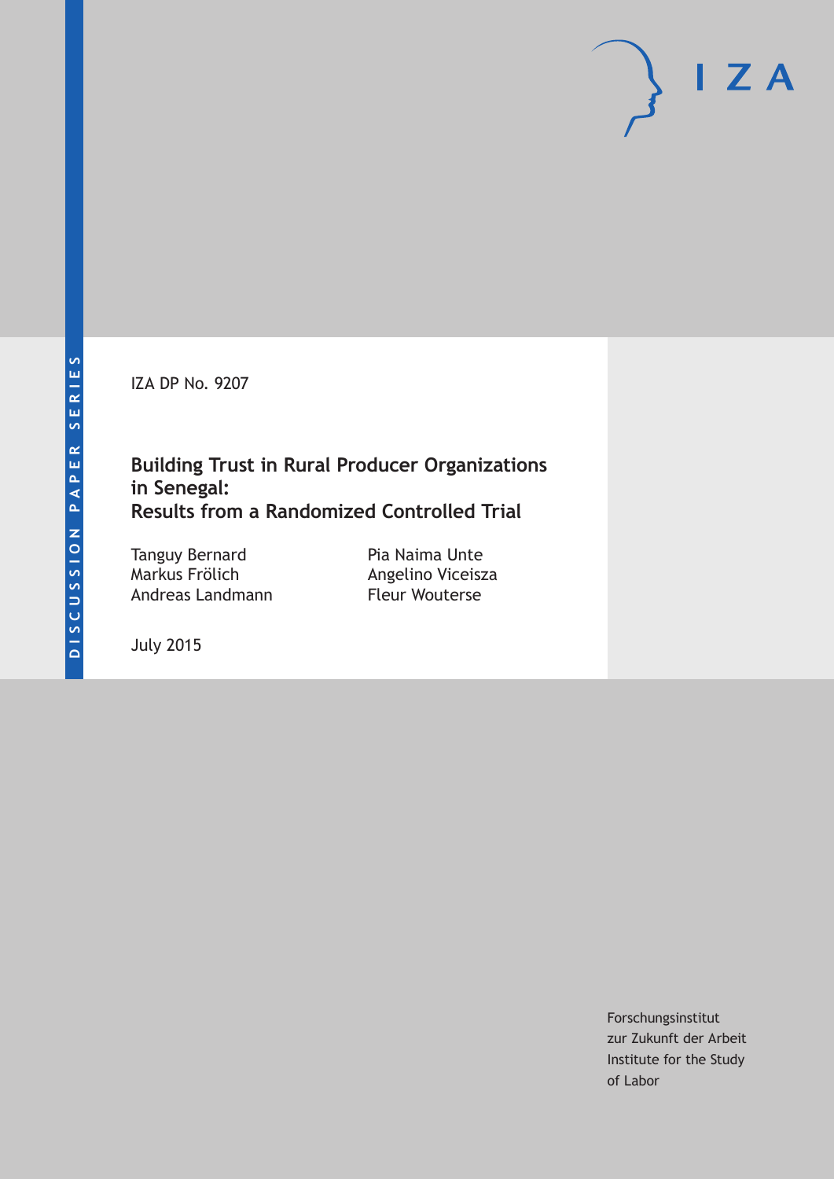DISCUSSION PAPER SERIES

IZA DP No. 9207

# Building Trust in Rural Producer Organizations in Senegal: Results from a Randomized Controlled Trial

Tanguy Bernard
Markus Frölich
Andreas Landmann
Pia Naima Unte
Angelino Viceisza
Fleur Wouterse

July 2015

Forschungsinstitut
zur Zukunft der Arbeit
Institute for the Study
of Labor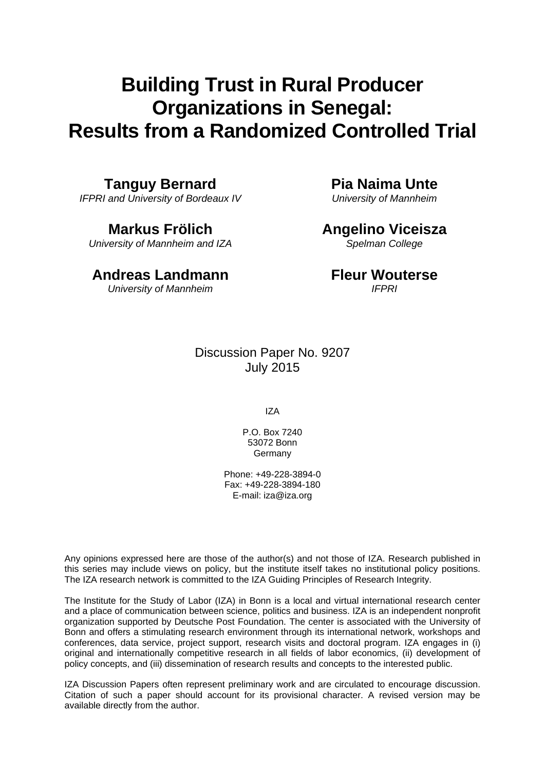# Building Trust in Rural Producer Organizations in Senegal: Results from a Randomized Controlled Trial

**Tanguy Bernard**
*IFPRI and University of Bordeaux IV*

**Markus Frölich**
*University of Mannheim and IZA*

**Andreas Landmann**
*University of Mannheim*

**Pia Naima Unte**
*University of Mannheim*

**Angelino Viceisza**
*Spelman College*

**Fleur Wouterse**
*IFPRI*

Discussion Paper No. 9207
July 2015

IZA

P.O. Box 7240
53072 Bonn
Germany

Phone: +49-228-3894-0
Fax: +49-228-3894-180
E-mail: iza@iza.org

Any opinions expressed here are those of the author(s) and not those of IZA. Research published in this series may include views on policy, but the institute itself takes no institutional policy positions. The IZA research network is committed to the IZA Guiding Principles of Research Integrity.

The Institute for the Study of Labor (IZA) in Bonn is a local and virtual international research center and a place of communication between science, politics and business. IZA is an independent nonprofit organization supported by Deutsche Post Foundation. The center is associated with the University of Bonn and offers a stimulating research environment through its international network, workshops and conferences, data service, project support, research visits and doctoral program. IZA engages in (i) original and internationally competitive research in all fields of labor economics, (ii) development of policy concepts, and (iii) dissemination of research results and concepts to the interested public.

IZA Discussion Papers often represent preliminary work and are circulated to encourage discussion. Citation of such a paper should account for its provisional character. A revised version may be available directly from the author.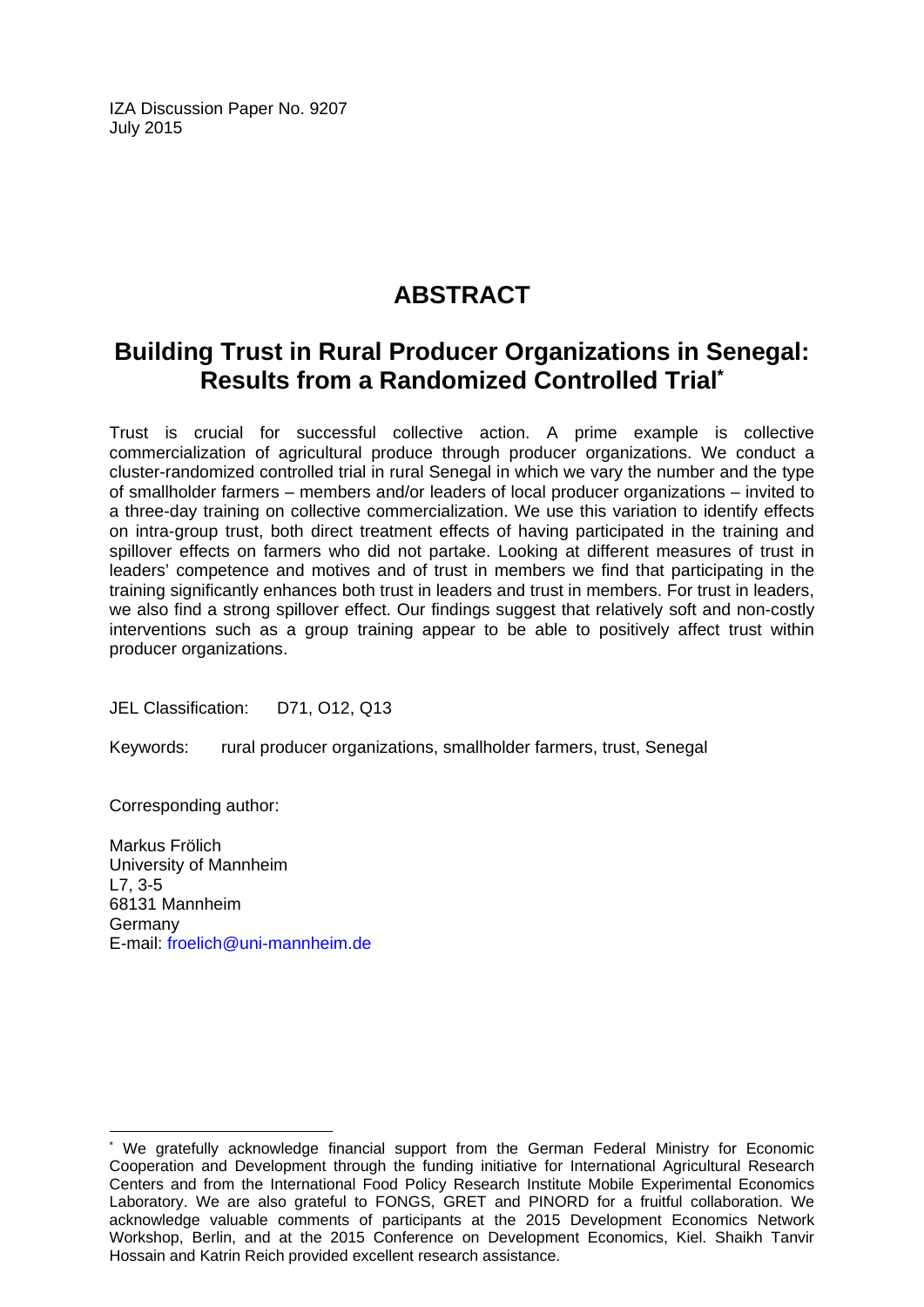IZA Discussion Paper No. 9207
July 2015

# ABSTRACT

## Building Trust in Rural Producer Organizations in Senegal: Results from a Randomized Controlled Trial*

Trust is crucial for successful collective action. A prime example is collective commercialization of agricultural produce through producer organizations. We conduct a cluster-randomized controlled trial in rural Senegal in which we vary the number and the type of smallholder farmers – members and/or leaders of local producer organizations – invited to a three-day training on collective commercialization. We use this variation to identify effects on intra-group trust, both direct treatment effects of having participated in the training and spillover effects on farmers who did not partake. Looking at different measures of trust in leaders' competence and motives and of trust in members we find that participating in the training significantly enhances both trust in leaders and trust in members. For trust in leaders, we also find a strong spillover effect. Our findings suggest that relatively soft and non-costly interventions such as a group training appear to be able to positively affect trust within producer organizations.

JEL Classification: D71, O12, Q13

Keywords: rural producer organizations, smallholder farmers, trust, Senegal

Corresponding author:

Markus Frölich
University of Mannheim
L7, 3-5
68131 Mannheim
Germany
E-mail: froelich@uni-mannheim.de

---

* We gratefully acknowledge financial support from the German Federal Ministry for Economic Cooperation and Development through the funding initiative for International Agricultural Research Centers and from the International Food Policy Research Institute Mobile Experimental Economics Laboratory. We are also grateful to FONGS, GRET and PINORD for a fruitful collaboration. We acknowledge valuable comments of participants at the 2015 Development Economics Network Workshop, Berlin, and at the 2015 Conference on Development Economics, Kiel. Shaikh Tanvir Hossain and Katrin Reich provided excellent research assistance.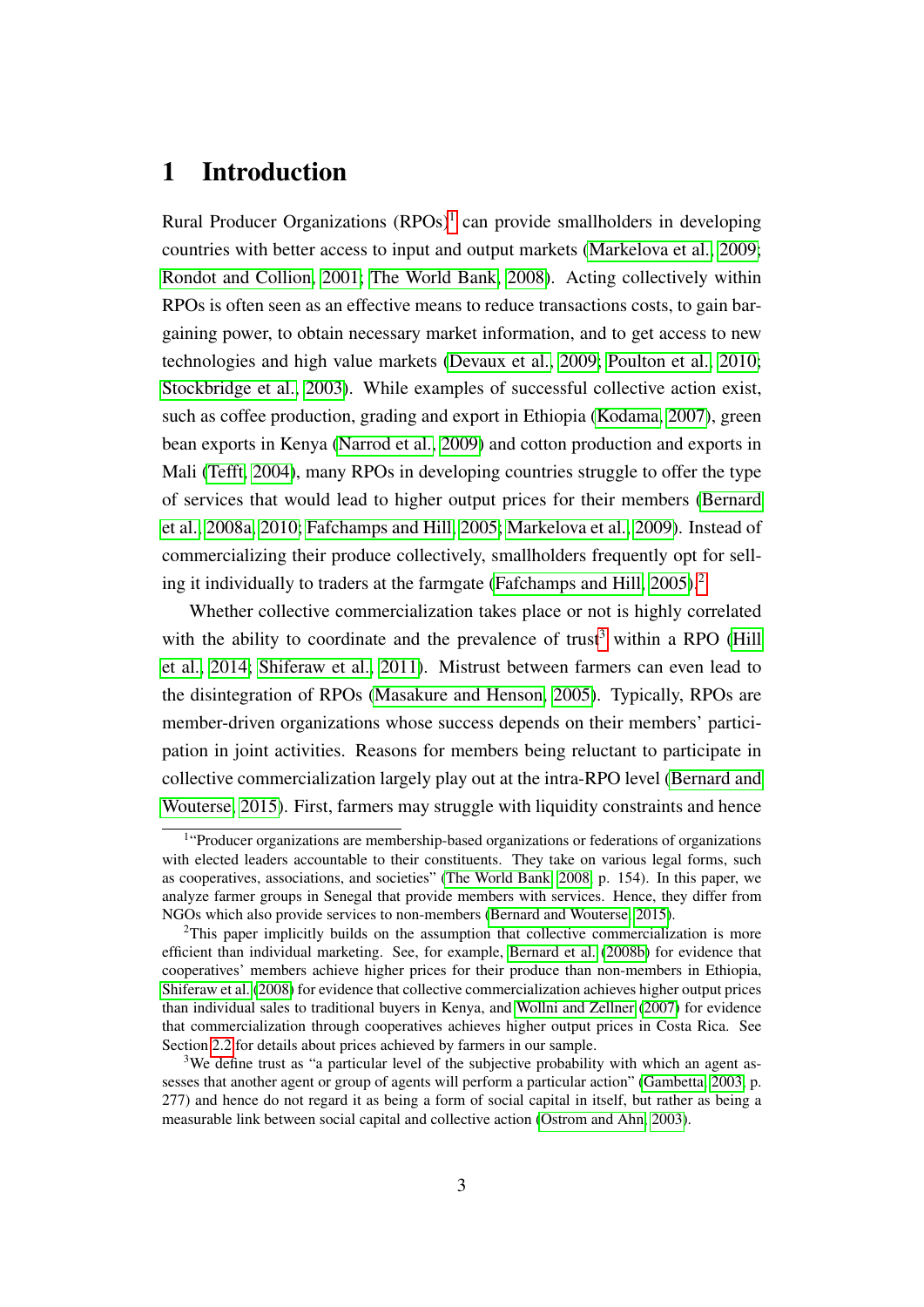# 1 Introduction

Rural Producer Organizations (RPOs)[1] can provide smallholders in developing countries with better access to input and output markets (Markelova et al., 2009; Rondot and Collion, 2001; The World Bank, 2008). Acting collectively within RPOs is often seen as an effective means to reduce transactions costs, to gain bargaining power, to obtain necessary market information, and to get access to new technologies and high value markets (Devaux et al., 2009; Poulton et al., 2010; Stockbridge et al., 2003). While examples of successful collective action exist, such as coffee production, grading and export in Ethiopia (Kodama, 2007), green bean exports in Kenya (Narrod et al., 2009) and cotton production and exports in Mali (Tefft, 2004), many RPOs in developing countries struggle to offer the type of services that would lead to higher output prices for their members (Bernard et al., 2008a, 2010; Fafchamps and Hill, 2005; Markelova et al., 2009). Instead of commercializing their produce collectively, smallholders frequently opt for selling it individually to traders at the farmgate (Fafchamps and Hill, 2005).[2]

Whether collective commercialization takes place or not is highly correlated with the ability to coordinate and the prevalence of trust[3] within a RPO (Hill et al., 2014; Shiferaw et al., 2011). Mistrust between farmers can even lead to the disintegration of RPOs (Masakure and Henson, 2005). Typically, RPOs are member-driven organizations whose success depends on their members' participation in joint activities. Reasons for members being reluctant to participate in collective commercialization largely play out at the intra-RPO level (Bernard and Wouterse, 2015). First, farmers may struggle with liquidity constraints and hence

[1] "Producer organizations are membership-based organizations or federations of organizations with elected leaders accountable to their constituents. They take on various legal forms, such as cooperatives, associations, and societies" (The World Bank, 2008, p. 154). In this paper, we analyze farmer groups in Senegal that provide members with services. Hence, they differ from NGOs which also provide services to non-members (Bernard and Wouterse, 2015).

[2] This paper implicitly builds on the assumption that collective commercialization is more efficient than individual marketing. See, for example, Bernard et al. (2008b) for evidence that cooperatives' members achieve higher prices for their produce than non-members in Ethiopia, Shiferaw et al. (2008) for evidence that collective commercialization achieves higher output prices than individual sales to traditional buyers in Kenya, and Wollni and Zellner (2007) for evidence that commercialization through cooperatives achieves higher output prices in Costa Rica. See Section 2.2 for details about prices achieved by farmers in our sample.

[3] We define trust as "a particular level of the subjective probability with which an agent assesses that another agent or group of agents will perform a particular action" (Gambetta, 2003, p. 277) and hence do not regard it as being a form of social capital in itself, but rather as being a measurable link between social capital and collective action (Ostrom and Ahn, 2003).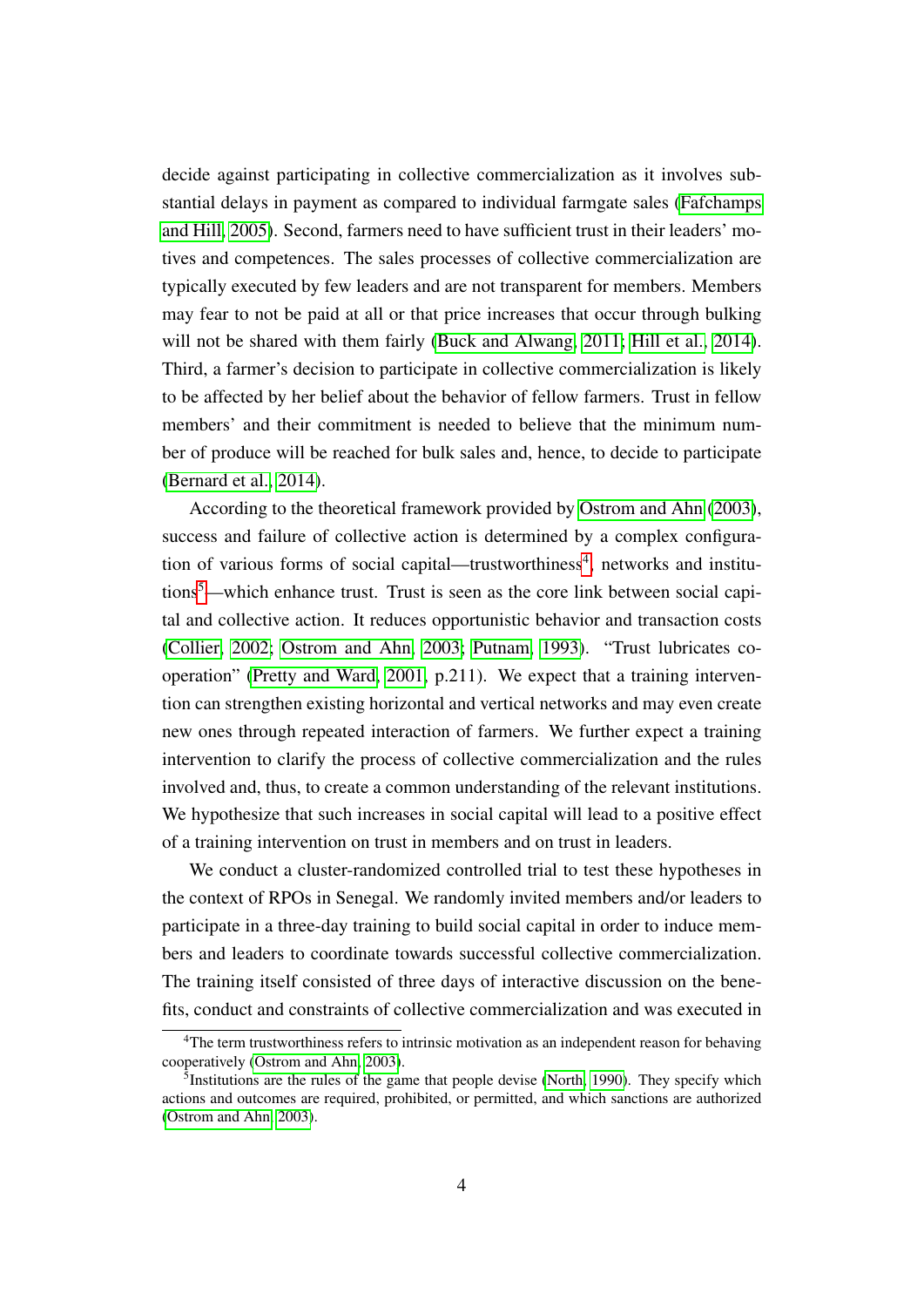decide against participating in collective commercialization as it involves substantial delays in payment as compared to individual farmgate sales (Fafchamps and Hill, 2005). Second, farmers need to have sufficient trust in their leaders' motives and competences. The sales processes of collective commercialization are typically executed by few leaders and are not transparent for members. Members may fear to not be paid at all or that price increases that occur through bulking will not be shared with them fairly (Buck and Alwang, 2011; Hill et al., 2014). Third, a farmer's decision to participate in collective commercialization is likely to be affected by her belief about the behavior of fellow farmers. Trust in fellow members' and their commitment is needed to believe that the minimum number of produce will be reached for bulk sales and, hence, to decide to participate (Bernard et al., 2014).

According to the theoretical framework provided by Ostrom and Ahn (2003), success and failure of collective action is determined by a complex configuration of various forms of social capital—trustworthiness[4], networks and institutions[5]—which enhance trust. Trust is seen as the core link between social capital and collective action. It reduces opportunistic behavior and transaction costs (Collier, 2002; Ostrom and Ahn, 2003; Putnam, 1993). "Trust lubricates cooperation" (Pretty and Ward, 2001, p.211). We expect that a training intervention can strengthen existing horizontal and vertical networks and may even create new ones through repeated interaction of farmers. We further expect a training intervention to clarify the process of collective commercialization and the rules involved and, thus, to create a common understanding of the relevant institutions. We hypothesize that such increases in social capital will lead to a positive effect of a training intervention on trust in members and on trust in leaders.

We conduct a cluster-randomized controlled trial to test these hypotheses in the context of RPOs in Senegal. We randomly invited members and/or leaders to participate in a three-day training to build social capital in order to induce members and leaders to coordinate towards successful collective commercialization. The training itself consisted of three days of interactive discussion on the benefits, conduct and constraints of collective commercialization and was executed in

[4] The term trustworthiness refers to intrinsic motivation as an independent reason for behaving cooperatively (Ostrom and Ahn, 2003).

[5] Institutions are the rules of the game that people devise (North, 1990). They specify which actions and outcomes are required, prohibited, or permitted, and which sanctions are authorized (Ostrom and Ahn, 2003).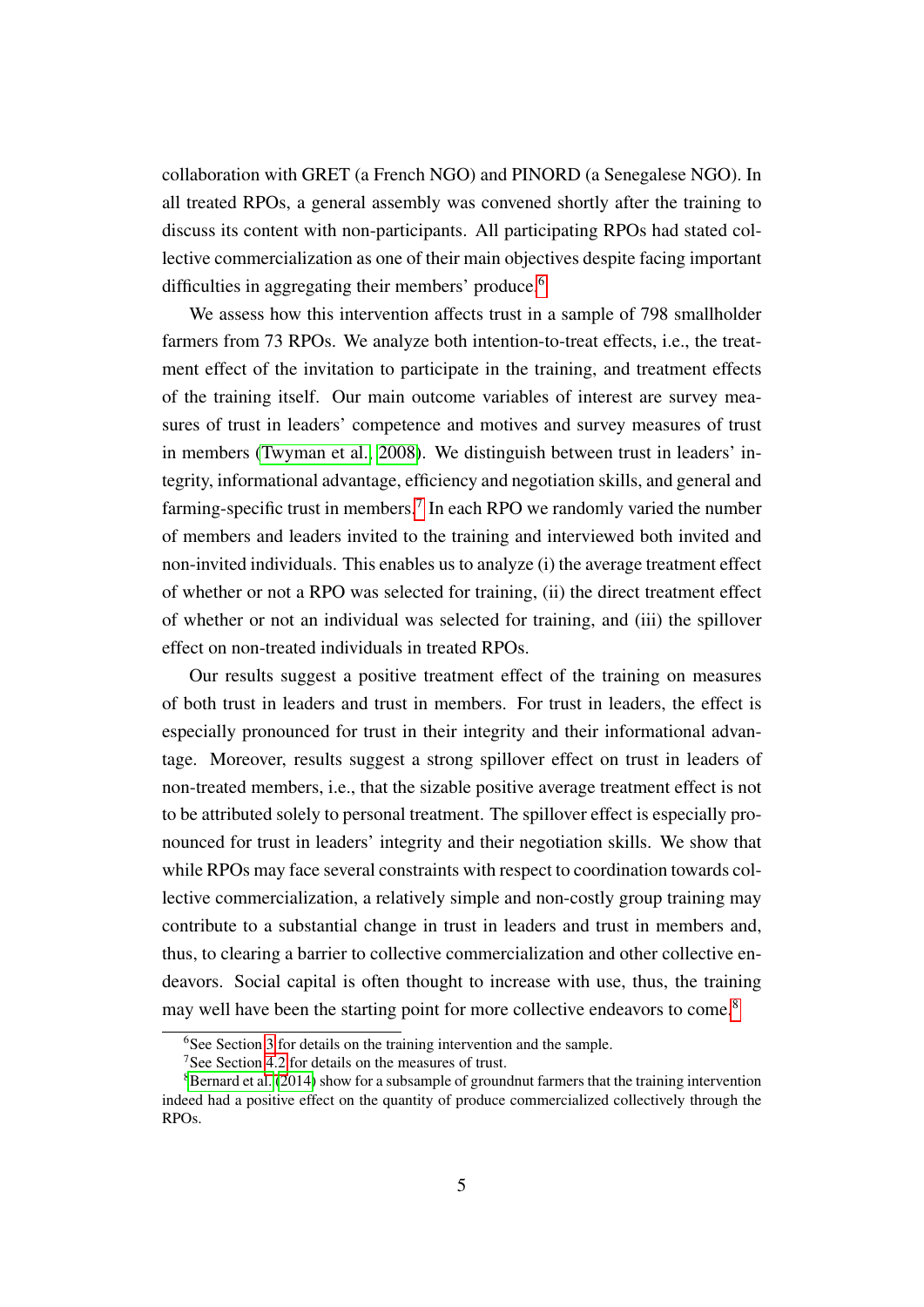collaboration with GRET (a French NGO) and PINORD (a Senegalese NGO). In all treated RPOs, a general assembly was convened shortly after the training to discuss its content with non-participants. All participating RPOs had stated collective commercialization as one of their main objectives despite facing important difficulties in aggregating their members' produce.[6]

We assess how this intervention affects trust in a sample of 798 smallholder farmers from 73 RPOs. We analyze both intention-to-treat effects, i.e., the treatment effect of the invitation to participate in the training, and treatment effects of the training itself. Our main outcome variables of interest are survey measures of trust in leaders' competence and motives and survey measures of trust in members (Twyman et al., 2008). We distinguish between trust in leaders' integrity, informational advantage, efficiency and negotiation skills, and general and farming-specific trust in members.[7] In each RPO we randomly varied the number of members and leaders invited to the training and interviewed both invited and non-invited individuals. This enables us to analyze (i) the average treatment effect of whether or not a RPO was selected for training, (ii) the direct treatment effect of whether or not an individual was selected for training, and (iii) the spillover effect on non-treated individuals in treated RPOs.

Our results suggest a positive treatment effect of the training on measures of both trust in leaders and trust in members. For trust in leaders, the effect is especially pronounced for trust in their integrity and their informational advantage. Moreover, results suggest a strong spillover effect on trust in leaders of non-treated members, i.e., that the sizable positive average treatment effect is not to be attributed solely to personal treatment. The spillover effect is especially pronounced for trust in leaders' integrity and their negotiation skills. We show that while RPOs may face several constraints with respect to coordination towards collective commercialization, a relatively simple and non-costly group training may contribute to a substantial change in trust in leaders and trust in members and, thus, to clearing a barrier to collective commercialization and other collective endeavors. Social capital is often thought to increase with use, thus, the training may well have been the starting point for more collective endeavors to come.[8]

---

[6] See Section 3 for details on the training intervention and the sample.

[7] See Section 4.2 for details on the measures of trust.

[8] Bernard et al. (2014) show for a subsample of groundnut farmers that the training intervention indeed had a positive effect on the quantity of produce commercialized collectively through the RPOs.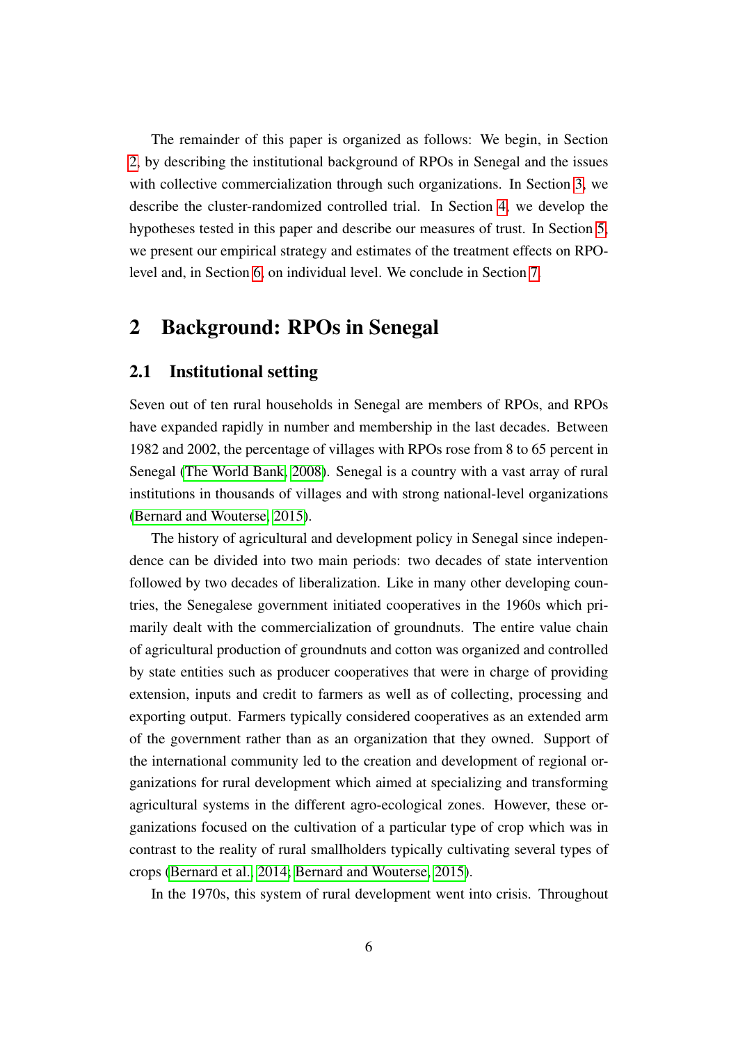The remainder of this paper is organized as follows: We begin, in Section 2, by describing the institutional background of RPOs in Senegal and the issues with collective commercialization through such organizations. In Section 3, we describe the cluster-randomized controlled trial. In Section 4, we develop the hypotheses tested in this paper and describe our measures of trust. In Section 5, we present our empirical strategy and estimates of the treatment effects on RPO-level and, in Section 6, on individual level. We conclude in Section 7.

## 2 Background: RPOs in Senegal

### 2.1 Institutional setting

Seven out of ten rural households in Senegal are members of RPOs, and RPOs have expanded rapidly in number and membership in the last decades. Between 1982 and 2002, the percentage of villages with RPOs rose from 8 to 65 percent in Senegal (The World Bank, 2008). Senegal is a country with a vast array of rural institutions in thousands of villages and with strong national-level organizations (Bernard and Wouterse, 2015).

The history of agricultural and development policy in Senegal since independence can be divided into two main periods: two decades of state intervention followed by two decades of liberalization. Like in many other developing countries, the Senegalese government initiated cooperatives in the 1960s which primarily dealt with the commercialization of groundnuts. The entire value chain of agricultural production of groundnuts and cotton was organized and controlled by state entities such as producer cooperatives that were in charge of providing extension, inputs and credit to farmers as well as of collecting, processing and exporting output. Farmers typically considered cooperatives as an extended arm of the government rather than as an organization that they owned. Support of the international community led to the creation and development of regional organizations for rural development which aimed at specializing and transforming agricultural systems in the different agro-ecological zones. However, these organizations focused on the cultivation of a particular type of crop which was in contrast to the reality of rural smallholders typically cultivating several types of crops (Bernard et al., 2014; Bernard and Wouterse, 2015).

In the 1970s, this system of rural development went into crisis. Throughout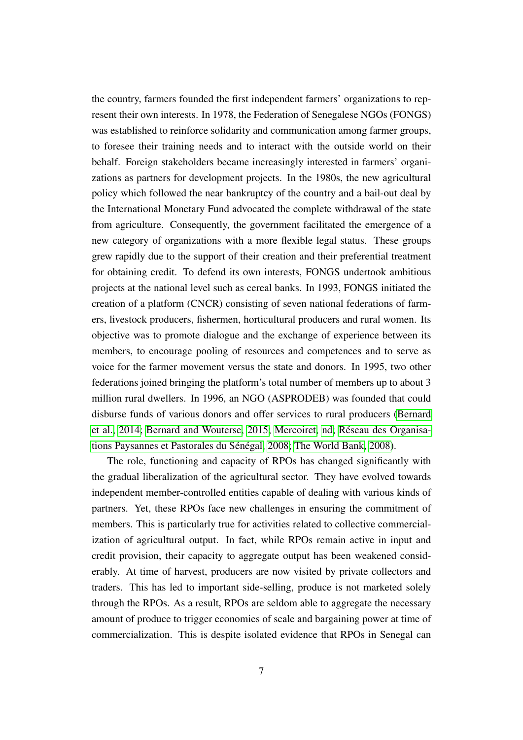the country, farmers founded the first independent farmers' organizations to represent their own interests. In 1978, the Federation of Senegalese NGOs (FONGS) was established to reinforce solidarity and communication among farmer groups, to foresee their training needs and to interact with the outside world on their behalf. Foreign stakeholders became increasingly interested in farmers' organizations as partners for development projects. In the 1980s, the new agricultural policy which followed the near bankruptcy of the country and a bail-out deal by the International Monetary Fund advocated the complete withdrawal of the state from agriculture. Consequently, the government facilitated the emergence of a new category of organizations with a more flexible legal status. These groups grew rapidly due to the support of their creation and their preferential treatment for obtaining credit. To defend its own interests, FONGS undertook ambitious projects at the national level such as cereal banks. In 1993, FONGS initiated the creation of a platform (CNCR) consisting of seven national federations of farmers, livestock producers, fishermen, horticultural producers and rural women. Its objective was to promote dialogue and the exchange of experience between its members, to encourage pooling of resources and competences and to serve as voice for the farmer movement versus the state and donors. In 1995, two other federations joined bringing the platform's total number of members up to about 3 million rural dwellers. In 1996, an NGO (ASPRODEB) was founded that could disburse funds of various donors and offer services to rural producers (Bernard et al., 2014; Bernard and Wouterse, 2015; Mercoiret, nd; Réseau des Organisations Paysannes et Pastorales du Sénégal, 2008; The World Bank, 2008).

The role, functioning and capacity of RPOs has changed significantly with the gradual liberalization of the agricultural sector. They have evolved towards independent member-controlled entities capable of dealing with various kinds of partners. Yet, these RPOs face new challenges in ensuring the commitment of members. This is particularly true for activities related to collective commercialization of agricultural output. In fact, while RPOs remain active in input and credit provision, their capacity to aggregate output has been weakened considerably. At time of harvest, producers are now visited by private collectors and traders. This has led to important side-selling, produce is not marketed solely through the RPOs. As a result, RPOs are seldom able to aggregate the necessary amount of produce to trigger economies of scale and bargaining power at time of commercialization. This is despite isolated evidence that RPOs in Senegal can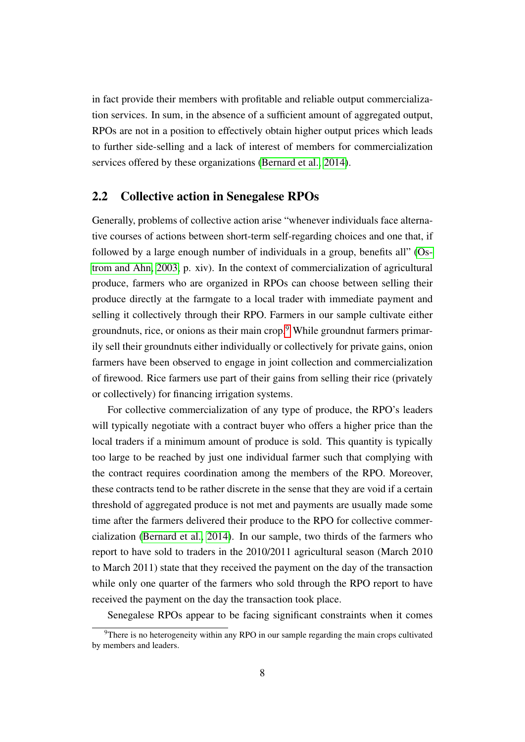in fact provide their members with profitable and reliable output commercialization services. In sum, in the absence of a sufficient amount of aggregated output, RPOs are not in a position to effectively obtain higher output prices which leads to further side-selling and a lack of interest of members for commercialization services offered by these organizations (Bernard et al., 2014).

## 2.2 Collective action in Senegalese RPOs

Generally, problems of collective action arise "whenever individuals face alternative courses of actions between short-term self-regarding choices and one that, if followed by a large enough number of individuals in a group, benefits all" (Ostrom and Ahn, 2003, p. xiv). In the context of commercialization of agricultural produce, farmers who are organized in RPOs can choose between selling their produce directly at the farmgate to a local trader with immediate payment and selling it collectively through their RPO. Farmers in our sample cultivate either groundnuts, rice, or onions as their main crop.[9] While groundnut farmers primarily sell their groundnuts either individually or collectively for private gains, onion farmers have been observed to engage in joint collection and commercialization of firewood. Rice farmers use part of their gains from selling their rice (privately or collectively) for financing irrigation systems.

For collective commercialization of any type of produce, the RPO's leaders will typically negotiate with a contract buyer who offers a higher price than the local traders if a minimum amount of produce is sold. This quantity is typically too large to be reached by just one individual farmer such that complying with the contract requires coordination among the members of the RPO. Moreover, these contracts tend to be rather discrete in the sense that they are void if a certain threshold of aggregated produce is not met and payments are usually made some time after the farmers delivered their produce to the RPO for collective commercialization (Bernard et al., 2014). In our sample, two thirds of the farmers who report to have sold to traders in the 2010/2011 agricultural season (March 2010 to March 2011) state that they received the payment on the day of the transaction while only one quarter of the farmers who sold through the RPO report to have received the payment on the day the transaction took place.

Senegalese RPOs appear to be facing significant constraints when it comes

[9] There is no heterogeneity within any RPO in our sample regarding the main crops cultivated by members and leaders.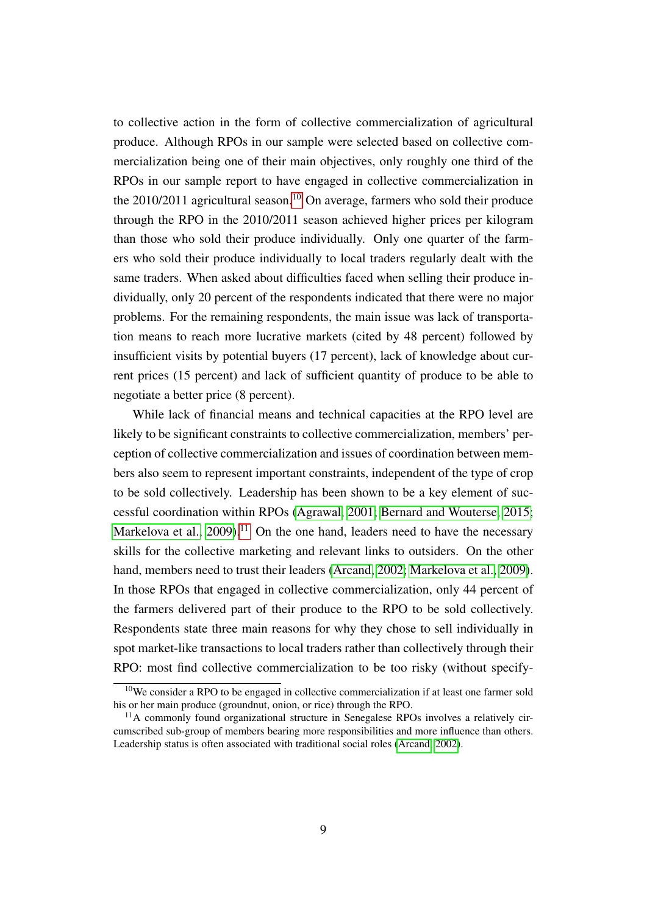to collective action in the form of collective commercialization of agricultural produce. Although RPOs in our sample were selected based on collective commercialization being one of their main objectives, only roughly one third of the RPOs in our sample report to have engaged in collective commercialization in the 2010/2011 agricultural season.[10] On average, farmers who sold their produce through the RPO in the 2010/2011 season achieved higher prices per kilogram than those who sold their produce individually. Only one quarter of the farmers who sold their produce individually to local traders regularly dealt with the same traders. When asked about difficulties faced when selling their produce individually, only 20 percent of the respondents indicated that there were no major problems. For the remaining respondents, the main issue was lack of transportation means to reach more lucrative markets (cited by 48 percent) followed by insufficient visits by potential buyers (17 percent), lack of knowledge about current prices (15 percent) and lack of sufficient quantity of produce to be able to negotiate a better price (8 percent).

While lack of financial means and technical capacities at the RPO level are likely to be significant constraints to collective commercialization, members' perception of collective commercialization and issues of coordination between members also seem to represent important constraints, independent of the type of crop to be sold collectively. Leadership has been shown to be a key element of successful coordination within RPOs (Agrawal, 2001; Bernard and Wouterse, 2015; Markelova et al., 2009).[11] On the one hand, leaders need to have the necessary skills for the collective marketing and relevant links to outsiders. On the other hand, members need to trust their leaders (Arcand, 2002; Markelova et al., 2009). In those RPOs that engaged in collective commercialization, only 44 percent of the farmers delivered part of their produce to the RPO to be sold collectively. Respondents state three main reasons for why they chose to sell individually in spot market-like transactions to local traders rather than collectively through their RPO: most find collective commercialization to be too risky (without specify-

[10] We consider a RPO to be engaged in collective commercialization if at least one farmer sold his or her main produce (groundnut, onion, or rice) through the RPO.

[11] A commonly found organizational structure in Senegalese RPOs involves a relatively circumscribed sub-group of members bearing more responsibilities and more influence than others. Leadership status is often associated with traditional social roles (Arcand, 2002).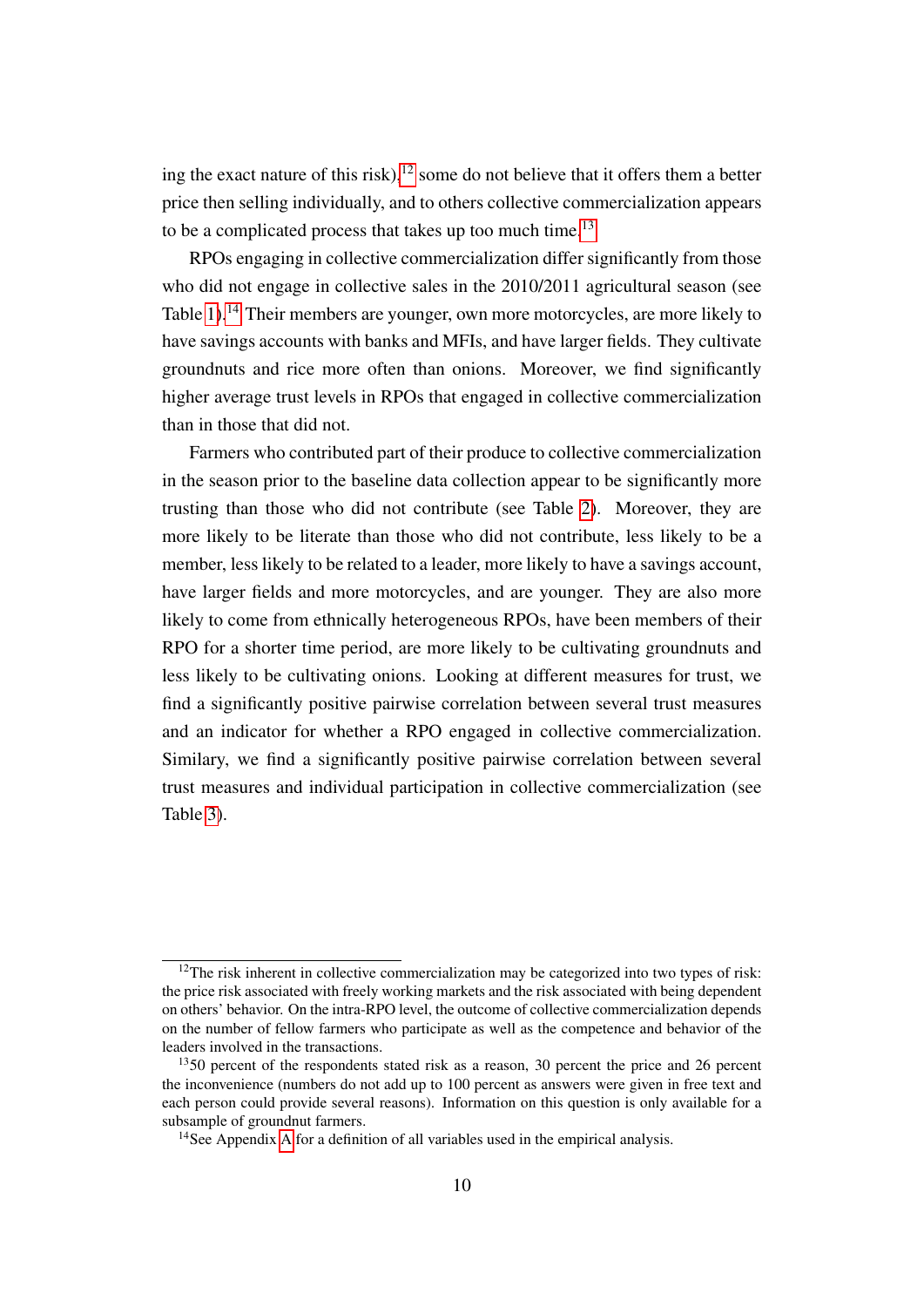ing the exact nature of this risk),[12] some do not believe that it offers them a better price then selling individually, and to others collective commercialization appears to be a complicated process that takes up too much time.[13]

RPOs engaging in collective commercialization differ significantly from those who did not engage in collective sales in the 2010/2011 agricultural season (see Table 1).[14] Their members are younger, own more motorcycles, are more likely to have savings accounts with banks and MFIs, and have larger fields. They cultivate groundnuts and rice more often than onions. Moreover, we find significantly higher average trust levels in RPOs that engaged in collective commercialization than in those that did not.

Farmers who contributed part of their produce to collective commercialization in the season prior to the baseline data collection appear to be significantly more trusting than those who did not contribute (see Table 2). Moreover, they are more likely to be literate than those who did not contribute, less likely to be a member, less likely to be related to a leader, more likely to have a savings account, have larger fields and more motorcycles, and are younger. They are also more likely to come from ethnically heterogeneous RPOs, have been members of their RPO for a shorter time period, are more likely to be cultivating groundnuts and less likely to be cultivating onions. Looking at different measures for trust, we find a significantly positive pairwise correlation between several trust measures and an indicator for whether a RPO engaged in collective commercialization. Similary, we find a significantly positive pairwise correlation between several trust measures and individual participation in collective commercialization (see Table 3).

---

[12] The risk inherent in collective commercialization may be categorized into two types of risk: the price risk associated with freely working markets and the risk associated with being dependent on others' behavior. On the intra-RPO level, the outcome of collective commercialization depends on the number of fellow farmers who participate as well as the competence and behavior of the leaders involved in the transactions.

[13] 50 percent of the respondents stated risk as a reason, 30 percent the price and 26 percent the inconvenience (numbers do not add up to 100 percent as answers were given in free text and each person could provide several reasons). Information on this question is only available for a subsample of groundnut farmers.

[14] See Appendix A for a definition of all variables used in the empirical analysis.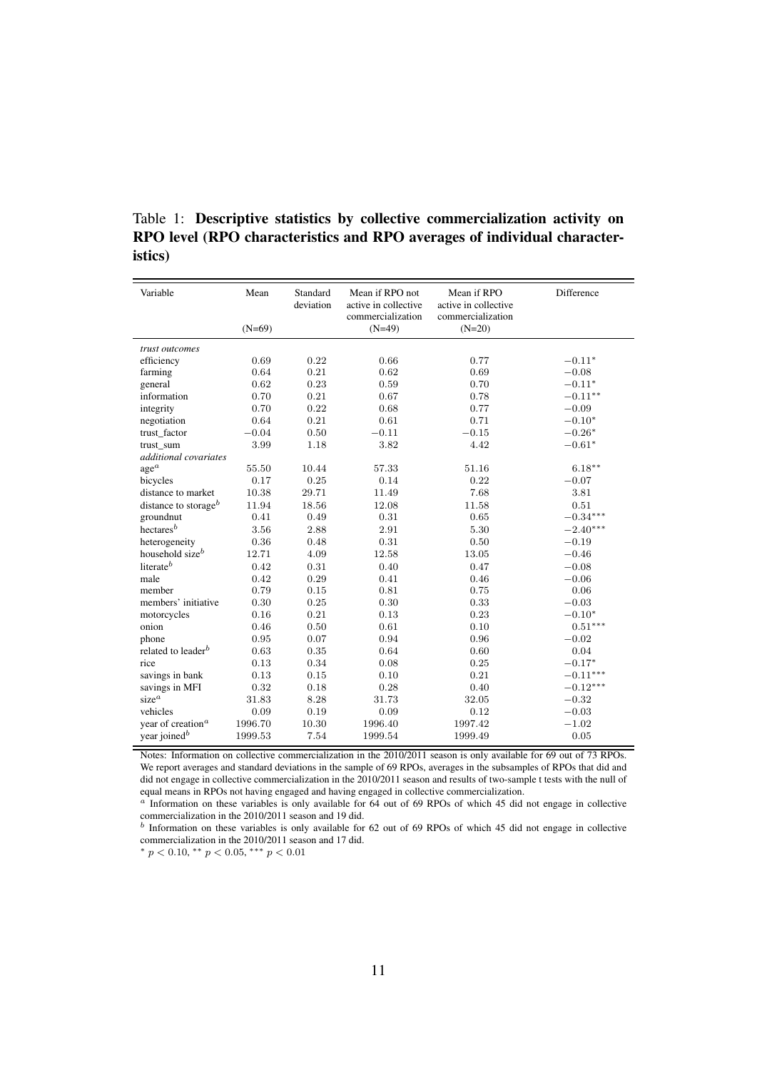Table 1: **Descriptive statistics by collective commercialization activity on RPO level (RPO characteristics and RPO averages of individual characteristics)**

| Variable | Mean (N=69) | Standard deviation | Mean if RPO not active in collective commercialization (N=49) | Mean if RPO active in collective commercialization (N=20) | Difference |
|---|---|---|---|---|---|
| *trust outcomes* | | | | | |
| efficiency | 0.69 | 0.22 | 0.66 | 0.77 | $-0.11^{*}$ |
| farming | 0.64 | 0.21 | 0.62 | 0.69 | $-0.08$ |
| general | 0.62 | 0.23 | 0.59 | 0.70 | $-0.11^{*}$ |
| information | 0.70 | 0.21 | 0.67 | 0.78 | $-0.11^{**}$ |
| integrity | 0.70 | 0.22 | 0.68 | 0.77 | $-0.09$ |
| negotiation | 0.64 | 0.21 | 0.61 | 0.71 | $-0.10^{*}$ |
| trust_factor | $-0.04$ | 0.50 | $-0.11$ | $-0.15$ | $-0.26^{*}$ |
| trust_sum | 3.99 | 1.18 | 3.82 | 4.42 | $-0.61^{*}$ |
| *additional covariates* | | | | | |
| age[a] | 55.50 | 10.44 | 57.33 | 51.16 | $6.18^{**}$ |
| bicycles | 0.17 | 0.25 | 0.14 | 0.22 | $-0.07$ |
| distance to market | 10.38 | 29.71 | 11.49 | 7.68 | 3.81 |
| distance to storage[b] | 11.94 | 18.56 | 12.08 | 11.58 | 0.51 |
| groundnut | 0.41 | 0.49 | 0.31 | 0.65 | $-0.34^{***}$ |
| hectares[b] | 3.56 | 2.88 | 2.91 | 5.30 | $-2.40^{***}$ |
| heterogeneity | 0.36 | 0.48 | 0.31 | 0.50 | $-0.19$ |
| household size[b] | 12.71 | 4.09 | 12.58 | 13.05 | $-0.46$ |
| literate[b] | 0.42 | 0.31 | 0.40 | 0.47 | $-0.08$ |
| male | 0.42 | 0.29 | 0.41 | 0.46 | $-0.06$ |
| member | 0.79 | 0.15 | 0.81 | 0.75 | 0.06 |
| members' initiative | 0.30 | 0.25 | 0.30 | 0.33 | $-0.03$ |
| motorcycles | 0.16 | 0.21 | 0.13 | 0.23 | $-0.10^{*}$ |
| onion | 0.46 | 0.50 | 0.61 | 0.10 | $0.51^{***}$ |
| phone | 0.95 | 0.07 | 0.94 | 0.96 | $-0.02$ |
| related to leader[b] | 0.63 | 0.35 | 0.64 | 0.60 | 0.04 |
| rice | 0.13 | 0.34 | 0.08 | 0.25 | $-0.17^{*}$ |
| savings in bank | 0.13 | 0.15 | 0.10 | 0.21 | $-0.11^{***}$ |
| savings in MFI | 0.32 | 0.18 | 0.28 | 0.40 | $-0.12^{***}$ |
| size[a] | 31.83 | 8.28 | 31.73 | 32.05 | $-0.32$ |
| vehicles | 0.09 | 0.19 | 0.09 | 0.12 | $-0.03$ |
| year of creation[a] | 1996.70 | 10.30 | 1996.40 | 1997.42 | $-1.02$ |
| year joined[b] | 1999.53 | 7.54 | 1999.54 | 1999.49 | 0.05 |

Notes: Information on collective commercialization in the 2010/2011 season is only available for 69 out of 73 RPOs. We report averages and standard deviations in the sample of 69 RPOs, averages in the subsamples of RPOs that did and did not engage in collective commercialization in the 2010/2011 season and results of two-sample t tests with the null of equal means in RPOs not having engaged and having engaged in collective commercialization.

[a] Information on these variables is only available for 64 out of 69 RPOs of which 45 did not engage in collective commercialization in the 2010/2011 season and 19 did.

[b] Information on these variables is only available for 62 out of 69 RPOs of which 45 did not engage in collective commercialization in the 2010/2011 season and 17 did.

$^{*}$ $p < 0.10$, $^{**}$ $p < 0.05$, $^{***}$ $p < 0.01$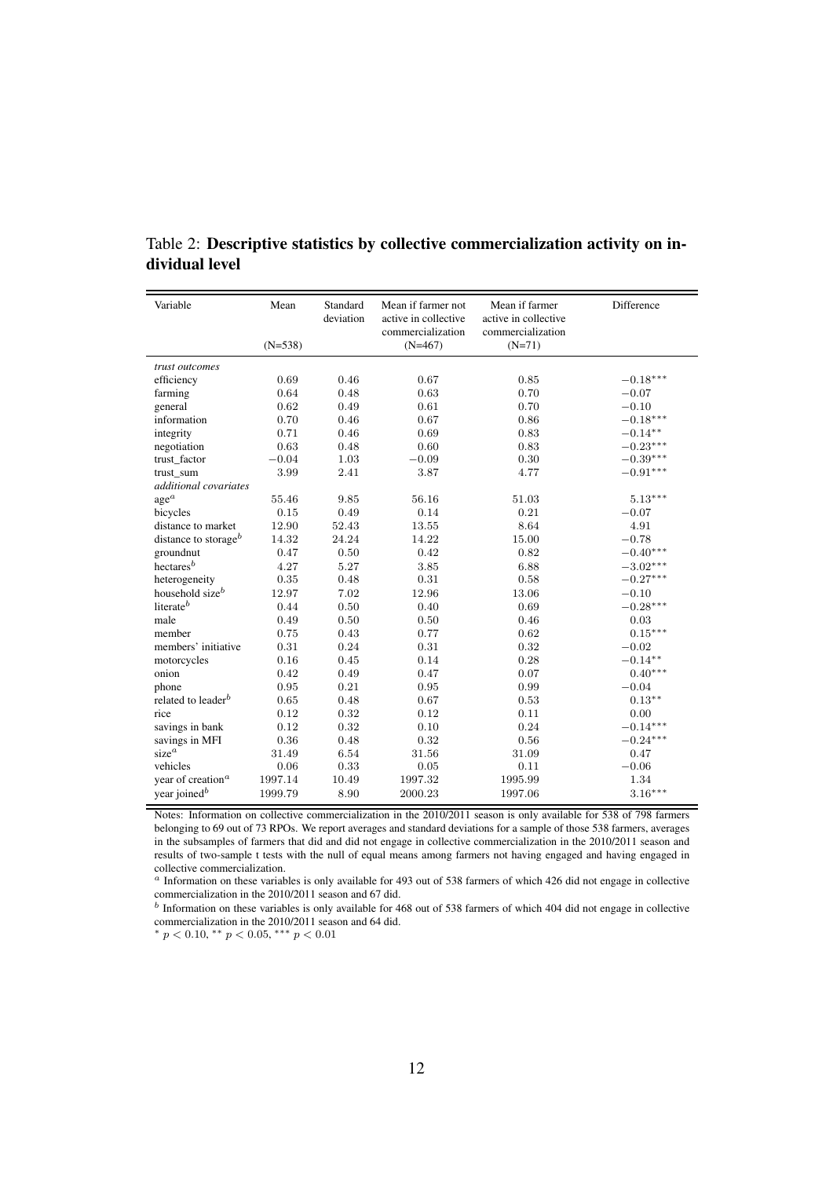Table 2: **Descriptive statistics by collective commercialization activity on individual level**

| Variable | Mean | Standard deviation | Mean if farmer not active in collective commercialization | Mean if farmer active in collective commercialization | Difference |
|---|---|---|---|---|---|
| | (N=538) | | (N=467) | (N=71) | |
| *trust outcomes* | | | | | |
| efficiency | 0.69 | 0.46 | 0.67 | 0.85 | $-0.18^{***}$ |
| farming | 0.64 | 0.48 | 0.63 | 0.70 | $-0.07$ |
| general | 0.62 | 0.49 | 0.61 | 0.70 | $-0.10$ |
| information | 0.70 | 0.46 | 0.67 | 0.86 | $-0.18^{***}$ |
| integrity | 0.71 | 0.46 | 0.69 | 0.83 | $-0.14^{**}$ |
| negotiation | 0.63 | 0.48 | 0.60 | 0.83 | $-0.23^{***}$ |
| trust_factor | $-0.04$ | 1.03 | $-0.09$ | 0.30 | $-0.39^{***}$ |
| trust_sum | 3.99 | 2.41 | 3.87 | 4.77 | $-0.91^{***}$ |
| *additional covariates* | | | | | |
| age[a] | 55.46 | 9.85 | 56.16 | 51.03 | $5.13^{***}$ |
| bicycles | 0.15 | 0.49 | 0.14 | 0.21 | $-0.07$ |
| distance to market | 12.90 | 52.43 | 13.55 | 8.64 | 4.91 |
| distance to storage[b] | 14.32 | 24.24 | 14.22 | 15.00 | $-0.78$ |
| groundnut | 0.47 | 0.50 | 0.42 | 0.82 | $-0.40^{***}$ |
| hectares[b] | 4.27 | 5.27 | 3.85 | 6.88 | $-3.02^{***}$ |
| heterogeneity | 0.35 | 0.48 | 0.31 | 0.58 | $-0.27^{***}$ |
| household size[b] | 12.97 | 7.02 | 12.96 | 13.06 | $-0.10$ |
| literate[b] | 0.44 | 0.50 | 0.40 | 0.69 | $-0.28^{***}$ |
| male | 0.49 | 0.50 | 0.50 | 0.46 | 0.03 |
| member | 0.75 | 0.43 | 0.77 | 0.62 | $0.15^{***}$ |
| members' initiative | 0.31 | 0.24 | 0.31 | 0.32 | $-0.02$ |
| motorcycles | 0.16 | 0.45 | 0.14 | 0.28 | $-0.14^{**}$ |
| onion | 0.42 | 0.49 | 0.47 | 0.07 | $0.40^{***}$ |
| phone | 0.95 | 0.21 | 0.95 | 0.99 | $-0.04$ |
| related to leader[b] | 0.65 | 0.48 | 0.67 | 0.53 | $0.13^{**}$ |
| rice | 0.12 | 0.32 | 0.12 | 0.11 | 0.00 |
| savings in bank | 0.12 | 0.32 | 0.10 | 0.24 | $-0.14^{***}$ |
| savings in MFI | 0.36 | 0.48 | 0.32 | 0.56 | $-0.24^{***}$ |
| size[a] | 31.49 | 6.54 | 31.56 | 31.09 | 0.47 |
| vehicles | 0.06 | 0.33 | 0.05 | 0.11 | $-0.06$ |
| year of creation[a] | 1997.14 | 10.49 | 1997.32 | 1995.99 | 1.34 |
| year joined[b] | 1999.79 | 8.90 | 2000.23 | 1997.06 | $3.16^{***}$ |

Notes: Information on collective commercialization in the 2010/2011 season is only available for 538 of 798 farmers belonging to 69 out of 73 RPOs. We report averages and standard deviations for a sample of those 538 farmers, averages in the subsamples of farmers that did and did not engage in collective commercialization in the 2010/2011 season and results of two-sample t tests with the null of equal means among farmers not having engaged and having engaged in collective commercialization.

[a] Information on these variables is only available for 493 out of 538 farmers of which 426 did not engage in collective commercialization in the 2010/2011 season and 67 did.

[b] Information on these variables is only available for 468 out of 538 farmers of which 404 did not engage in collective commercialization in the 2010/2011 season and 64 did.

$^{*}$ $p < 0.10$, $^{**}$ $p < 0.05$, $^{***}$ $p < 0.01$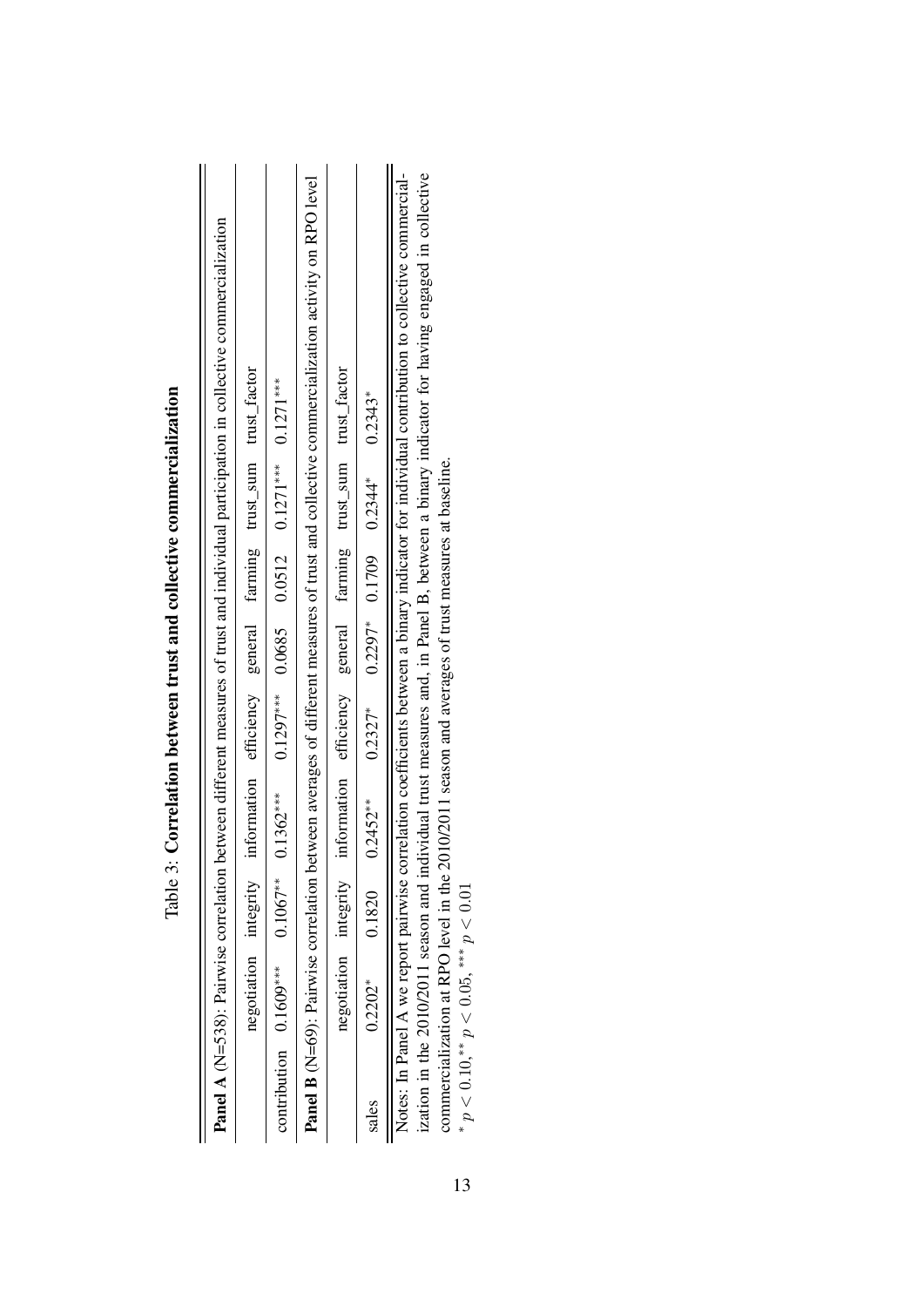Table 3: **Correlation between trust and collective commercialization**

| **Panel A** (N=538): Pairwise correlation between different measures of trust and individual participation in collective commercialization | | | | | | | | |
|---|---|---|---|---|---|---|---|---|
| | negotiation | integrity | information | efficiency | general | farming | trust_sum | trust_factor |
| contribution | 0.1609*** | 0.1067** | 0.1362*** | 0.1297*** | 0.0685 | 0.0512 | 0.1271*** | 0.1271*** |
| **Panel B** (N=69): Pairwise correlation between averages of different measures of trust and collective commercialization activity on RPO level | | | | | | | | |
| | negotiation | integrity | information | efficiency | general | farming | trust_sum | trust_factor |
| sales | 0.2202* | 0.1820 | 0.2452** | 0.2327* | 0.2297* | 0.1709 | 0.2344* | 0.2343* |

Notes: In Panel A we report pairwise correlation coefficients between a binary indicator for individual contribution to collective commercialization in the 2010/2011 season and individual trust measures and, in Panel B, between a binary indicator for having engaged in collective commercialization at RPO level in the 2010/2011 season and averages of trust measures at baseline.

* $p < 0.10$, ** $p < 0.05$, *** $p < 0.01$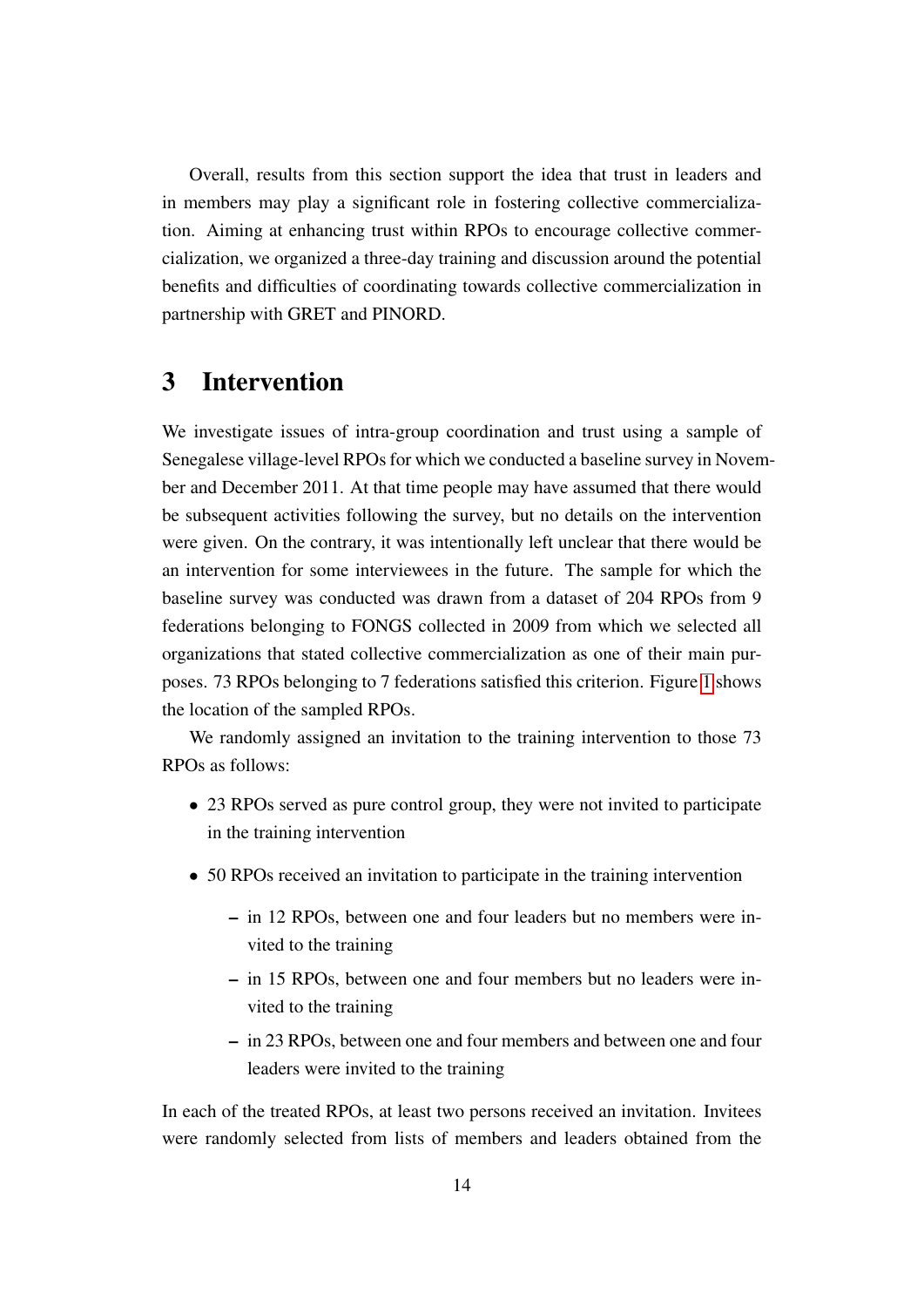Overall, results from this section support the idea that trust in leaders and in members may play a significant role in fostering collective commercialization. Aiming at enhancing trust within RPOs to encourage collective commercialization, we organized a three-day training and discussion around the potential benefits and difficulties of coordinating towards collective commercialization in partnership with GRET and PINORD.

# 3 Intervention

We investigate issues of intra-group coordination and trust using a sample of Senegalese village-level RPOs for which we conducted a baseline survey in November and December 2011. At that time people may have assumed that there would be subsequent activities following the survey, but no details on the intervention were given. On the contrary, it was intentionally left unclear that there would be an intervention for some interviewees in the future. The sample for which the baseline survey was conducted was drawn from a dataset of 204 RPOs from 9 federations belonging to FONGS collected in 2009 from which we selected all organizations that stated collective commercialization as one of their main purposes. 73 RPOs belonging to 7 federations satisfied this criterion. Figure 1 shows the location of the sampled RPOs.

We randomly assigned an invitation to the training intervention to those 73 RPOs as follows:

- 23 RPOs served as pure control group, they were not invited to participate in the training intervention
- 50 RPOs received an invitation to participate in the training intervention
  - in 12 RPOs, between one and four leaders but no members were invited to the training
  - in 15 RPOs, between one and four members but no leaders were invited to the training
  - in 23 RPOs, between one and four members and between one and four leaders were invited to the training

In each of the treated RPOs, at least two persons received an invitation. Invitees were randomly selected from lists of members and leaders obtained from the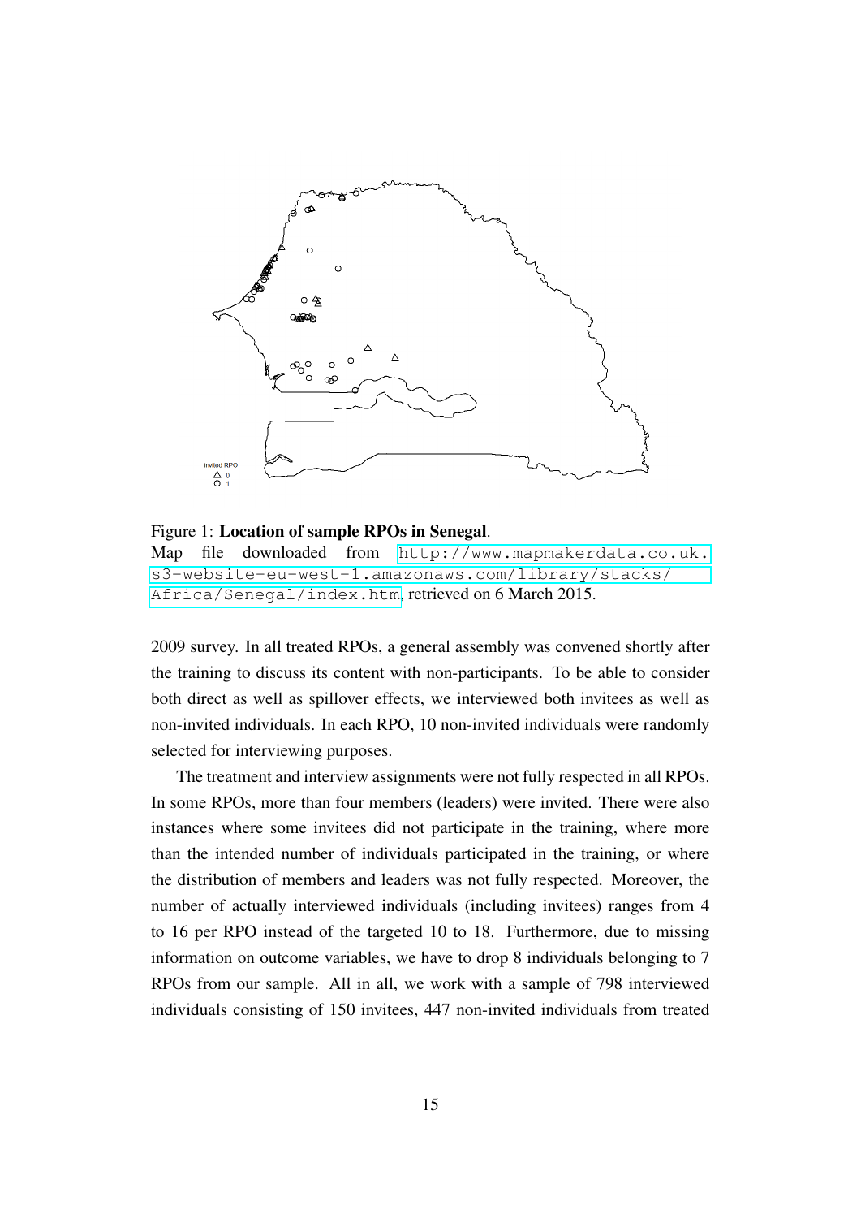Figure 1: **Location of sample RPOs in Senegal**.
Map file downloaded from http://www.mapmakerdata.co.uk.s3-website-eu-west-1.amazonaws.com/library/stacks/Africa/Senegal/index.htm, retrieved on 6 March 2015.

2009 survey. In all treated RPOs, a general assembly was convened shortly after the training to discuss its content with non-participants. To be able to consider both direct as well as spillover effects, we interviewed both invitees as well as non-invited individuals. In each RPO, 10 non-invited individuals were randomly selected for interviewing purposes.

The treatment and interview assignments were not fully respected in all RPOs. In some RPOs, more than four members (leaders) were invited. There were also instances where some invitees did not participate in the training, where more than the intended number of individuals participated in the training, or where the distribution of members and leaders was not fully respected. Moreover, the number of actually interviewed individuals (including invitees) ranges from 4 to 16 per RPO instead of the targeted 10 to 18. Furthermore, due to missing information on outcome variables, we have to drop 8 individuals belonging to 7 RPOs from our sample. All in all, we work with a sample of 798 interviewed individuals consisting of 150 invitees, 447 non-invited individuals from treated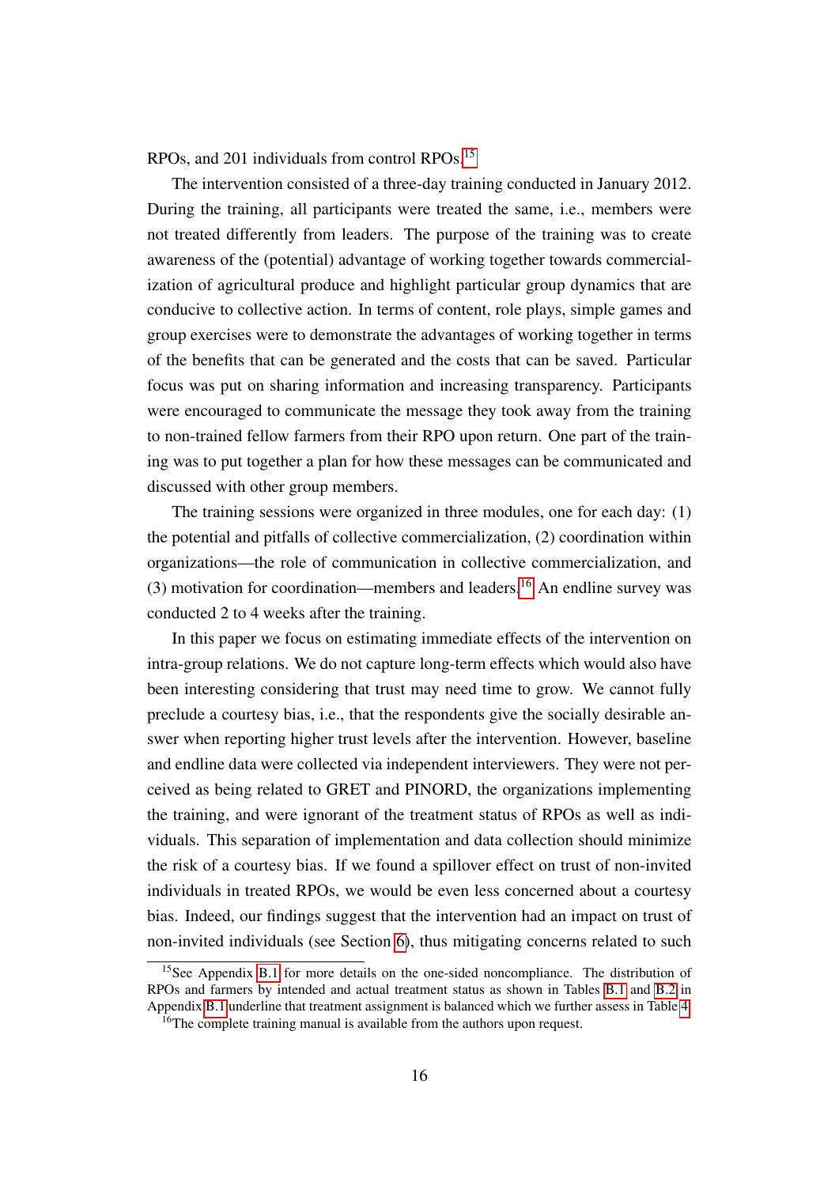RPOs, and 201 individuals from control RPOs.[15]

The intervention consisted of a three-day training conducted in January 2012. During the training, all participants were treated the same, i.e., members were not treated differently from leaders. The purpose of the training was to create awareness of the (potential) advantage of working together towards commercialization of agricultural produce and highlight particular group dynamics that are conducive to collective action. In terms of content, role plays, simple games and group exercises were to demonstrate the advantages of working together in terms of the benefits that can be generated and the costs that can be saved. Particular focus was put on sharing information and increasing transparency. Participants were encouraged to communicate the message they took away from the training to non-trained fellow farmers from their RPO upon return. One part of the training was to put together a plan for how these messages can be communicated and discussed with other group members.

The training sessions were organized in three modules, one for each day: (1) the potential and pitfalls of collective commercialization, (2) coordination within organizations—the role of communication in collective commercialization, and (3) motivation for coordination—members and leaders.[16] An endline survey was conducted 2 to 4 weeks after the training.

In this paper we focus on estimating immediate effects of the intervention on intra-group relations. We do not capture long-term effects which would also have been interesting considering that trust may need time to grow. We cannot fully preclude a courtesy bias, i.e., that the respondents give the socially desirable answer when reporting higher trust levels after the intervention. However, baseline and endline data were collected via independent interviewers. They were not perceived as being related to GRET and PINORD, the organizations implementing the training, and were ignorant of the treatment status of RPOs as well as individuals. This separation of implementation and data collection should minimize the risk of a courtesy bias. If we found a spillover effect on trust of non-invited individuals in treated RPOs, we would be even less concerned about a courtesy bias. Indeed, our findings suggest that the intervention had an impact on trust of non-invited individuals (see Section 6), thus mitigating concerns related to such

[15] See Appendix B.1 for more details on the one-sided noncompliance. The distribution of RPOs and farmers by intended and actual treatment status as shown in Tables B.1 and B.2 in Appendix B.1 underline that treatment assignment is balanced which we further assess in Table 4.

[16] The complete training manual is available from the authors upon request.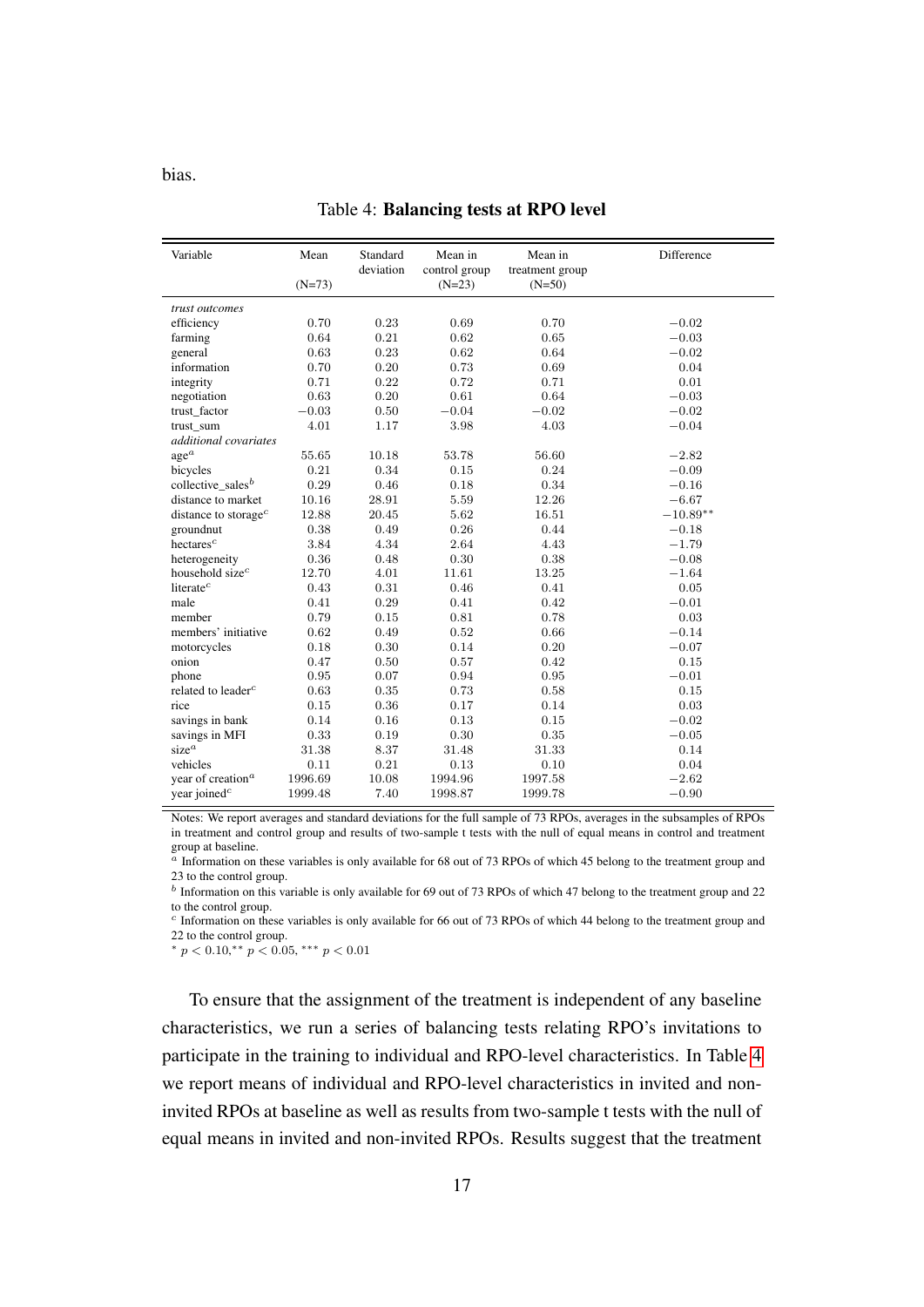bias.

Table 4: **Balancing tests at RPO level**

| Variable | Mean (N=73) | Standard deviation | Mean in control group (N=23) | Mean in treatment group (N=50) | Difference |
|---|---|---|---|---|---|
| *trust outcomes* | | | | | |
| efficiency | 0.70 | 0.23 | 0.69 | 0.70 | $-0.02$ |
| farming | 0.64 | 0.21 | 0.62 | 0.65 | $-0.03$ |
| general | 0.63 | 0.23 | 0.62 | 0.64 | $-0.02$ |
| information | 0.70 | 0.20 | 0.73 | 0.69 | 0.04 |
| integrity | 0.71 | 0.22 | 0.72 | 0.71 | 0.01 |
| negotiation | 0.63 | 0.20 | 0.61 | 0.64 | $-0.03$ |
| trust_factor | $-0.03$ | 0.50 | $-0.04$ | $-0.02$ | $-0.02$ |
| trust_sum | 4.01 | 1.17 | 3.98 | 4.03 | $-0.04$ |
| *additional covariates* | | | | | |
| age$^a$ | 55.65 | 10.18 | 53.78 | 56.60 | $-2.82$ |
| bicycles | 0.21 | 0.34 | 0.15 | 0.24 | $-0.09$ |
| collective_sales$^b$ | 0.29 | 0.46 | 0.18 | 0.34 | $-0.16$ |
| distance to market | 10.16 | 28.91 | 5.59 | 12.26 | $-6.67$ |
| distance to storage$^c$ | 12.88 | 20.45 | 5.62 | 16.51 | $-10.89^{**}$ |
| groundnut | 0.38 | 0.49 | 0.26 | 0.44 | $-0.18$ |
| hectares$^c$ | 3.84 | 4.34 | 2.64 | 4.43 | $-1.79$ |
| heterogeneity | 0.36 | 0.48 | 0.30 | 0.38 | $-0.08$ |
| household size$^c$ | 12.70 | 4.01 | 11.61 | 13.25 | $-1.64$ |
| literate$^c$ | 0.43 | 0.31 | 0.46 | 0.41 | 0.05 |
| male | 0.41 | 0.29 | 0.41 | 0.42 | $-0.01$ |
| member | 0.79 | 0.15 | 0.81 | 0.78 | 0.03 |
| members' initiative | 0.62 | 0.49 | 0.52 | 0.66 | $-0.14$ |
| motorcycles | 0.18 | 0.30 | 0.14 | 0.20 | $-0.07$ |
| onion | 0.47 | 0.50 | 0.57 | 0.42 | 0.15 |
| phone | 0.95 | 0.07 | 0.94 | 0.95 | $-0.01$ |
| related to leader$^c$ | 0.63 | 0.35 | 0.73 | 0.58 | 0.15 |
| rice | 0.15 | 0.36 | 0.17 | 0.14 | 0.03 |
| savings in bank | 0.14 | 0.16 | 0.13 | 0.15 | $-0.02$ |
| savings in MFI | 0.33 | 0.19 | 0.30 | 0.35 | $-0.05$ |
| size$^a$ | 31.38 | 8.37 | 31.48 | 31.33 | 0.14 |
| vehicles | 0.11 | 0.21 | 0.13 | 0.10 | 0.04 |
| year of creation$^a$ | 1996.69 | 10.08 | 1994.96 | 1997.58 | $-2.62$ |
| year joined$^c$ | 1999.48 | 7.40 | 1998.87 | 1999.78 | $-0.90$ |

Notes: We report averages and standard deviations for the full sample of 73 RPOs, averages in the subsamples of RPOs in treatment and control group and results of two-sample t tests with the null of equal means in control and treatment group at baseline.
$^a$ Information on these variables is only available for 68 out of 73 RPOs of which 45 belong to the treatment group and 23 to the control group.
$^b$ Information on this variable is only available for 69 out of 73 RPOs of which 47 belong to the treatment group and 22 to the control group.
$^c$ Information on these variables is only available for 66 out of 73 RPOs of which 44 belong to the treatment group and 22 to the control group.
$^{*}$ $p < 0.10$, $^{**}$ $p < 0.05$, $^{***}$ $p < 0.01$

To ensure that the assignment of the treatment is independent of any baseline characteristics, we run a series of balancing tests relating RPO's invitations to participate in the training to individual and RPO-level characteristics. In Table 4 we report means of individual and RPO-level characteristics in invited and non-invited RPOs at baseline as well as results from two-sample t tests with the null of equal means in invited and non-invited RPOs. Results suggest that the treatment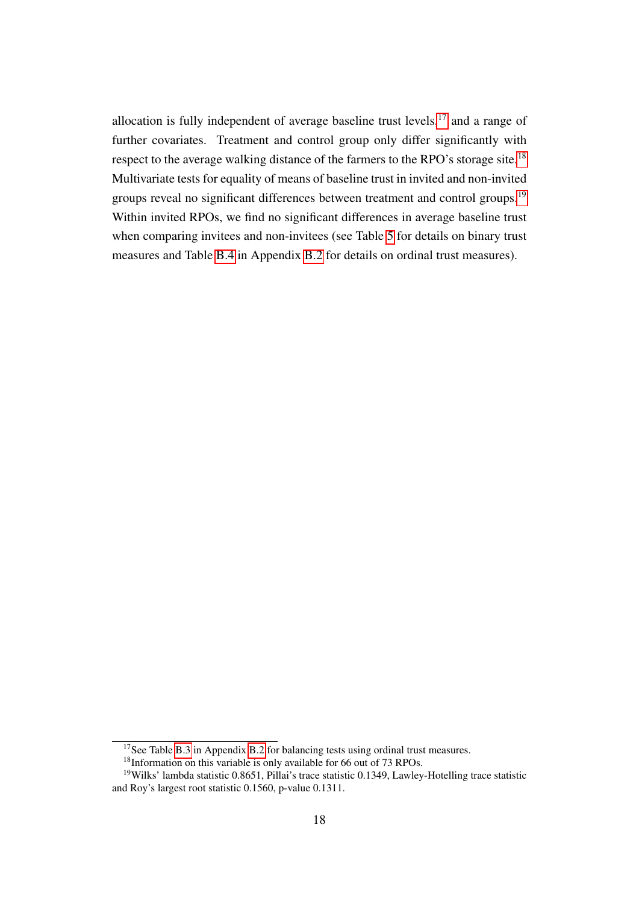allocation is fully independent of average baseline trust levels,[17] and a range of further covariates. Treatment and control group only differ significantly with respect to the average walking distance of the farmers to the RPO's storage site.[18] Multivariate tests for equality of means of baseline trust in invited and non-invited groups reveal no significant differences between treatment and control groups.[19] Within invited RPOs, we find no significant differences in average baseline trust when comparing invitees and non-invitees (see Table 5 for details on binary trust measures and Table B.4 in Appendix B.2 for details on ordinal trust measures).

[17] See Table B.3 in Appendix B.2 for balancing tests using ordinal trust measures.

[18] Information on this variable is only available for 66 out of 73 RPOs.

[19] Wilks' lambda statistic 0.8651, Pillai's trace statistic 0.1349, Lawley-Hotelling trace statistic and Roy's largest root statistic 0.1560, p-value 0.1311.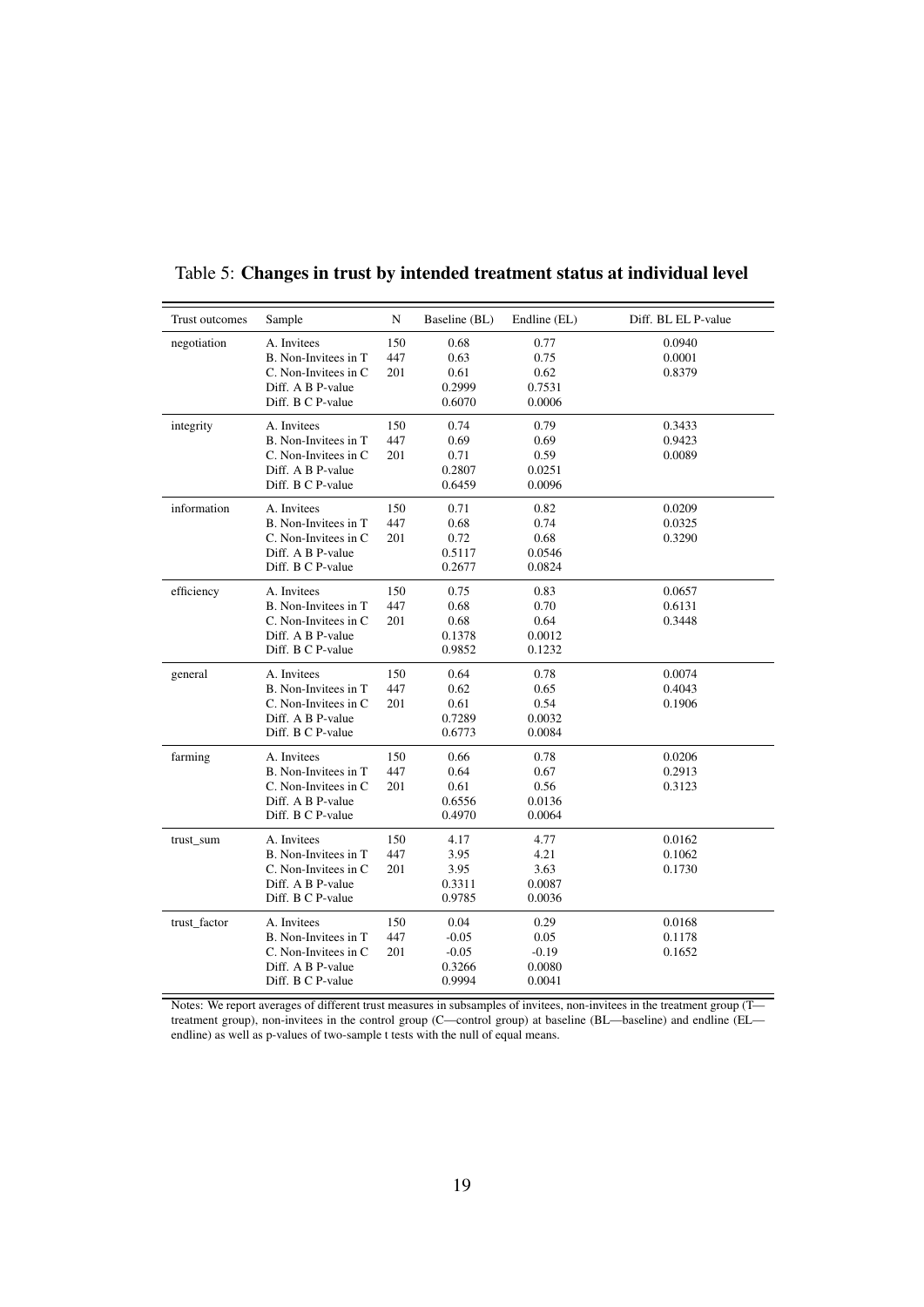Table 5: **Changes in trust by intended treatment status at individual level**

| Trust outcomes | Sample | N | Baseline (BL) | Endline (EL) | Diff. BL EL P-value |
|---|---|---|---|---|---|
| negotiation | A. Invitees | 150 | 0.68 | 0.77 | 0.0940 |
| | B. Non-Invitees in T | 447 | 0.63 | 0.75 | 0.0001 |
| | C. Non-Invitees in C | 201 | 0.61 | 0.62 | 0.8379 |
| | Diff. A B P-value | | 0.2999 | 0.7531 | |
| | Diff. B C P-value | | 0.6070 | 0.0006 | |
| integrity | A. Invitees | 150 | 0.74 | 0.79 | 0.3433 |
| | B. Non-Invitees in T | 447 | 0.69 | 0.69 | 0.9423 |
| | C. Non-Invitees in C | 201 | 0.71 | 0.59 | 0.0089 |
| | Diff. A B P-value | | 0.2807 | 0.0251 | |
| | Diff. B C P-value | | 0.6459 | 0.0096 | |
| information | A. Invitees | 150 | 0.71 | 0.82 | 0.0209 |
| | B. Non-Invitees in T | 447 | 0.68 | 0.74 | 0.0325 |
| | C. Non-Invitees in C | 201 | 0.72 | 0.68 | 0.3290 |
| | Diff. A B P-value | | 0.5117 | 0.0546 | |
| | Diff. B C P-value | | 0.2677 | 0.0824 | |
| efficiency | A. Invitees | 150 | 0.75 | 0.83 | 0.0657 |
| | B. Non-Invitees in T | 447 | 0.68 | 0.70 | 0.6131 |
| | C. Non-Invitees in C | 201 | 0.68 | 0.64 | 0.3448 |
| | Diff. A B P-value | | 0.1378 | 0.0012 | |
| | Diff. B C P-value | | 0.9852 | 0.1232 | |
| general | A. Invitees | 150 | 0.64 | 0.78 | 0.0074 |
| | B. Non-Invitees in T | 447 | 0.62 | 0.65 | 0.4043 |
| | C. Non-Invitees in C | 201 | 0.61 | 0.54 | 0.1906 |
| | Diff. A B P-value | | 0.7289 | 0.0032 | |
| | Diff. B C P-value | | 0.6773 | 0.0084 | |
| farming | A. Invitees | 150 | 0.66 | 0.78 | 0.0206 |
| | B. Non-Invitees in T | 447 | 0.64 | 0.67 | 0.2913 |
| | C. Non-Invitees in C | 201 | 0.61 | 0.56 | 0.3123 |
| | Diff. A B P-value | | 0.6556 | 0.0136 | |
| | Diff. B C P-value | | 0.4970 | 0.0064 | |
| trust_sum | A. Invitees | 150 | 4.17 | 4.77 | 0.0162 |
| | B. Non-Invitees in T | 447 | 3.95 | 4.21 | 0.1062 |
| | C. Non-Invitees in C | 201 | 3.95 | 3.63 | 0.1730 |
| | Diff. A B P-value | | 0.3311 | 0.0087 | |
| | Diff. B C P-value | | 0.9785 | 0.0036 | |
| trust_factor | A. Invitees | 150 | 0.04 | 0.29 | 0.0168 |
| | B. Non-Invitees in T | 447 | -0.05 | 0.05 | 0.1178 |
| | C. Non-Invitees in C | 201 | -0.05 | -0.19 | 0.1652 |
| | Diff. A B P-value | | 0.3266 | 0.0080 | |
| | Diff. B C P-value | | 0.9994 | 0.0041 | |

Notes: We report averages of different trust measures in subsamples of invitees, non-invitees in the treatment group (T—treatment group), non-invitees in the control group (C—control group) at baseline (BL—baseline) and endline (EL—endline) as well as p-values of two-sample t tests with the null of equal means.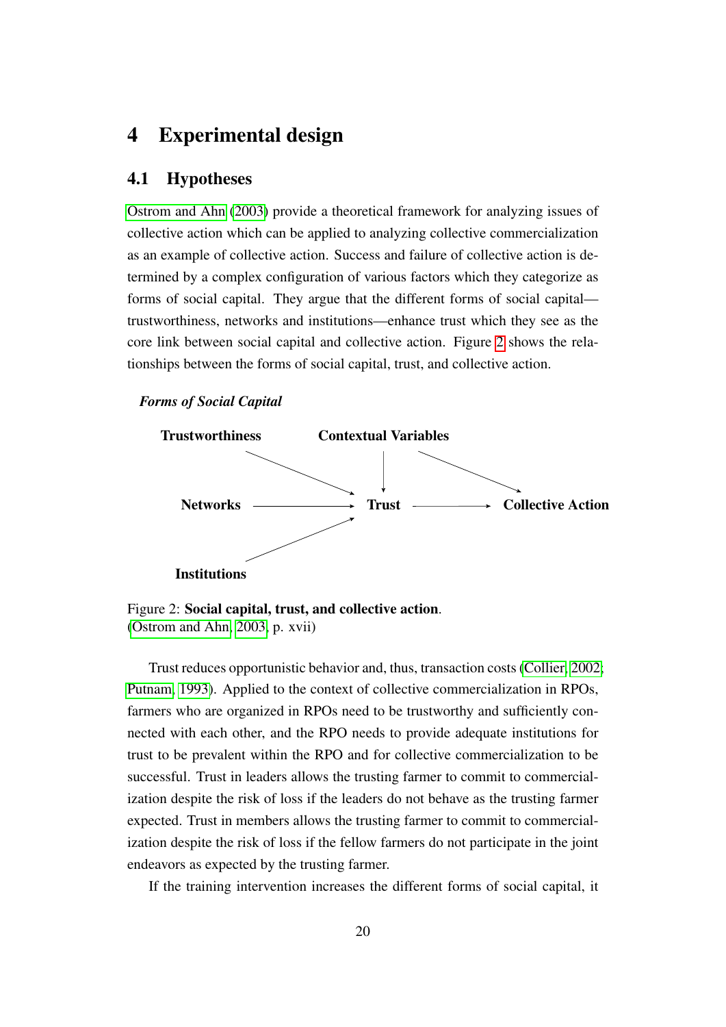# 4 Experimental design

## 4.1 Hypotheses

Ostrom and Ahn (2003) provide a theoretical framework for analyzing issues of collective action which can be applied to analyzing collective commercialization as an example of collective action. Success and failure of collective action is determined by a complex configuration of various factors which they categorize as forms of social capital. They argue that the different forms of social capital—trustworthiness, networks and institutions—enhance trust which they see as the core link between social capital and collective action. Figure 2 shows the relationships between the forms of social capital, trust, and collective action.

*Forms of Social Capital*

**Trustworthiness** **Contextual Variables**

**Networks** → **Trust** → **Collective Action**

**Institutions**

Figure 2: **Social capital, trust, and collective action**.
(Ostrom and Ahn, 2003, p. xvii)

Trust reduces opportunistic behavior and, thus, transaction costs (Collier, 2002; Putnam, 1993). Applied to the context of collective commercialization in RPOs, farmers who are organized in RPOs need to be trustworthy and sufficiently connected with each other, and the RPO needs to provide adequate institutions for trust to be prevalent within the RPO and for collective commercialization to be successful. Trust in leaders allows the trusting farmer to commit to commercialization despite the risk of loss if the leaders do not behave as the trusting farmer expected. Trust in members allows the trusting farmer to commit to commercialization despite the risk of loss if the fellow farmers do not participate in the joint endeavors as expected by the trusting farmer.

If the training intervention increases the different forms of social capital, it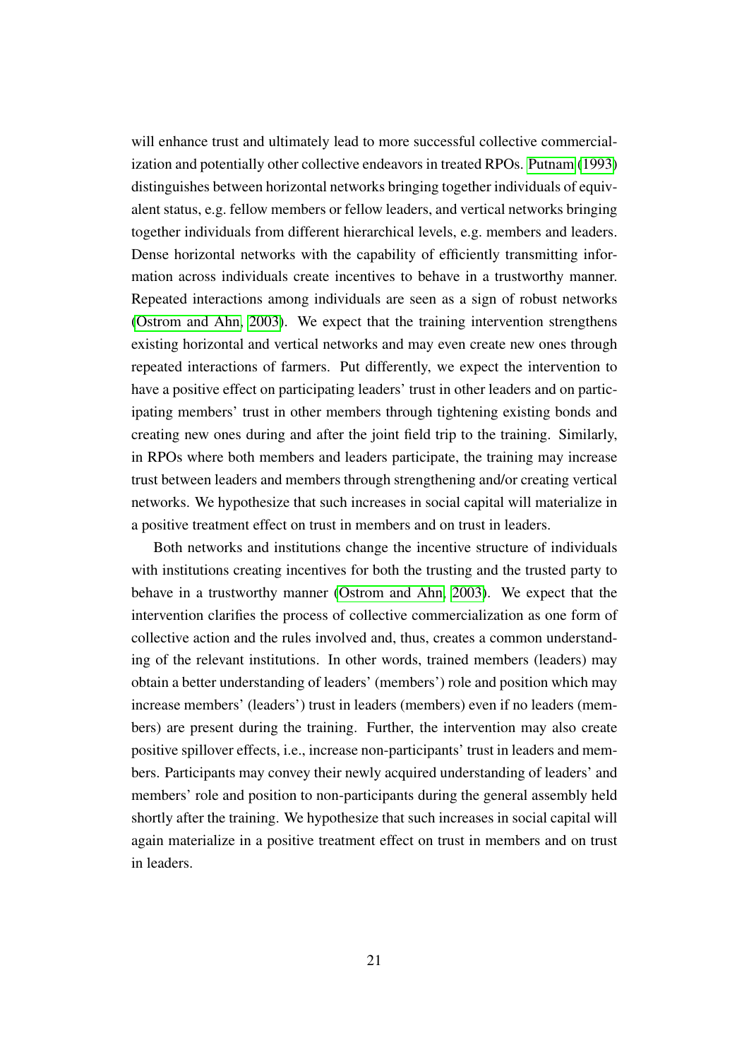will enhance trust and ultimately lead to more successful collective commercialization and potentially other collective endeavors in treated RPOs. Putnam (1993) distinguishes between horizontal networks bringing together individuals of equivalent status, e.g. fellow members or fellow leaders, and vertical networks bringing together individuals from different hierarchical levels, e.g. members and leaders. Dense horizontal networks with the capability of efficiently transmitting information across individuals create incentives to behave in a trustworthy manner. Repeated interactions among individuals are seen as a sign of robust networks (Ostrom and Ahn, 2003). We expect that the training intervention strengthens existing horizontal and vertical networks and may even create new ones through repeated interactions of farmers. Put differently, we expect the intervention to have a positive effect on participating leaders' trust in other leaders and on participating members' trust in other members through tightening existing bonds and creating new ones during and after the joint field trip to the training. Similarly, in RPOs where both members and leaders participate, the training may increase trust between leaders and members through strengthening and/or creating vertical networks. We hypothesize that such increases in social capital will materialize in a positive treatment effect on trust in members and on trust in leaders.

Both networks and institutions change the incentive structure of individuals with institutions creating incentives for both the trusting and the trusted party to behave in a trustworthy manner (Ostrom and Ahn, 2003). We expect that the intervention clarifies the process of collective commercialization as one form of collective action and the rules involved and, thus, creates a common understanding of the relevant institutions. In other words, trained members (leaders) may obtain a better understanding of leaders' (members') role and position which may increase members' (leaders') trust in leaders (members) even if no leaders (members) are present during the training. Further, the intervention may also create positive spillover effects, i.e., increase non-participants' trust in leaders and members. Participants may convey their newly acquired understanding of leaders' and members' role and position to non-participants during the general assembly held shortly after the training. We hypothesize that such increases in social capital will again materialize in a positive treatment effect on trust in members and on trust in leaders.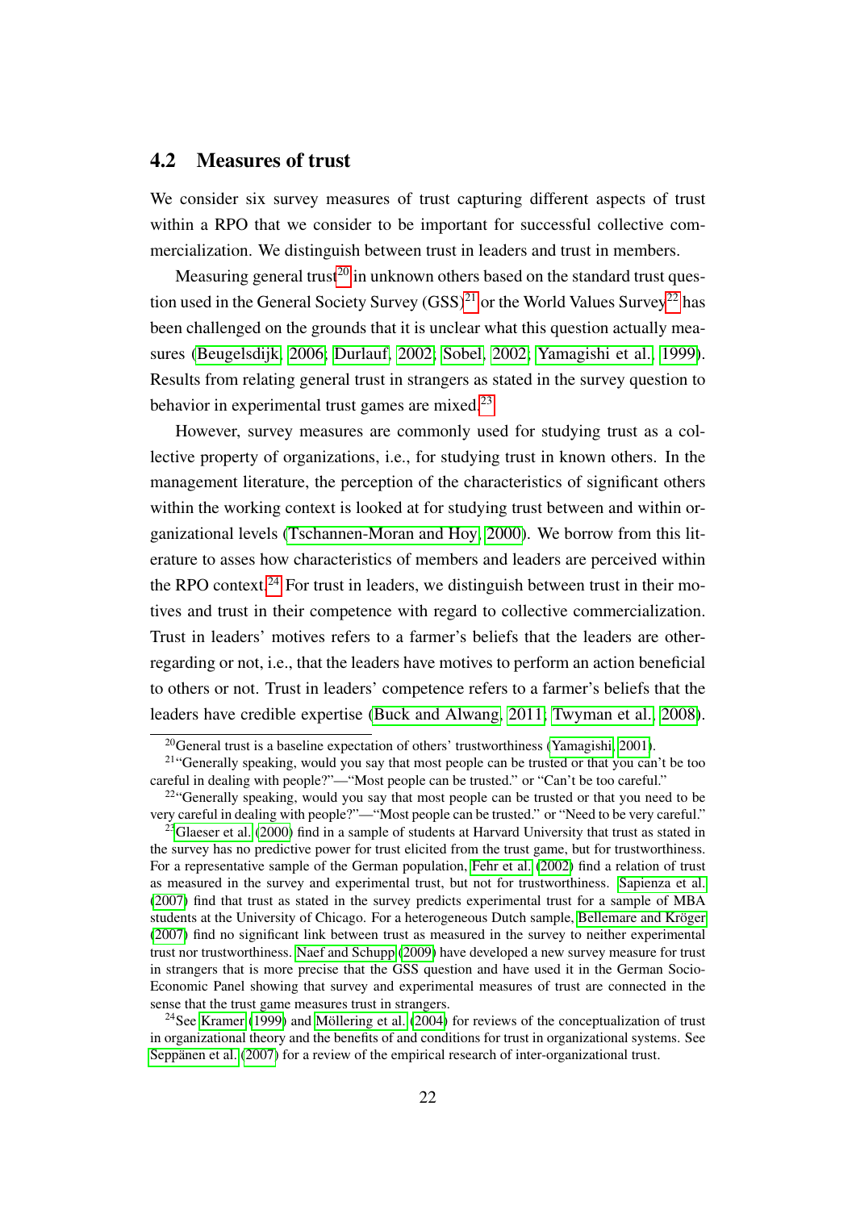### 4.2 Measures of trust

We consider six survey measures of trust capturing different aspects of trust within a RPO that we consider to be important for successful collective commercialization. We distinguish between trust in leaders and trust in members.

Measuring general trust[20] in unknown others based on the standard trust question used in the General Society Survey (GSS)[21] or the World Values Survey[22] has been challenged on the grounds that it is unclear what this question actually measures (Beugelsdijk, 2006; Durlauf, 2002; Sobel, 2002; Yamagishi et al., 1999). Results from relating general trust in strangers as stated in the survey question to behavior in experimental trust games are mixed.[23]

However, survey measures are commonly used for studying trust as a collective property of organizations, i.e., for studying trust in known others. In the management literature, the perception of the characteristics of significant others within the working context is looked at for studying trust between and within organizational levels (Tschannen-Moran and Hoy, 2000). We borrow from this literature to asses how characteristics of members and leaders are perceived within the RPO context.[24] For trust in leaders, we distinguish between trust in their motives and trust in their competence with regard to collective commercialization. Trust in leaders' motives refers to a farmer's beliefs that the leaders are other-regarding or not, i.e., that the leaders have motives to perform an action beneficial to others or not. Trust in leaders' competence refers to a farmer's beliefs that the leaders have credible expertise (Buck and Alwang, 2011; Twyman et al., 2008).

[20] General trust is a baseline expectation of others' trustworthiness (Yamagishi, 2001).

[21] "Generally speaking, would you say that most people can be trusted or that you can't be too careful in dealing with people?"—"Most people can be trusted." or "Can't be too careful."

[22] "Generally speaking, would you say that most people can be trusted or that you need to be very careful in dealing with people?"—"Most people can be trusted." or "Need to be very careful."

[23] Glaeser et al. (2000) find in a sample of students at Harvard University that trust as stated in the survey has no predictive power for trust elicited from the trust game, but for trustworthiness. For a representative sample of the German population, Fehr et al. (2002) find a relation of trust as measured in the survey and experimental trust, but not for trustworthiness. Sapienza et al. (2007) find that trust as stated in the survey predicts experimental trust for a sample of MBA students at the University of Chicago. For a heterogeneous Dutch sample, Bellemare and Kröger (2007) find no significant link between trust as measured in the survey to neither experimental trust nor trustworthiness. Naef and Schupp (2009) have developed a new survey measure for trust in strangers that is more precise that the GSS question and have used it in the German Socio-Economic Panel showing that survey and experimental measures of trust are connected in the sense that the trust game measures trust in strangers.

[24] See Kramer (1999) and Möllering et al. (2004) for reviews of the conceptualization of trust in organizational theory and the benefits of and conditions for trust in organizational systems. See Seppänen et al. (2007) for a review of the empirical research of inter-organizational trust.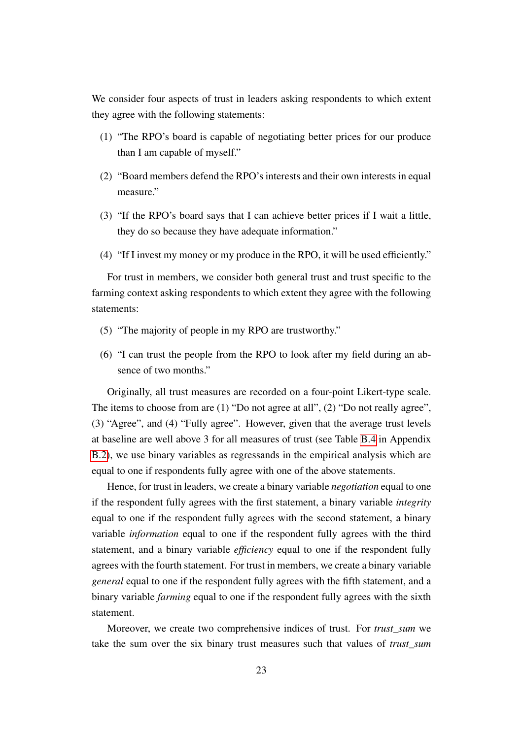We consider four aspects of trust in leaders asking respondents to which extent they agree with the following statements:

(1) "The RPO's board is capable of negotiating better prices for our produce than I am capable of myself."

(2) "Board members defend the RPO's interests and their own interests in equal measure."

(3) "If the RPO's board says that I can achieve better prices if I wait a little, they do so because they have adequate information."

(4) "If I invest my money or my produce in the RPO, it will be used efficiently."

For trust in members, we consider both general trust and trust specific to the farming context asking respondents to which extent they agree with the following statements:

(5) "The majority of people in my RPO are trustworthy."

(6) "I can trust the people from the RPO to look after my field during an absence of two months."

Originally, all trust measures are recorded on a four-point Likert-type scale. The items to choose from are (1) "Do not agree at all", (2) "Do not really agree", (3) "Agree", and (4) "Fully agree". However, given that the average trust levels at baseline are well above 3 for all measures of trust (see Table B.4 in Appendix B.2), we use binary variables as regressands in the empirical analysis which are equal to one if respondents fully agree with one of the above statements.

Hence, for trust in leaders, we create a binary variable *negotiation* equal to one if the respondent fully agrees with the first statement, a binary variable *integrity* equal to one if the respondent fully agrees with the second statement, a binary variable *information* equal to one if the respondent fully agrees with the third statement, and a binary variable *efficiency* equal to one if the respondent fully agrees with the fourth statement. For trust in members, we create a binary variable *general* equal to one if the respondent fully agrees with the fifth statement, and a binary variable *farming* equal to one if the respondent fully agrees with the sixth statement.

Moreover, we create two comprehensive indices of trust. For *trust_sum* we take the sum over the six binary trust measures such that values of *trust_sum*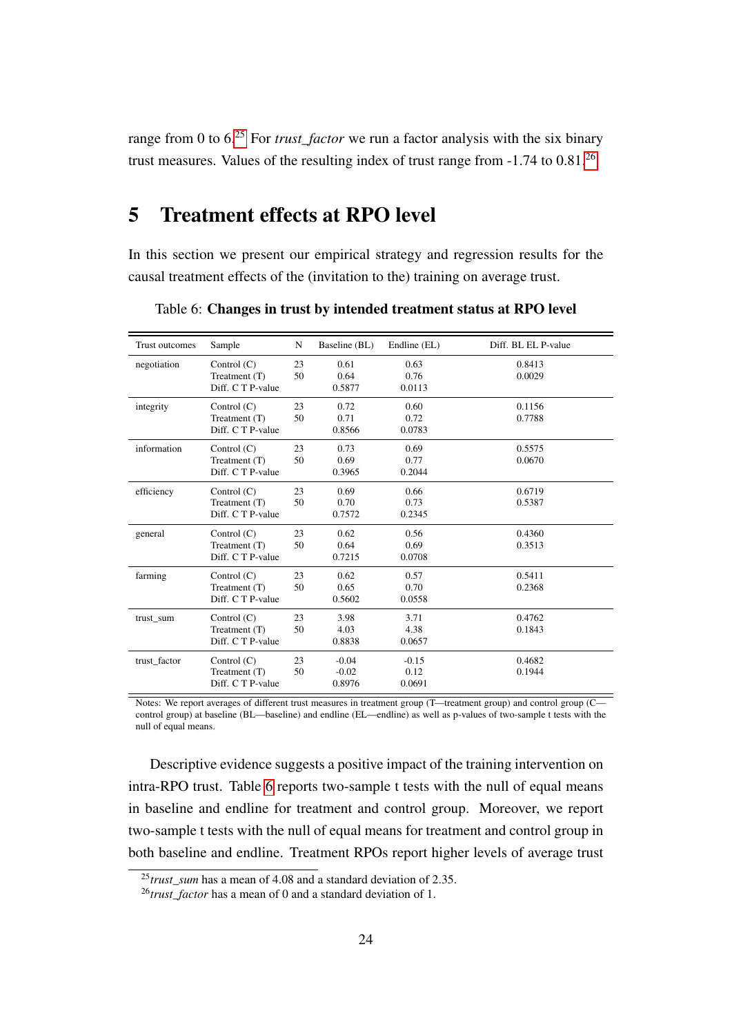range from 0 to 6.[25] For *trust_factor* we run a factor analysis with the six binary trust measures. Values of the resulting index of trust range from -1.74 to 0.81.[26]

# 5 Treatment effects at RPO level

In this section we present our empirical strategy and regression results for the causal treatment effects of the (invitation to the) training on average trust.

Table 6: **Changes in trust by intended treatment status at RPO level**

| Trust outcomes | Sample | N | Baseline (BL) | Endline (EL) | Diff. BL EL P-value |
|---|---|---|---|---|---|
| negotiation | Control (C) | 23 | 0.61 | 0.63 | 0.8413 |
| | Treatment (T) | 50 | 0.64 | 0.76 | 0.0029 |
| | Diff. C T P-value | | 0.5877 | 0.0113 | |
| integrity | Control (C) | 23 | 0.72 | 0.60 | 0.1156 |
| | Treatment (T) | 50 | 0.71 | 0.72 | 0.7788 |
| | Diff. C T P-value | | 0.8566 | 0.0783 | |
| information | Control (C) | 23 | 0.73 | 0.69 | 0.5575 |
| | Treatment (T) | 50 | 0.69 | 0.77 | 0.0670 |
| | Diff. C T P-value | | 0.3965 | 0.2044 | |
| efficiency | Control (C) | 23 | 0.69 | 0.66 | 0.6719 |
| | Treatment (T) | 50 | 0.70 | 0.73 | 0.5387 |
| | Diff. C T P-value | | 0.7572 | 0.2345 | |
| general | Control (C) | 23 | 0.62 | 0.56 | 0.4360 |
| | Treatment (T) | 50 | 0.64 | 0.69 | 0.3513 |
| | Diff. C T P-value | | 0.7215 | 0.0708 | |
| farming | Control (C) | 23 | 0.62 | 0.57 | 0.5411 |
| | Treatment (T) | 50 | 0.65 | 0.70 | 0.2368 |
| | Diff. C T P-value | | 0.5602 | 0.0558 | |
| trust_sum | Control (C) | 23 | 3.98 | 3.71 | 0.4762 |
| | Treatment (T) | 50 | 4.03 | 4.38 | 0.1843 |
| | Diff. C T P-value | | 0.8838 | 0.0657 | |
| trust_factor | Control (C) | 23 | -0.04 | -0.15 | 0.4682 |
| | Treatment (T) | 50 | -0.02 | 0.12 | 0.1944 |
| | Diff. C T P-value | | 0.8976 | 0.0691 | |

Notes: We report averages of different trust measures in treatment group (T—treatment group) and control group (C—control group) at baseline (BL—baseline) and endline (EL—endline) as well as p-values of two-sample t tests with the null of equal means.

Descriptive evidence suggests a positive impact of the training intervention on intra-RPO trust. Table 6 reports two-sample t tests with the null of equal means in baseline and endline for treatment and control group. Moreover, we report two-sample t tests with the null of equal means for treatment and control group in both baseline and endline. Treatment RPOs report higher levels of average trust

[25] *trust_sum* has a mean of 4.08 and a standard deviation of 2.35.

[26] *trust_factor* has a mean of 0 and a standard deviation of 1.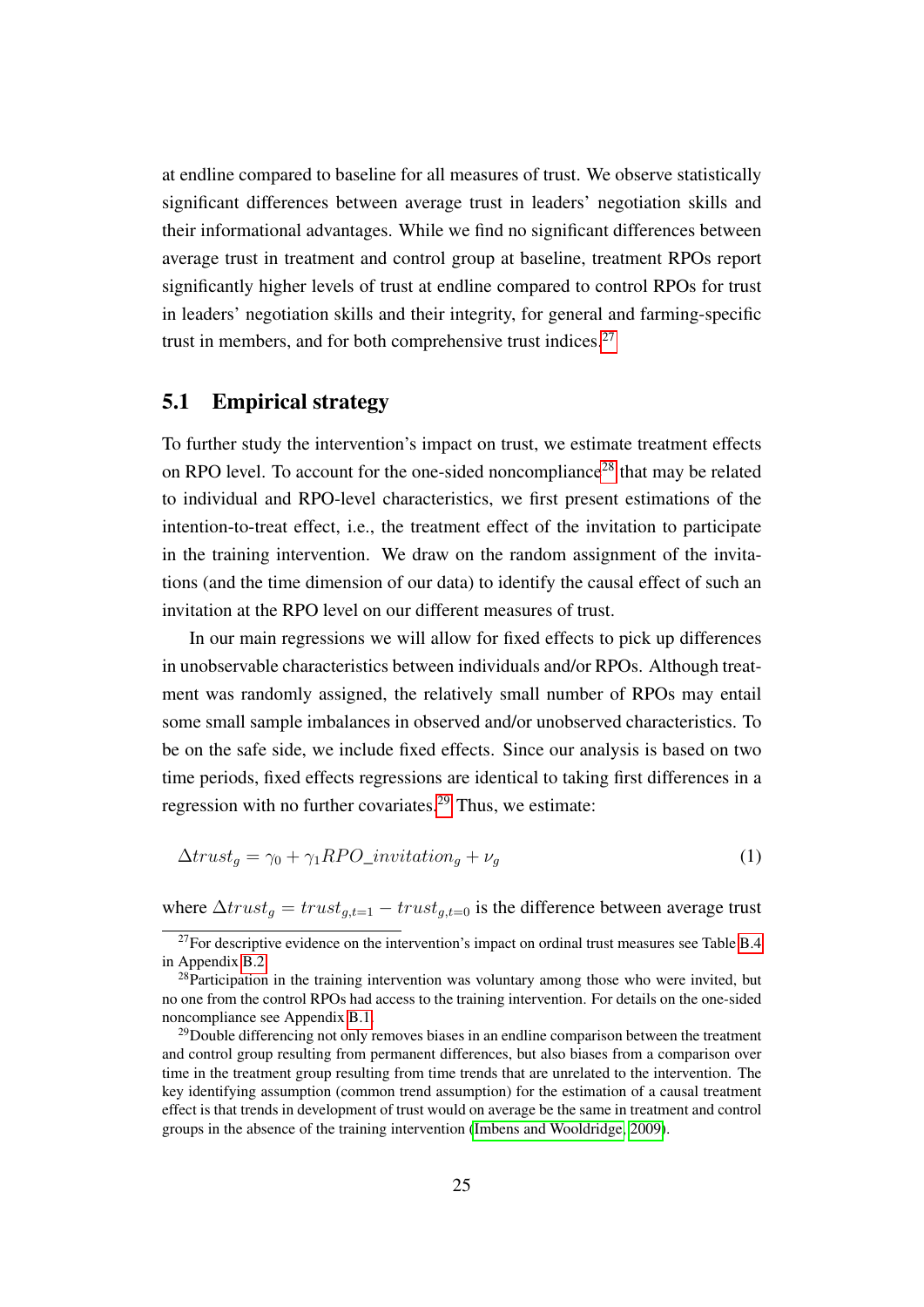at endline compared to baseline for all measures of trust. We observe statistically significant differences between average trust in leaders' negotiation skills and their informational advantages. While we find no significant differences between average trust in treatment and control group at baseline, treatment RPOs report significantly higher levels of trust at endline compared to control RPOs for trust in leaders' negotiation skills and their integrity, for general and farming-specific trust in members, and for both comprehensive trust indices.[27]

## 5.1 Empirical strategy

To further study the intervention's impact on trust, we estimate treatment effects on RPO level. To account for the one-sided noncompliance[28] that may be related to individual and RPO-level characteristics, we first present estimations of the intention-to-treat effect, i.e., the treatment effect of the invitation to participate in the training intervention. We draw on the random assignment of the invitations (and the time dimension of our data) to identify the causal effect of such an invitation at the RPO level on our different measures of trust.

In our main regressions we will allow for fixed effects to pick up differences in unobservable characteristics between individuals and/or RPOs. Although treatment was randomly assigned, the relatively small number of RPOs may entail some small sample imbalances in observed and/or unobserved characteristics. To be on the safe side, we include fixed effects. Since our analysis is based on two time periods, fixed effects regressions are identical to taking first differences in a regression with no further covariates.[29] Thus, we estimate:

$$\Delta trust_g = \gamma_0 + \gamma_1 RPO\_invitation_g + \nu_g \tag{1}$$

where $\Delta trust_g = trust_{g,t=1} - trust_{g,t=0}$ is the difference between average trust

[27] For descriptive evidence on the intervention's impact on ordinal trust measures see Table B.4 in Appendix B.2.

[28] Participation in the training intervention was voluntary among those who were invited, but no one from the control RPOs had access to the training intervention. For details on the one-sided noncompliance see Appendix B.1.

[29] Double differencing not only removes biases in an endline comparison between the treatment and control group resulting from permanent differences, but also biases from a comparison over time in the treatment group resulting from time trends that are unrelated to the intervention. The key identifying assumption (common trend assumption) for the estimation of a causal treatment effect is that trends in development of trust would on average be the same in treatment and control groups in the absence of the training intervention (Imbens and Wooldridge, 2009).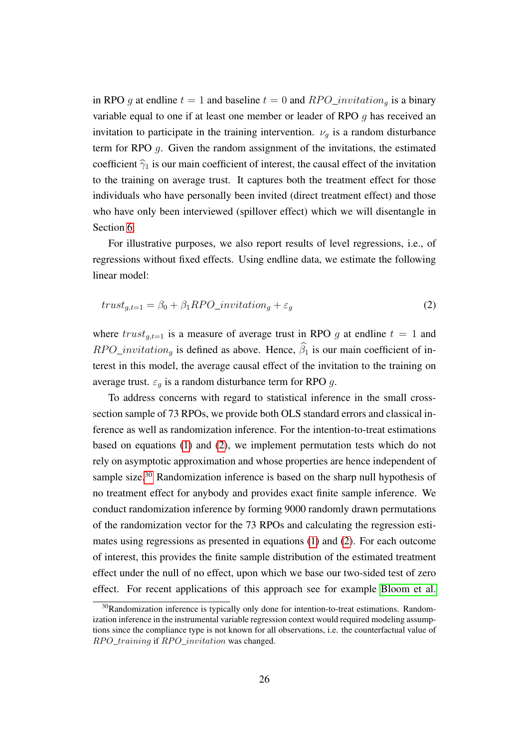in RPO $g$ at endline $t = 1$ and baseline $t = 0$ and $RPO\_invitation_g$ is a binary variable equal to one if at least one member or leader of RPO $g$ has received an invitation to participate in the training intervention. $\nu_g$ is a random disturbance term for RPO $g$. Given the random assignment of the invitations, the estimated coefficient $\widehat{\gamma}_1$ is our main coefficient of interest, the causal effect of the invitation to the training on average trust. It captures both the treatment effect for those individuals who have personally been invited (direct treatment effect) and those who have only been interviewed (spillover effect) which we will disentangle in Section 6.

For illustrative purposes, we also report results of level regressions, i.e., of regressions without fixed effects. Using endline data, we estimate the following linear model:

$$trust_{g,t=1} = \beta_0 + \beta_1 RPO\_invitation_g + \varepsilon_g \tag{2}$$

where $trust_{g,t=1}$ is a measure of average trust in RPO $g$ at endline $t = 1$ and $RPO\_invitation_g$ is defined as above. Hence, $\widehat{\beta}_1$ is our main coefficient of interest in this model, the average causal effect of the invitation to the training on average trust. $\varepsilon_g$ is a random disturbance term for RPO $g$.

To address concerns with regard to statistical inference in the small cross-section sample of 73 RPOs, we provide both OLS standard errors and classical inference as well as randomization inference. For the intention-to-treat estimations based on equations (1) and (2), we implement permutation tests which do not rely on asymptotic approximation and whose properties are hence independent of sample size.[30] Randomization inference is based on the sharp null hypothesis of no treatment effect for anybody and provides exact finite sample inference. We conduct randomization inference by forming 9000 randomly drawn permutations of the randomization vector for the 73 RPOs and calculating the regression estimates using regressions as presented in equations (1) and (2). For each outcome of interest, this provides the finite sample distribution of the estimated treatment effect under the null of no effect, upon which we base our two-sided test of zero effect. For recent applications of this approach see for example Bloom et al.

[30]Randomization inference is typically only done for intention-to-treat estimations. Randomization inference in the instrumental variable regression context would required modeling assumptions since the compliance type is not known for all observations, i.e. the counterfactual value of $RPO\_training$ if $RPO\_invitation$ was changed.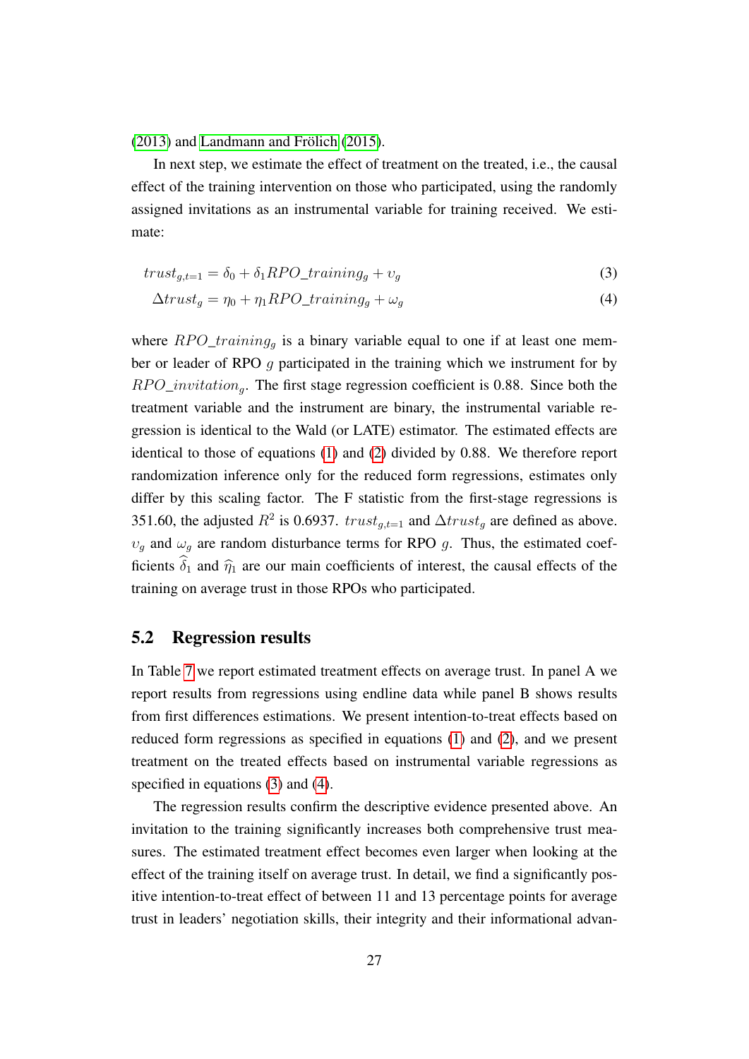(2013) and Landmann and Frölich (2015).

In next step, we estimate the effect of treatment on the treated, i.e., the causal effect of the training intervention on those who participated, using the randomly assigned invitations as an instrumental variable for training received. We estimate:

$$trust_{g,t=1} = \delta_0 + \delta_1 RPO\_training_g + \upsilon_g \tag{3}$$

$$\Delta trust_g = \eta_0 + \eta_1 RPO\_training_g + \omega_g \tag{4}$$

where $RPO\_training_g$ is a binary variable equal to one if at least one member or leader of RPO $g$ participated in the training which we instrument for by $RPO\_invitation_g$. The first stage regression coefficient is 0.88. Since both the treatment variable and the instrument are binary, the instrumental variable regression is identical to the Wald (or LATE) estimator. The estimated effects are identical to those of equations (1) and (2) divided by 0.88. We therefore report randomization inference only for the reduced form regressions, estimates only differ by this scaling factor. The F statistic from the first-stage regressions is 351.60, the adjusted $R^2$ is 0.6937. $trust_{g,t=1}$ and $\Delta trust_g$ are defined as above. $\upsilon_g$ and $\omega_g$ are random disturbance terms for RPO $g$. Thus, the estimated coefficients $\widehat{\delta}_1$ and $\widehat{\eta}_1$ are our main coefficients of interest, the causal effects of the training on average trust in those RPOs who participated.

## 5.2 Regression results

In Table 7 we report estimated treatment effects on average trust. In panel A we report results from regressions using endline data while panel B shows results from first differences estimations. We present intention-to-treat effects based on reduced form regressions as specified in equations (1) and (2), and we present treatment on the treated effects based on instrumental variable regressions as specified in equations (3) and (4).

The regression results confirm the descriptive evidence presented above. An invitation to the training significantly increases both comprehensive trust measures. The estimated treatment effect becomes even larger when looking at the effect of the training itself on average trust. In detail, we find a significantly positive intention-to-treat effect of between 11 and 13 percentage points for average trust in leaders' negotiation skills, their integrity and their informational advan-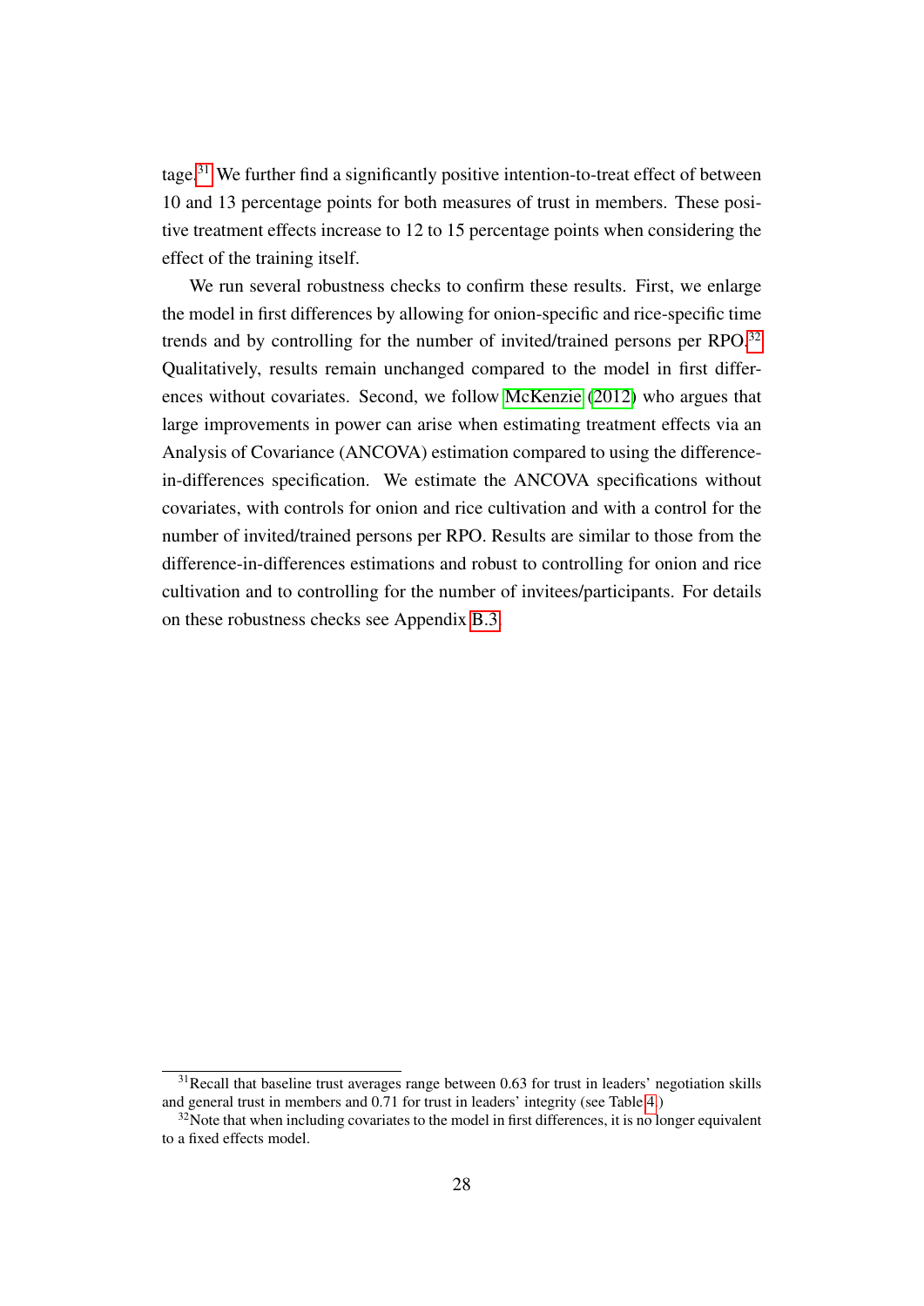tage.[31] We further find a significantly positive intention-to-treat effect of between 10 and 13 percentage points for both measures of trust in members. These positive treatment effects increase to 12 to 15 percentage points when considering the effect of the training itself.

We run several robustness checks to confirm these results. First, we enlarge the model in first differences by allowing for onion-specific and rice-specific time trends and by controlling for the number of invited/trained persons per RPO.[32] Qualitatively, results remain unchanged compared to the model in first differences without covariates. Second, we follow McKenzie (2012) who argues that large improvements in power can arise when estimating treatment effects via an Analysis of Covariance (ANCOVA) estimation compared to using the difference-in-differences specification. We estimate the ANCOVA specifications without covariates, with controls for onion and rice cultivation and with a control for the number of invited/trained persons per RPO. Results are similar to those from the difference-in-differences estimations and robust to controlling for onion and rice cultivation and to controlling for the number of invitees/participants. For details on these robustness checks see Appendix B.3.

[31] Recall that baseline trust averages range between 0.63 for trust in leaders' negotiation skills and general trust in members and 0.71 for trust in leaders' integrity (see Table 4.)

[32] Note that when including covariates to the model in first differences, it is no longer equivalent to a fixed effects model.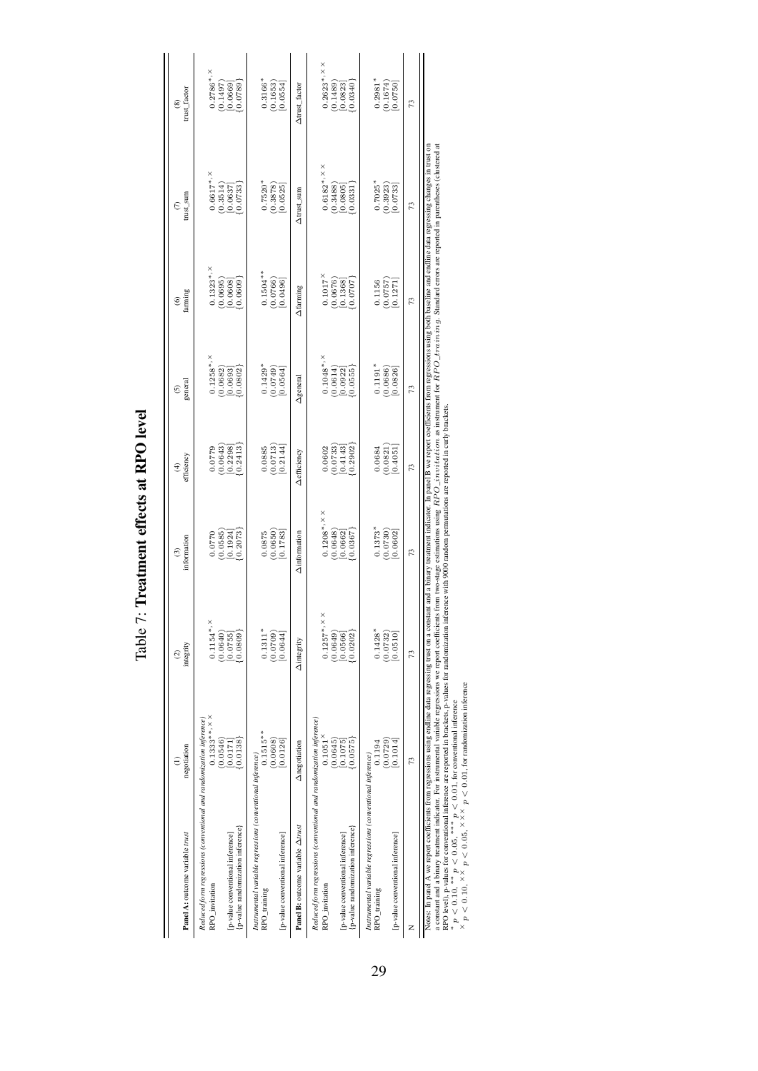# Table 7: **Treatment effects at RPO level**

| **Panel A:** outcome variable *trust* | (1) negotiation | (2) integrity | (3) information | (4) efficiency | (5) general | (6) farming | (7) trust_sum | (8) trust_factor |
|---|---|---|---|---|---|---|---|---|
| *Reduced form regressions (conventional and randomization inference)* | | | | | | | | |
| RPO_invitation | $0.1333^{**,\times\times}$ | $0.1154^{*,\times}$ | 0.0770 | 0.0779 | $0.1258^{*,\times}$ | $0.1323^{*,\times}$ | $0.6617^{*,\times}$ | $0.2786^{*,\times}$ |
| | (0.0546) | (0.0640) | (0.0585) | (0.0643) | (0.0682) | (0.0695) | (0.3514) | (0.1497) |
| [p-value conventional inference] | [0.0171] | [0.0755] | [0.1924] | [0.2298] | [0.0693] | [0.0608] | [0.0637] | [0.0669] |
| {p-value randomization inference} | {0.0138} | {0.0809} | {0.2073} | {0.2413} | {0.0802} | {0.0609} | {0.0733} | {0.0789} |
| *Instrumental variable regressions (conventional inference)* | | | | | | | | |
| RPO_training | $0.1515^{**}$ | $0.1311^{*}$ | 0.0875 | 0.0885 | $0.1429^{*}$ | $0.1504^{**}$ | $0.7520^{*}$ | $0.3166^{*}$ |
| | (0.0608) | (0.0709) | (0.0650) | (0.0713) | (0.0749) | (0.0766) | (0.3878) | (0.1653) |
| [p-value conventional inference] | [0.0126] | [0.0644] | [0.1783] | [0.2144] | [0.0564] | [0.0496] | [0.0525] | [0.0554] |
| **Panel B:** outcome variable *Δtrust* | Δnegotiation | Δintegrity | Δinformation | Δefficiency | Δgeneral | Δfarming | Δtrust_sum | Δtrust_factor |
| *Reduced form regressions (conventional and randomization inference)* | | | | | | | | |
| RPO_invitation | $0.1051^{\times}$ | $0.1257^{*,\times\times}$ | $0.1208^{*,\times\times}$ | 0.0602 | $0.1048^{*,\times}$ | $0.1017^{\times}$ | $0.6182^{*,\times\times}$ | $0.2623^{*,\times\times}$ |
| | (0.0645) | (0.0649) | (0.0648) | (0.0733) | (0.0614) | (0.0676) | (0.3488) | (0.1489) |
| [p-value conventional inference] | [0.1075] | [0.0566] | [0.0662] | [0.4143] | [0.0922] | [0.1368] | [0.0805] | [0.0823] |
| {p-value randomization inference} | {0.0575} | {0.0202} | {0.0367} | {0.2902} | {0.0555} | {0.0707} | {0.0331} | {0.0340} |
| *Instrumental variable regressions (conventional inference)* | | | | | | | | |
| RPO_training | 0.1194 | $0.1428^{*}$ | $0.1373^{*}$ | 0.0684 | $0.1191^{*}$ | 0.1156 | $0.7025^{*}$ | $0.2981^{*}$ |
| | (0.0729) | (0.0732) | (0.0730) | (0.0821) | (0.0686) | (0.0757) | (0.3923) | (0.1674) |
| [p-value conventional inference] | [0.1014] | [0.0510] | [0.0602] | [0.4051] | [0.0826] | [0.1271] | [0.0733] | [0.0750] |
| N | 73 | 73 | 73 | 73 | 73 | 73 | 73 | 73 |

Notes: In panel A we report coefficients from regressions using endline data regressing trust on a constant and a binary treatment indicator. In panel B we report coefficients from regressions using both baseline and endline data regressing changes in trust on a constant and a binary treatment indicator. For instrumental variable regressions we report coefficients from two-stage estimations using $RPO\_invitation$ as instrument for $RPO\_training$. Standard errors are reported in parentheses (clustered at RPO level), p-values for conventional inference are reported in brackets, p-values for randomization inference with 9000 random permutations are reported in curly brackets.
$^{*}$ $p < 0.10$, $^{**}$ $p < 0.05$, $^{***}$ $p < 0.01$, for conventional inference
$^{\times}$ $p < 0.10$, $^{\times\times}$ $p < 0.05$, $^{\times\times\times}$ $p < 0.01$, for randomization inference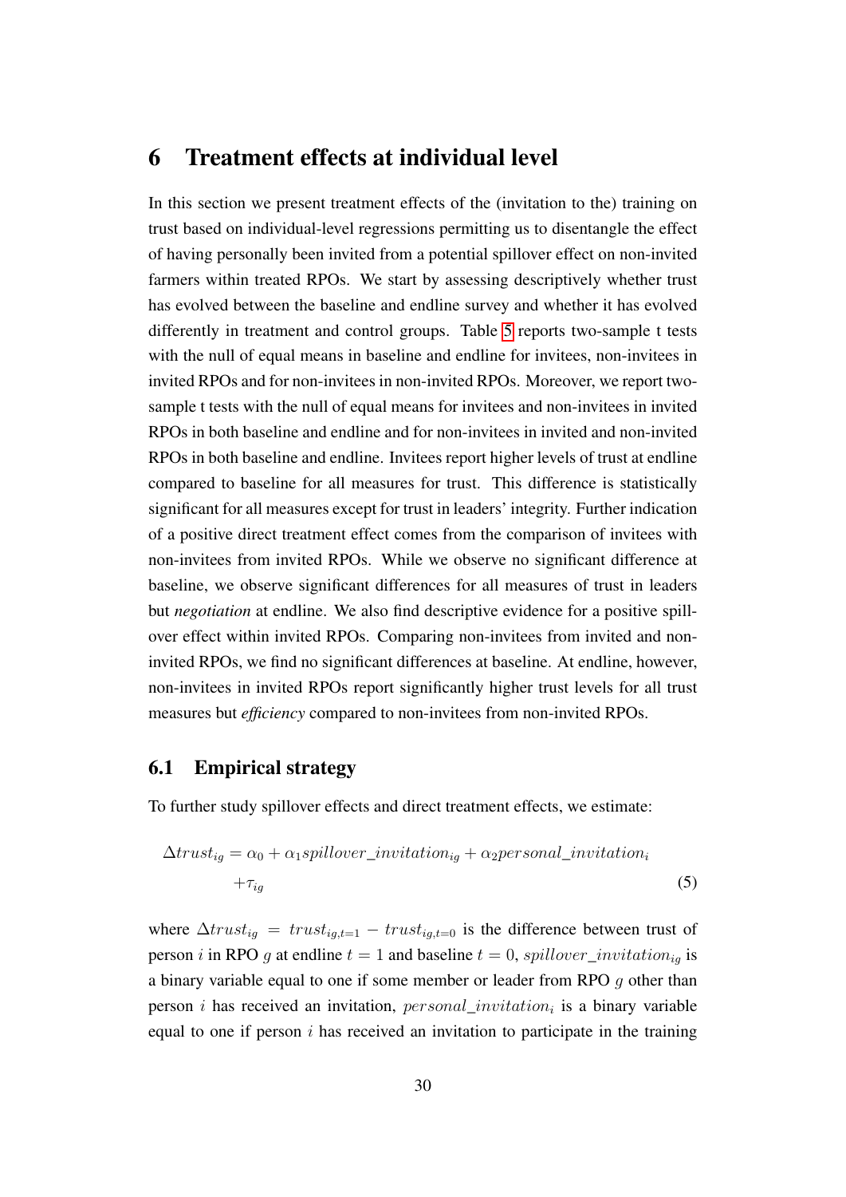# 6 Treatment effects at individual level

In this section we present treatment effects of the (invitation to the) training on trust based on individual-level regressions permitting us to disentangle the effect of having personally been invited from a potential spillover effect on non-invited farmers within treated RPOs. We start by assessing descriptively whether trust has evolved between the baseline and endline survey and whether it has evolved differently in treatment and control groups. Table 5 reports two-sample t tests with the null of equal means in baseline and endline for invitees, non-invitees in invited RPOs and for non-invitees in non-invited RPOs. Moreover, we report two-sample t tests with the null of equal means for invitees and non-invitees in invited RPOs in both baseline and endline and for non-invitees in invited and non-invited RPOs in both baseline and endline. Invitees report higher levels of trust at endline compared to baseline for all measures for trust. This difference is statistically significant for all measures except for trust in leaders' integrity. Further indication of a positive direct treatment effect comes from the comparison of invitees with non-invitees from invited RPOs. While we observe no significant difference at baseline, we observe significant differences for all measures of trust in leaders but *negotiation* at endline. We also find descriptive evidence for a positive spillover effect within invited RPOs. Comparing non-invitees from invited and non-invited RPOs, we find no significant differences at baseline. At endline, however, non-invitees in invited RPOs report significantly higher trust levels for all trust measures but *efficiency* compared to non-invitees from non-invited RPOs.

## 6.1 Empirical strategy

To further study spillover effects and direct treatment effects, we estimate:

$$\Delta trust_{ig} = \alpha_0 + \alpha_1 spillover\_invitation_{ig} + \alpha_2 personal\_invitation_i + \tau_{ig} \tag{5}$$

where $\Delta trust_{ig} = trust_{ig,t=1} - trust_{ig,t=0}$ is the difference between trust of person $i$ in RPO $g$ at endline $t = 1$ and baseline $t = 0$, $spillover\_invitation_{ig}$ is a binary variable equal to one if some member or leader from RPO $g$ other than person $i$ has received an invitation, $personal\_invitation_i$ is a binary variable equal to one if person $i$ has received an invitation to participate in the training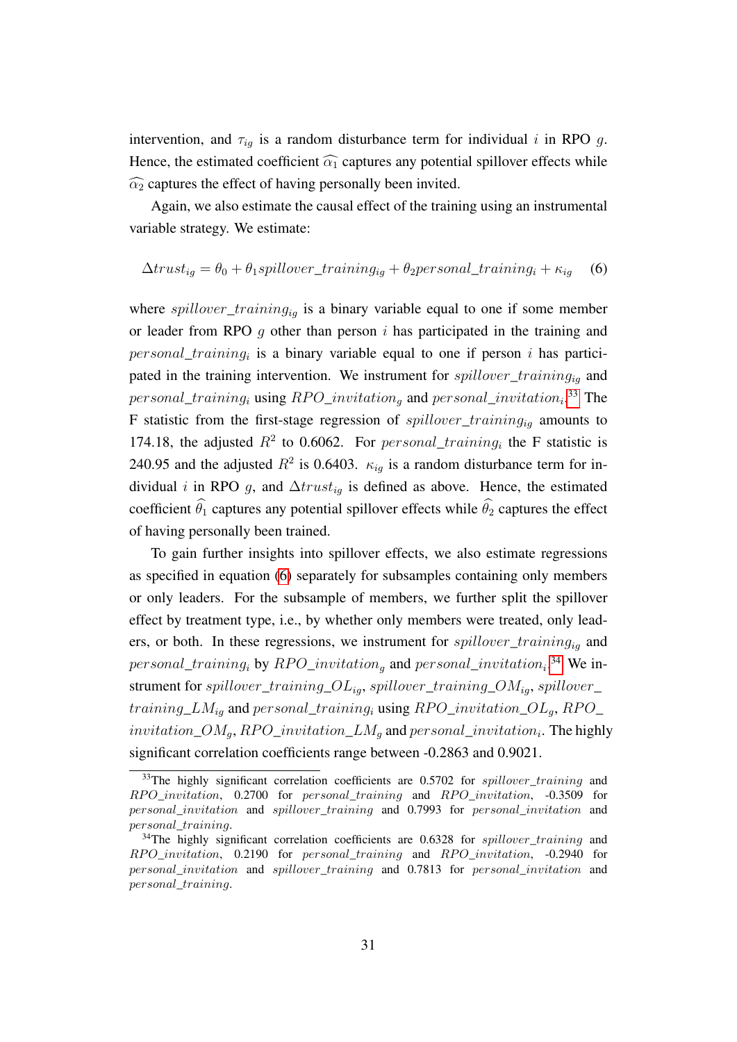intervention, and $\tau_{ig}$ is a random disturbance term for individual $i$ in RPO $g$. Hence, the estimated coefficient $\widehat{\alpha_1}$ captures any potential spillover effects while $\widehat{\alpha_2}$ captures the effect of having personally been invited.

Again, we also estimate the causal effect of the training using an instrumental variable strategy. We estimate:

$$\Delta trust_{ig} = \theta_0 + \theta_1 spillover\_training_{ig} + \theta_2 personal\_training_i + \kappa_{ig} \quad (6)$$

where $spillover\_training_{ig}$ is a binary variable equal to one if some member or leader from RPO $g$ other than person $i$ has participated in the training and $personal\_training_i$ is a binary variable equal to one if person $i$ has participated in the training intervention. We instrument for $spillover\_training_{ig}$ and $personal\_training_i$ using $RPO\_invitation_g$ and $personal\_invitation_i$.[33] The F statistic from the first-stage regression of $spillover\_training_{ig}$ amounts to 174.18, the adjusted $R^2$ to 0.6062. For $personal\_training_i$ the F statistic is 240.95 and the adjusted $R^2$ is 0.6403. $\kappa_{ig}$ is a random disturbance term for individual $i$ in RPO $g$, and $\Delta trust_{ig}$ is defined as above. Hence, the estimated coefficient $\widehat{\theta_1}$ captures any potential spillover effects while $\widehat{\theta_2}$ captures the effect of having personally been trained.

To gain further insights into spillover effects, we also estimate regressions as specified in equation (6) separately for subsamples containing only members or only leaders. For the subsample of members, we further split the spillover effect by treatment type, i.e., by whether only members were treated, only leaders, or both. In these regressions, we instrument for $spillover\_training_{ig}$ and $personal\_training_i$ by $RPO\_invitation_g$ and $personal\_invitation_i$.[34] We instrument for $spillover\_training\_OL_{ig}$, $spillover\_training\_OM_{ig}$, $spillover\_training\_LM_{ig}$ and $personal\_training_i$ using $RPO\_invitation\_OL_g$, $RPO\_invitation\_OM_g$, $RPO\_invitation\_LM_g$ and $personal\_invitation_i$. The highly significant correlation coefficients range between -0.2863 and 0.9021.

[33] The highly significant correlation coefficients are 0.5702 for $spillover\_training$ and $RPO\_invitation$, 0.2700 for $personal\_training$ and $RPO\_invitation$, -0.3509 for $personal\_invitation$ and $spillover\_training$ and 0.7993 for $personal\_invitation$ and $personal\_training$.

[34] The highly significant correlation coefficients are 0.6328 for $spillover\_training$ and $RPO\_invitation$, 0.2190 for $personal\_training$ and $RPO\_invitation$, -0.2940 for $personal\_invitation$ and $spillover\_training$ and 0.7813 for $personal\_invitation$ and $personal\_training$.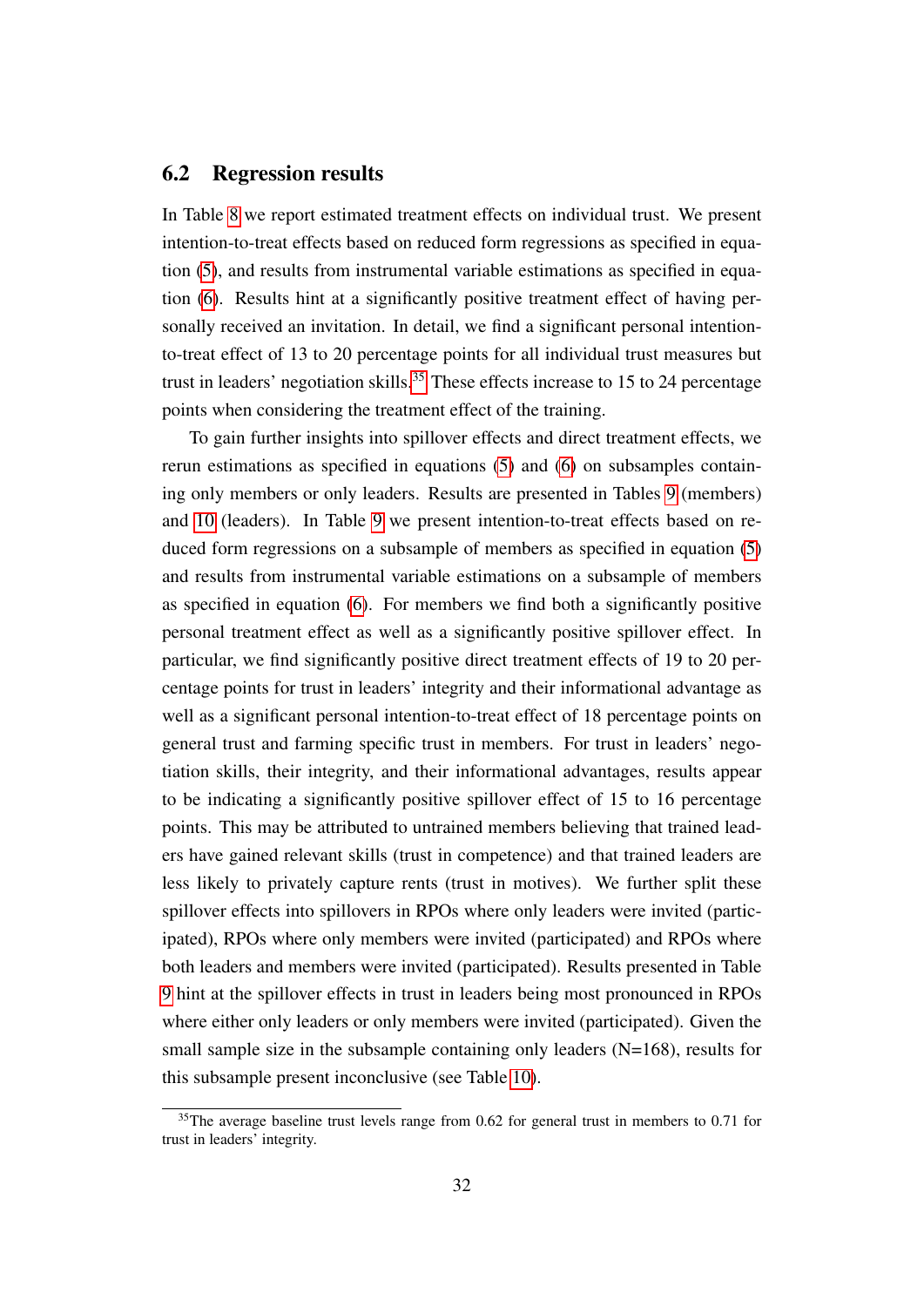### 6.2 Regression results

In Table 8 we report estimated treatment effects on individual trust. We present intention-to-treat effects based on reduced form regressions as specified in equation (5), and results from instrumental variable estimations as specified in equation (6). Results hint at a significantly positive treatment effect of having personally received an invitation. In detail, we find a significant personal intention-to-treat effect of 13 to 20 percentage points for all individual trust measures but trust in leaders' negotiation skills.[35] These effects increase to 15 to 24 percentage points when considering the treatment effect of the training.

To gain further insights into spillover effects and direct treatment effects, we rerun estimations as specified in equations (5) and (6) on subsamples containing only members or only leaders. Results are presented in Tables 9 (members) and 10 (leaders). In Table 9 we present intention-to-treat effects based on reduced form regressions on a subsample of members as specified in equation (5) and results from instrumental variable estimations on a subsample of members as specified in equation (6). For members we find both a significantly positive personal treatment effect as well as a significantly positive spillover effect. In particular, we find significantly positive direct treatment effects of 19 to 20 percentage points for trust in leaders' integrity and their informational advantage as well as a significant personal intention-to-treat effect of 18 percentage points on general trust and farming specific trust in members. For trust in leaders' negotiation skills, their integrity, and their informational advantages, results appear to be indicating a significantly positive spillover effect of 15 to 16 percentage points. This may be attributed to untrained members believing that trained leaders have gained relevant skills (trust in competence) and that trained leaders are less likely to privately capture rents (trust in motives). We further split these spillover effects into spillovers in RPOs where only leaders were invited (participated), RPOs where only members were invited (participated) and RPOs where both leaders and members were invited (participated). Results presented in Table 9 hint at the spillover effects in trust in leaders being most pronounced in RPOs where either only leaders or only members were invited (participated). Given the small sample size in the subsample containing only leaders (N=168), results for this subsample present inconclusive (see Table 10).

[35] The average baseline trust levels range from 0.62 for general trust in members to 0.71 for trust in leaders' integrity.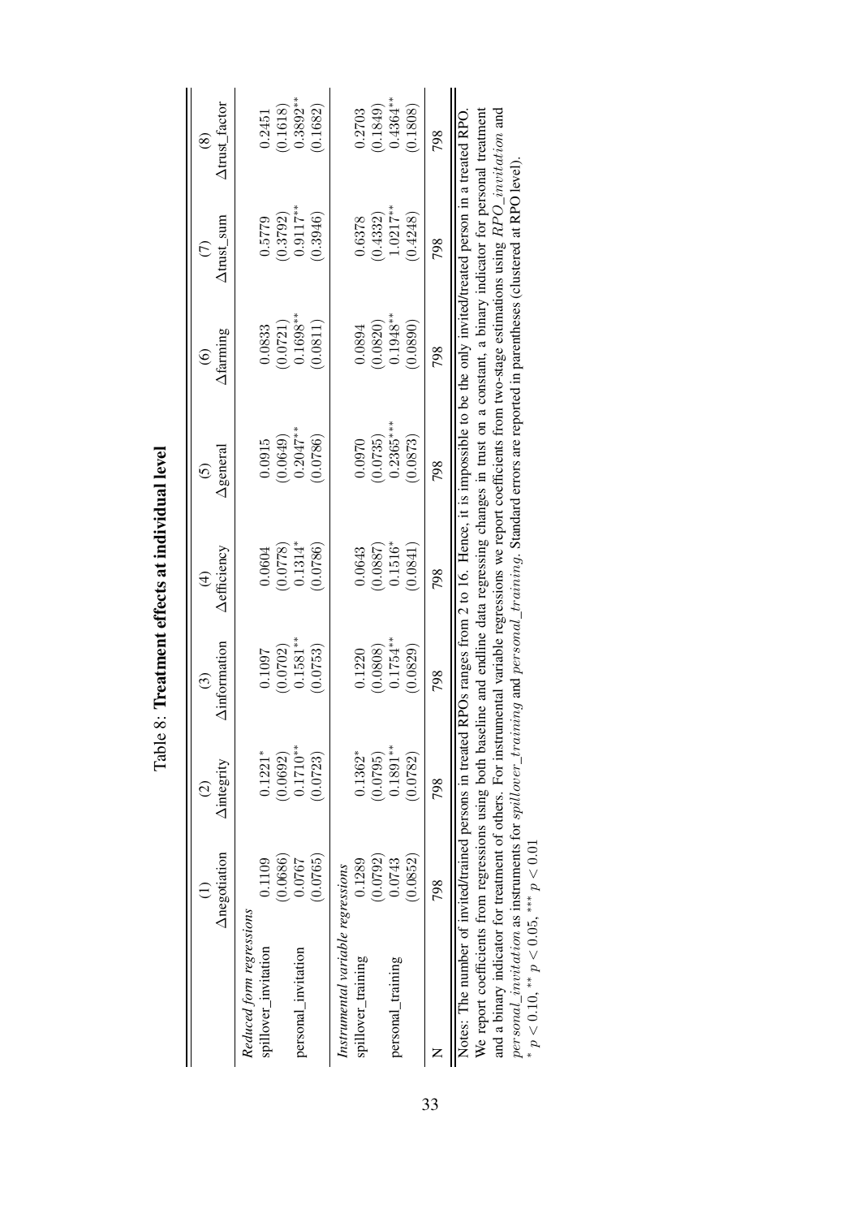Table 8: **Treatment effects at individual level**

| | (1) Δnegotiation | (2) Δintegrity | (3) Δinformation | (4) Δefficiency | (5) Δgeneral | (6) Δfarming | (7) Δtrust_sum | (8) Δtrust_factor |
|---|---|---|---|---|---|---|---|---|
| *Reduced form regressions* | | | | | | | | |
| spillover_invitation | 0.1109 | 0.1221* | 0.1097 | 0.0604 | 0.0915 | 0.0833 | 0.5779 | 0.2451 |
| | (0.0686) | (0.0692) | (0.0702) | (0.0778) | (0.0649) | (0.0721) | (0.3792) | (0.1618) |
| personal_invitation | 0.0767 | 0.1710** | 0.1581** | 0.1314* | 0.2047** | 0.1698** | 0.9117** | 0.3892** |
| | (0.0765) | (0.0723) | (0.0753) | (0.0786) | (0.0786) | (0.0811) | (0.3946) | (0.1682) |
| *Instrumental variable regressions* | | | | | | | | |
| spillover_training | 0.1289 | 0.1362* | 0.1220 | 0.0643 | 0.0970 | 0.0894 | 0.6378 | 0.2703 |
| | (0.0792) | (0.0795) | (0.0808) | (0.0887) | (0.0735) | (0.0820) | (0.4332) | (0.1849) |
| personal_training | 0.0743 | 0.1891** | 0.1754** | 0.1516* | 0.2365*** | 0.1948** | 1.0217** | 0.4364** |
| | (0.0852) | (0.0782) | (0.0829) | (0.0841) | (0.0873) | (0.0890) | (0.4248) | (0.1808) |
| N | 798 | 798 | 798 | 798 | 798 | 798 | 798 | 798 |

Notes: The number of invited/trained persons in treated RPOs ranges from 2 to 16. Hence, it is impossible to be the only invited/treated person in a treated RPO. We report coefficients from regressions using both baseline and endline data regressing changes in trust on a constant, a binary indicator for personal treatment and a binary indicator for treatment of others. For instrumental variable regressions we report coefficients from two-stage estimations using $RPO\_invitation$ and $personal\_invitation$ as instruments for $spillover\_training$ and $personal\_training$. Standard errors are reported in parentheses (clustered at RPO level).
* $p < 0.10$, ** $p < 0.05$, *** $p < 0.01$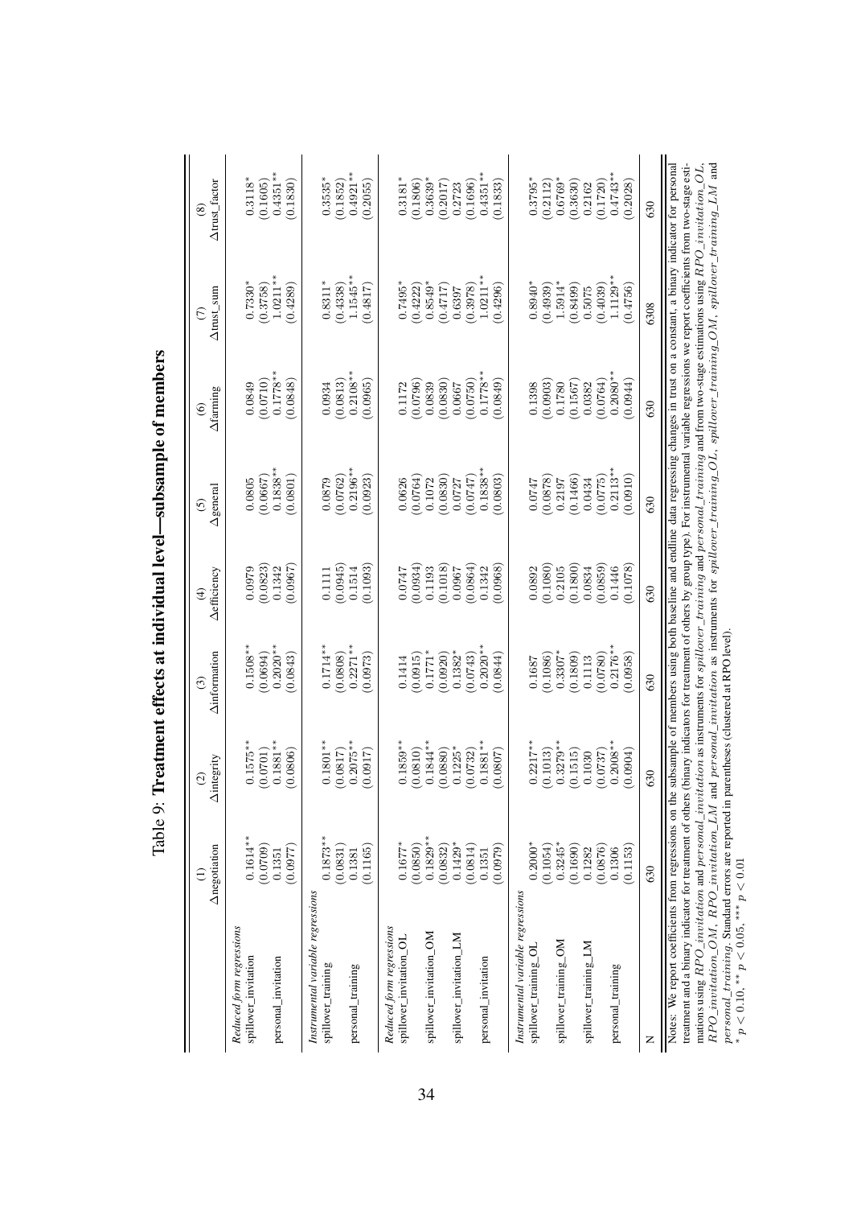Table 9: **Treatment effects at individual level—subsample of members**

| | (1) | (2) | (3) | (4) | (5) | (6) | (7) | (8) |
|---|---|---|---|---|---|---|---|---|
| | Δnegotiation | Δintegrity | Δinformation | Δefficiency | Δgeneral | Δfarming | Δtrust_sum | Δtrust_factor |
| *Reduced form regressions* | | | | | | | | |
| spillover_invitation | 0.1614** | 0.1575** | 0.1508** | 0.0979 | 0.0805 | 0.0849 | 0.7330* | 0.3118* |
| | (0.0709) | (0.0701) | (0.0694) | (0.0823) | (0.0667) | (0.0710) | (0.3758) | (0.1605) |
| personal_invitation | 0.1351 | 0.1881** | 0.2020** | 0.1342 | 0.1838** | 0.1778** | 1.0211** | 0.4351** |
| | (0.0977) | (0.0806) | (0.0843) | (0.0967) | (0.0801) | (0.0848) | (0.4289) | (0.1830) |
| *Instrumental variable regressions* | | | | | | | | |
| spillover_training | 0.1873** | 0.1801** | 0.1714** | 0.1111 | 0.0879 | 0.0934 | 0.8311* | 0.3535* |
| | (0.0831) | (0.0817) | (0.0808) | (0.0945) | (0.0762) | (0.0813) | (0.4338) | (0.1852) |
| personal_training | 0.1381 | 0.2075** | 0.2271** | 0.1514 | 0.2196** | 0.2108** | 1.1545** | 0.4921** |
| | (0.1165) | (0.0917) | (0.0973) | (0.1093) | (0.0923) | (0.0965) | (0.4817) | (0.2055) |
| *Reduced form regressions* | | | | | | | | |
| spillover_invitation_OL | 0.1677* | 0.1859** | 0.1414 | 0.0747 | 0.0626 | 0.1172 | 0.7495* | 0.3181* |
| | (0.0850) | (0.0810) | (0.0915) | (0.0934) | (0.0764) | (0.0796) | (0.4222) | (0.1806) |
| spillover_invitation_OM | 0.1829** | 0.1844** | 0.1771* | 0.1193 | 0.1072 | 0.0839 | 0.8549* | 0.3639* |
| | (0.0832) | (0.0880) | (0.0920) | (0.1018) | (0.0830) | (0.0830) | (0.4717) | (0.2017) |
| spillover_invitation_LM | 0.1429* | 0.1225* | 0.1382* | 0.0967 | 0.0727 | 0.0667 | 0.6397 | 0.2723 |
| | (0.0814) | (0.0732) | (0.0743) | (0.0864) | (0.0747) | (0.0750) | (0.3978) | (0.1696) |
| personal_invitation | 0.1351 | 0.1881** | 0.2020** | 0.1342 | 0.1838** | 0.1778** | 1.0211** | 0.4351** |
| | (0.0979) | (0.0807) | (0.0844) | (0.0968) | (0.0803) | (0.0849) | (0.4296) | (0.1833) |
| *Instrumental variable regressions* | | | | | | | | |
| spillover_training_OL | 0.2000* | 0.2217** | 0.1687 | 0.0892 | 0.0747 | 0.1398 | 0.8940* | 0.3795* |
| | (0.1054) | (0.1013) | (0.1086) | (0.1080) | (0.0878) | (0.0903) | (0.4939) | (0.2112) |
| spillover_training_OM | 0.3245* | 0.3279** | 0.3307* | 0.2105 | 0.2197 | 0.1780 | 1.5914* | 0.6769* |
| | (0.1690) | (0.1515) | (0.1809) | (0.1800) | (0.1466) | (0.1567) | (0.8499) | (0.3630) |
| spillover_training_LM | 0.1282 | 0.1030 | 0.1113 | 0.0834 | 0.0434 | 0.0382 | 0.5075 | 0.2162 |
| | (0.0876) | (0.0737) | (0.0780) | (0.0859) | (0.0775) | (0.0764) | (0.4039) | (0.1720) |
| personal_training | 0.1306 | 0.2008** | 0.2176** | 0.1446 | 0.2113** | 0.2080** | 1.1129** | 0.4743** |
| | (0.1153) | (0.0904) | (0.0958) | (0.1078) | (0.0910) | (0.0944) | (0.4756) | (0.2028) |
| N | 630 | 630 | 630 | 630 | 630 | 630 | 6308 | 630 |

Notes: We report coefficients from regressions on the subsample of members using both baseline and endline data regressing changes in trust on a constant, a binary indicator for personal treatment and a binary indicator for treatment of others (binary indicators for treatment of others by group type). For instrumental variable regressions we report coefficients from two-stage estimations using *RPO_invitation* and *personal_invitation* as instruments for *spillover_training* and *personal_training* and from two-stage estimations using *RPO_invitation_OL*, *RPO_invitation_OM*, *RPO_invitation_LM* and *personal_invitation* as instruments for *spillover_training_OL*, *spillover_training_OM*, *spillover_training_LM* and *personal_training*. Standard errors are reported in parentheses (clustered at RPO level).
$^{*}$ $p < 0.10$, $^{**}$ $p < 0.05$, $^{***}$ $p < 0.01$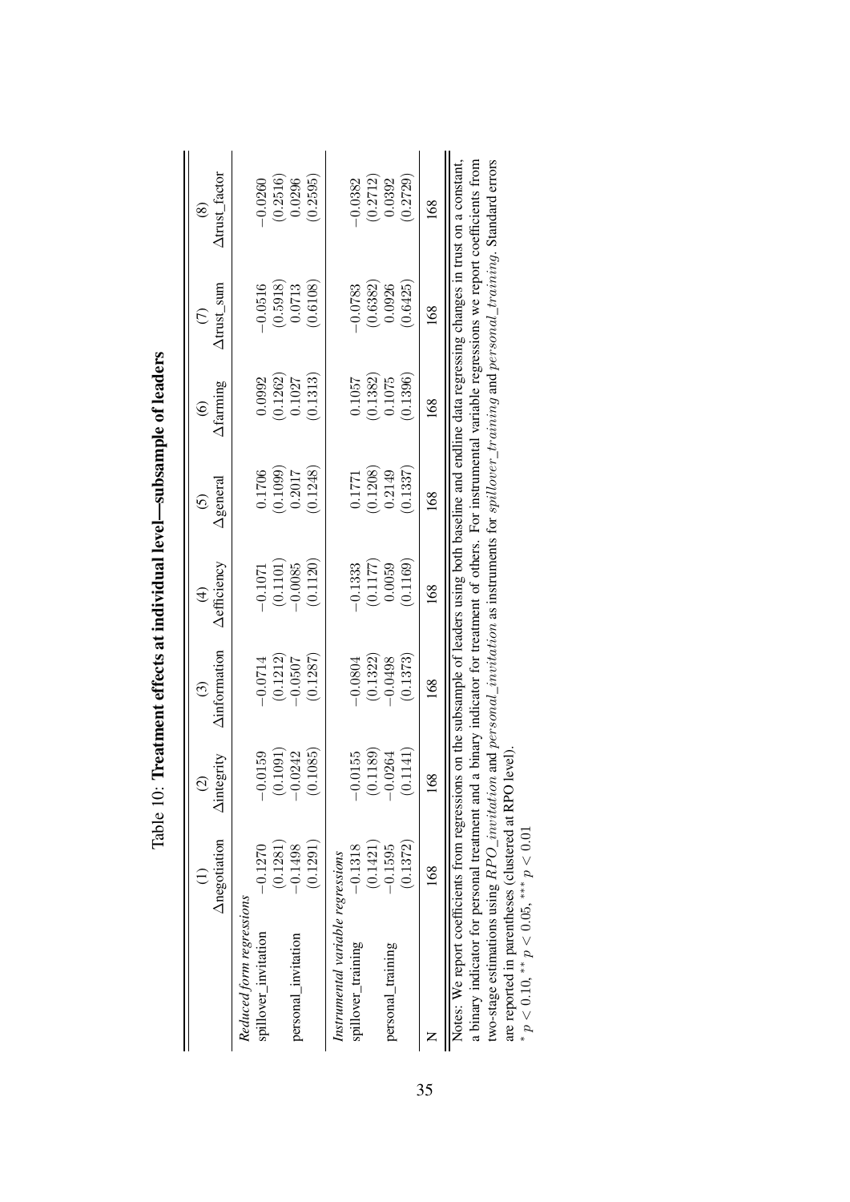Table 10: **Treatment effects at individual level—subsample of leaders**

| | (1) Δnegotiation | (2) Δintegrity | (3) Δinformation | (4) Δefficiency | (5) Δgeneral | (6) Δfarming | (7) Δtrust_sum | (8) Δtrust_factor |
|---|---|---|---|---|---|---|---|---|
| *Reduced form regressions* | | | | | | | | |
| spillover_invitation | −0.1270 | −0.0159 | −0.0714 | −0.1071 | 0.1706 | 0.0992 | −0.0516 | −0.0260 |
| | (0.1281) | (0.1091) | (0.1212) | (0.1101) | (0.1099) | (0.1262) | (0.5918) | (0.2516) |
| personal_invitation | −0.1498 | −0.0242 | −0.0507 | −0.0085 | 0.2017 | 0.1027 | 0.0713 | 0.0296 |
| | (0.1291) | (0.1085) | (0.1287) | (0.1120) | (0.1248) | (0.1313) | (0.6108) | (0.2595) |
| *Instrumental variable regressions* | | | | | | | | |
| spillover_training | −0.1318 | −0.0155 | −0.0804 | −0.1333 | 0.1771 | 0.1057 | −0.0783 | −0.0382 |
| | (0.1421) | (0.1189) | (0.1322) | (0.1177) | (0.1208) | (0.1382) | (0.6382) | (0.2712) |
| personal_training | −0.1595 | −0.0264 | −0.0498 | 0.0059 | 0.2149 | 0.1075 | 0.0926 | 0.0392 |
| | (0.1372) | (0.1141) | (0.1373) | (0.1169) | (0.1337) | (0.1396) | (0.6425) | (0.2729) |
| N | 168 | 168 | 168 | 168 | 168 | 168 | 168 | 168 |

Notes: We report coefficients from regressions on the subsample of leaders using both baseline and endline data regressing changes in trust on a constant, a binary indicator for personal treatment and a binary indicator for treatment of others. For instrumental variable regressions we report coefficients from two-stage estimations using $RPO\_invitation$ and $personal\_invitation$ as instruments for $spillover\_training$ and $personal\_training$. Standard errors are reported in parentheses (clustered at RPO level).
\* $p < 0.10$, \*\* $p < 0.05$, \*\*\* $p < 0.01$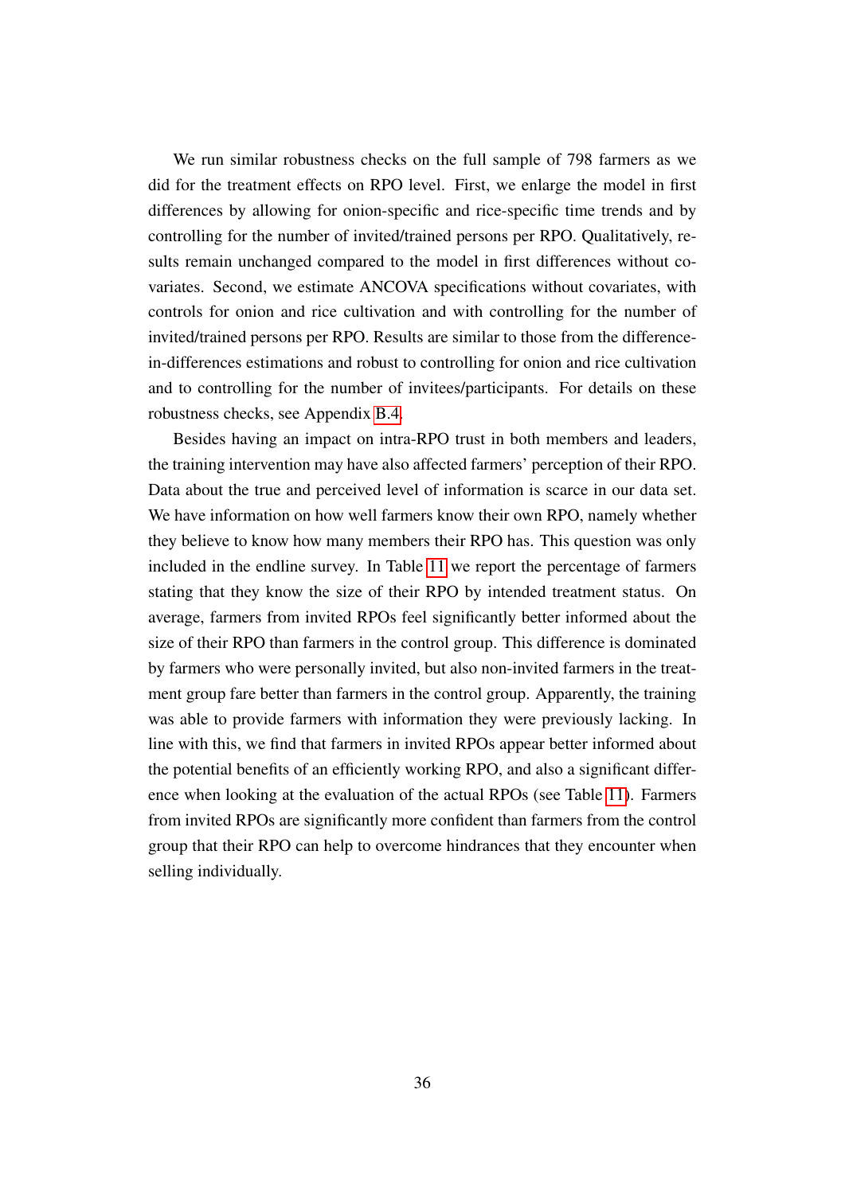We run similar robustness checks on the full sample of 798 farmers as we did for the treatment effects on RPO level. First, we enlarge the model in first differences by allowing for onion-specific and rice-specific time trends and by controlling for the number of invited/trained persons per RPO. Qualitatively, results remain unchanged compared to the model in first differences without covariates. Second, we estimate ANCOVA specifications without covariates, with controls for onion and rice cultivation and with controlling for the number of invited/trained persons per RPO. Results are similar to those from the difference-in-differences estimations and robust to controlling for onion and rice cultivation and to controlling for the number of invitees/participants. For details on these robustness checks, see Appendix B.4.

Besides having an impact on intra-RPO trust in both members and leaders, the training intervention may have also affected farmers' perception of their RPO. Data about the true and perceived level of information is scarce in our data set. We have information on how well farmers know their own RPO, namely whether they believe to know how many members their RPO has. This question was only included in the endline survey. In Table 11 we report the percentage of farmers stating that they know the size of their RPO by intended treatment status. On average, farmers from invited RPOs feel significantly better informed about the size of their RPO than farmers in the control group. This difference is dominated by farmers who were personally invited, but also non-invited farmers in the treatment group fare better than farmers in the control group. Apparently, the training was able to provide farmers with information they were previously lacking. In line with this, we find that farmers in invited RPOs appear better informed about the potential benefits of an efficiently working RPO, and also a significant difference when looking at the evaluation of the actual RPOs (see Table 11). Farmers from invited RPOs are significantly more confident than farmers from the control group that their RPO can help to overcome hindrances that they encounter when selling individually.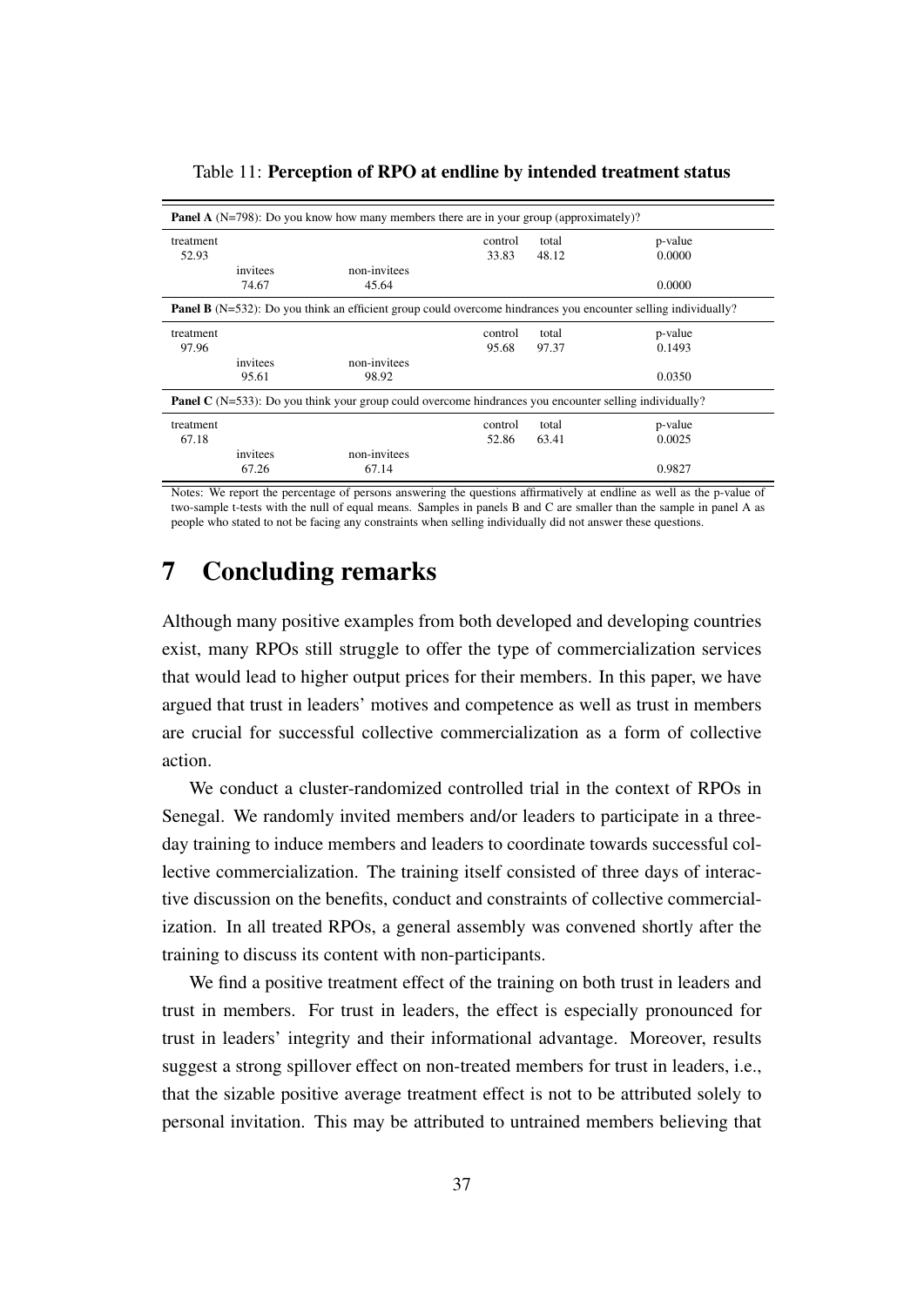Table 11: **Perception of RPO at endline by intended treatment status**

| **Panel A** (N=798): Do you know how many members there are in your group (approximately)? | | | | | |
|---|---|---|---|---|---|
| treatment | | | control | total | p-value |
| 52.93 | | | 33.83 | 48.12 | 0.0000 |
| | invitees | non-invitees | | | |
| | 74.67 | 45.64 | | | 0.0000 |
| **Panel B** (N=532): Do you think an efficient group could overcome hindrances you encounter selling individually? | | | | | |
| treatment | | | control | total | p-value |
| 97.96 | | | 95.68 | 97.37 | 0.1493 |
| | invitees | non-invitees | | | |
| | 95.61 | 98.92 | | | 0.0350 |
| **Panel C** (N=533): Do you think your group could overcome hindrances you encounter selling individually? | | | | | |
| treatment | | | control | total | p-value |
| 67.18 | | | 52.86 | 63.41 | 0.0025 |
| | invitees | non-invitees | | | |
| | 67.26 | 67.14 | | | 0.9827 |

Notes: We report the percentage of persons answering the questions affirmatively at endline as well as the p-value of two-sample t-tests with the null of equal means. Samples in panels B and C are smaller than the sample in panel A as people who stated to not be facing any constraints when selling individually did not answer these questions.

# 7 Concluding remarks

Although many positive examples from both developed and developing countries exist, many RPOs still struggle to offer the type of commercialization services that would lead to higher output prices for their members. In this paper, we have argued that trust in leaders' motives and competence as well as trust in members are crucial for successful collective commercialization as a form of collective action.

We conduct a cluster-randomized controlled trial in the context of RPOs in Senegal. We randomly invited members and/or leaders to participate in a three-day training to induce members and leaders to coordinate towards successful collective commercialization. The training itself consisted of three days of interactive discussion on the benefits, conduct and constraints of collective commercialization. In all treated RPOs, a general assembly was convened shortly after the training to discuss its content with non-participants.

We find a positive treatment effect of the training on both trust in leaders and trust in members. For trust in leaders, the effect is especially pronounced for trust in leaders' integrity and their informational advantage. Moreover, results suggest a strong spillover effect on non-treated members for trust in leaders, i.e., that the sizable positive average treatment effect is not to be attributed solely to personal invitation. This may be attributed to untrained members believing that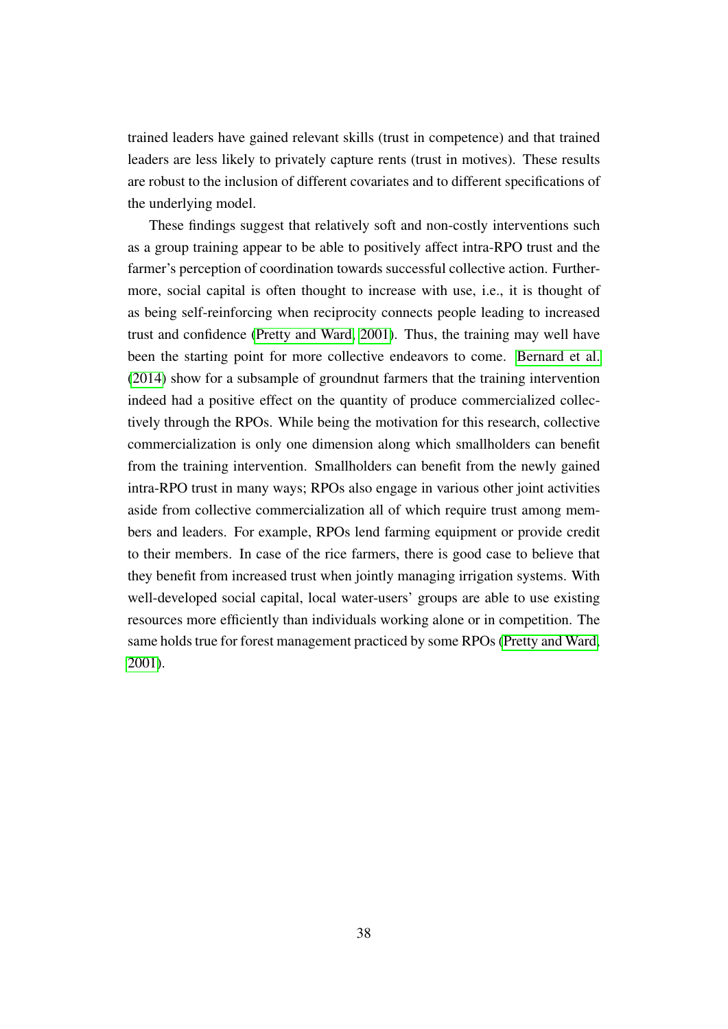trained leaders have gained relevant skills (trust in competence) and that trained leaders are less likely to privately capture rents (trust in motives). These results are robust to the inclusion of different covariates and to different specifications of the underlying model.

These findings suggest that relatively soft and non-costly interventions such as a group training appear to be able to positively affect intra-RPO trust and the farmer's perception of coordination towards successful collective action. Furthermore, social capital is often thought to increase with use, i.e., it is thought of as being self-reinforcing when reciprocity connects people leading to increased trust and confidence (Pretty and Ward, 2001). Thus, the training may well have been the starting point for more collective endeavors to come. Bernard et al. (2014) show for a subsample of groundnut farmers that the training intervention indeed had a positive effect on the quantity of produce commercialized collectively through the RPOs. While being the motivation for this research, collective commercialization is only one dimension along which smallholders can benefit from the training intervention. Smallholders can benefit from the newly gained intra-RPO trust in many ways; RPOs also engage in various other joint activities aside from collective commercialization all of which require trust among members and leaders. For example, RPOs lend farming equipment or provide credit to their members. In case of the rice farmers, there is good case to believe that they benefit from increased trust when jointly managing irrigation systems. With well-developed social capital, local water-users' groups are able to use existing resources more efficiently than individuals working alone or in competition. The same holds true for forest management practiced by some RPOs (Pretty and Ward, 2001).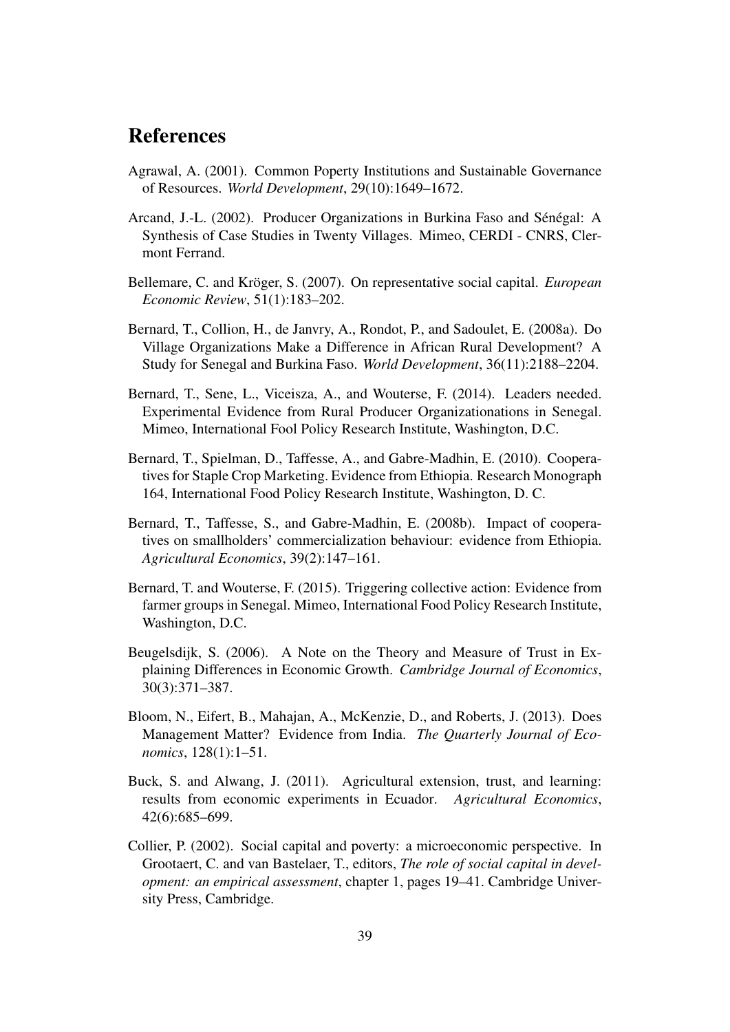# References

Agrawal, A. (2001). Common Poperty Institutions and Sustainable Governance of Resources. *World Development*, 29(10):1649–1672.

Arcand, J.-L. (2002). Producer Organizations in Burkina Faso and Sénégal: A Synthesis of Case Studies in Twenty Villages. Mimeo, CERDI - CNRS, Clermont Ferrand.

Bellemare, C. and Kröger, S. (2007). On representative social capital. *European Economic Review*, 51(1):183–202.

Bernard, T., Collion, H., de Janvry, A., Rondot, P., and Sadoulet, E. (2008a). Do Village Organizations Make a Difference in African Rural Development? A Study for Senegal and Burkina Faso. *World Development*, 36(11):2188–2204.

Bernard, T., Sene, L., Viceisza, A., and Wouterse, F. (2014). Leaders needed. Experimental Evidence from Rural Producer Organizationations in Senegal. Mimeo, International Fool Policy Research Institute, Washington, D.C.

Bernard, T., Spielman, D., Taffesse, A., and Gabre-Madhin, E. (2010). Cooperatives for Staple Crop Marketing. Evidence from Ethiopia. Research Monograph 164, International Food Policy Research Institute, Washington, D. C.

Bernard, T., Taffesse, S., and Gabre-Madhin, E. (2008b). Impact of cooperatives on smallholders' commercialization behaviour: evidence from Ethiopia. *Agricultural Economics*, 39(2):147–161.

Bernard, T. and Wouterse, F. (2015). Triggering collective action: Evidence from farmer groups in Senegal. Mimeo, International Food Policy Research Institute, Washington, D.C.

Beugelsdijk, S. (2006). A Note on the Theory and Measure of Trust in Explaining Differences in Economic Growth. *Cambridge Journal of Economics*, 30(3):371–387.

Bloom, N., Eifert, B., Mahajan, A., McKenzie, D., and Roberts, J. (2013). Does Management Matter? Evidence from India. *The Quarterly Journal of Economics*, 128(1):1–51.

Buck, S. and Alwang, J. (2011). Agricultural extension, trust, and learning: results from economic experiments in Ecuador. *Agricultural Economics*, 42(6):685–699.

Collier, P. (2002). Social capital and poverty: a microeconomic perspective. In Grootaert, C. and van Bastelaer, T., editors, *The role of social capital in development: an empirical assessment*, chapter 1, pages 19–41. Cambridge University Press, Cambridge.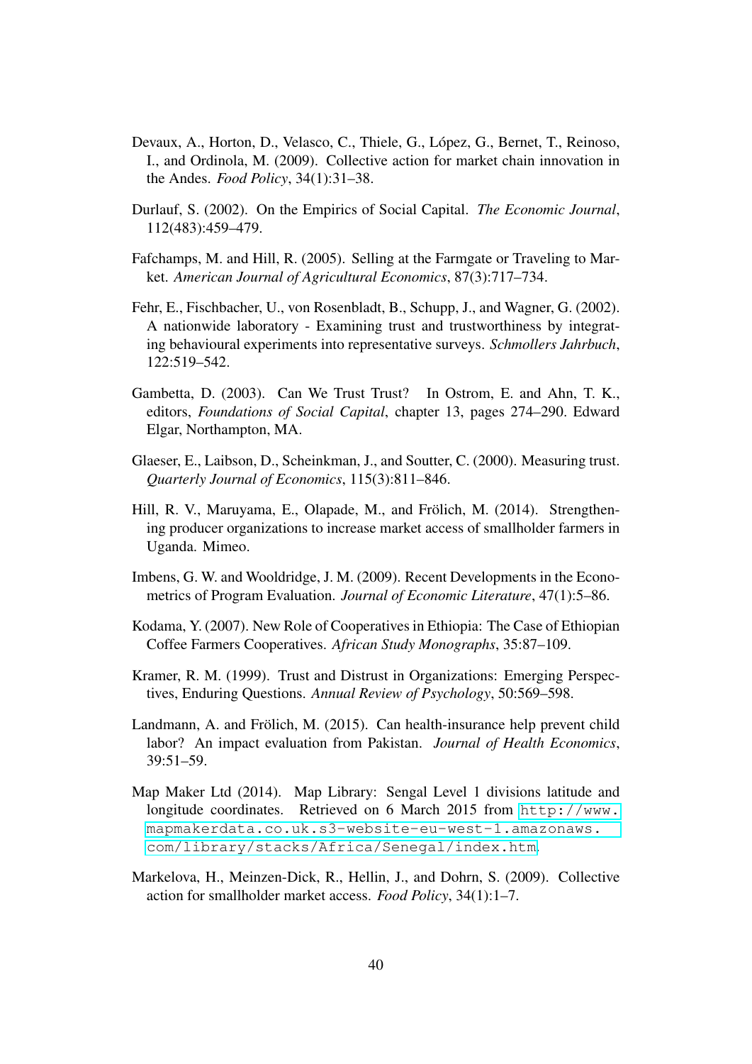Devaux, A., Horton, D., Velasco, C., Thiele, G., López, G., Bernet, T., Reinoso, I., and Ordinola, M. (2009). Collective action for market chain innovation in the Andes. *Food Policy*, 34(1):31–38.

Durlauf, S. (2002). On the Empirics of Social Capital. *The Economic Journal*, 112(483):459–479.

Fafchamps, M. and Hill, R. (2005). Selling at the Farmgate or Traveling to Market. *American Journal of Agricultural Economics*, 87(3):717–734.

Fehr, E., Fischbacher, U., von Rosenbladt, B., Schupp, J., and Wagner, G. (2002). A nationwide laboratory - Examining trust and trustworthiness by integrating behavioural experiments into representative surveys. *Schmollers Jahrbuch*, 122:519–542.

Gambetta, D. (2003). Can We Trust Trust? In Ostrom, E. and Ahn, T. K., editors, *Foundations of Social Capital*, chapter 13, pages 274–290. Edward Elgar, Northampton, MA.

Glaeser, E., Laibson, D., Scheinkman, J., and Soutter, C. (2000). Measuring trust. *Quarterly Journal of Economics*, 115(3):811–846.

Hill, R. V., Maruyama, E., Olapade, M., and Frölich, M. (2014). Strengthening producer organizations to increase market access of smallholder farmers in Uganda. Mimeo.

Imbens, G. W. and Wooldridge, J. M. (2009). Recent Developments in the Econometrics of Program Evaluation. *Journal of Economic Literature*, 47(1):5–86.

Kodama, Y. (2007). New Role of Cooperatives in Ethiopia: The Case of Ethiopian Coffee Farmers Cooperatives. *African Study Monographs*, 35:87–109.

Kramer, R. M. (1999). Trust and Distrust in Organizations: Emerging Perspectives, Enduring Questions. *Annual Review of Psychology*, 50:569–598.

Landmann, A. and Frölich, M. (2015). Can health-insurance help prevent child labor? An impact evaluation from Pakistan. *Journal of Health Economics*, 39:51–59.

Map Maker Ltd (2014). Map Library: Sengal Level 1 divisions latitude and longitude coordinates. Retrieved on 6 March 2015 from http://www.mapmakerdata.co.uk.s3-website-eu-west-1.amazonaws.com/library/stacks/Africa/Senegal/index.htm.

Markelova, H., Meinzen-Dick, R., Hellin, J., and Dohrn, S. (2009). Collective action for smallholder market access. *Food Policy*, 34(1):1–7.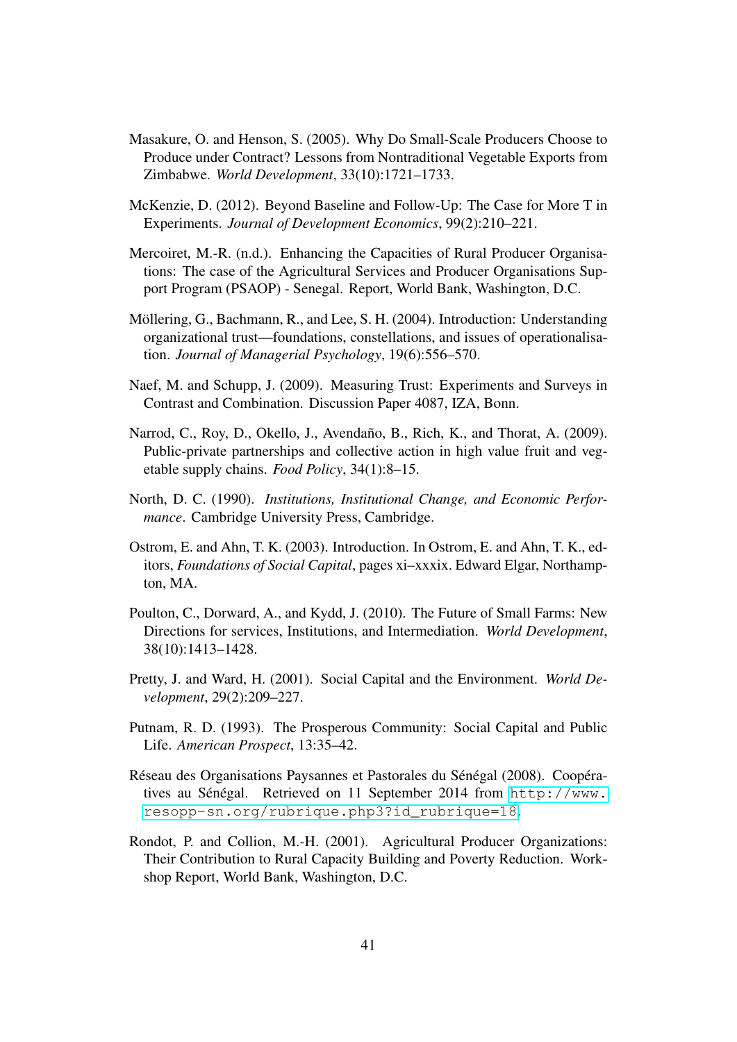Masakure, O. and Henson, S. (2005). Why Do Small-Scale Producers Choose to Produce under Contract? Lessons from Nontraditional Vegetable Exports from Zimbabwe. *World Development*, 33(10):1721–1733.

McKenzie, D. (2012). Beyond Baseline and Follow-Up: The Case for More T in Experiments. *Journal of Development Economics*, 99(2):210–221.

Mercoiret, M.-R. (n.d.). Enhancing the Capacities of Rural Producer Organisations: The case of the Agricultural Services and Producer Organisations Support Program (PSAOP) - Senegal. Report, World Bank, Washington, D.C.

Möllering, G., Bachmann, R., and Lee, S. H. (2004). Introduction: Understanding organizational trust—foundations, constellations, and issues of operationalisation. *Journal of Managerial Psychology*, 19(6):556–570.

Naef, M. and Schupp, J. (2009). Measuring Trust: Experiments and Surveys in Contrast and Combination. Discussion Paper 4087, IZA, Bonn.

Narrod, C., Roy, D., Okello, J., Avendaño, B., Rich, K., and Thorat, A. (2009). Public-private partnerships and collective action in high value fruit and vegetable supply chains. *Food Policy*, 34(1):8–15.

North, D. C. (1990). *Institutions, Institutional Change, and Economic Performance*. Cambridge University Press, Cambridge.

Ostrom, E. and Ahn, T. K. (2003). Introduction. In Ostrom, E. and Ahn, T. K., editors, *Foundations of Social Capital*, pages xi–xxxix. Edward Elgar, Northampton, MA.

Poulton, C., Dorward, A., and Kydd, J. (2010). The Future of Small Farms: New Directions for services, Institutions, and Intermediation. *World Development*, 38(10):1413–1428.

Pretty, J. and Ward, H. (2001). Social Capital and the Environment. *World Development*, 29(2):209–227.

Putnam, R. D. (1993). The Prosperous Community: Social Capital and Public Life. *American Prospect*, 13:35–42.

Réseau des Organisations Paysannes et Pastorales du Sénégal (2008). Coopératives au Sénégal. Retrieved on 11 September 2014 from http://www.resopp-sn.org/rubrique.php3?id_rubrique=18.

Rondot, P. and Collion, M.-H. (2001). Agricultural Producer Organizations: Their Contribution to Rural Capacity Building and Poverty Reduction. Workshop Report, World Bank, Washington, D.C.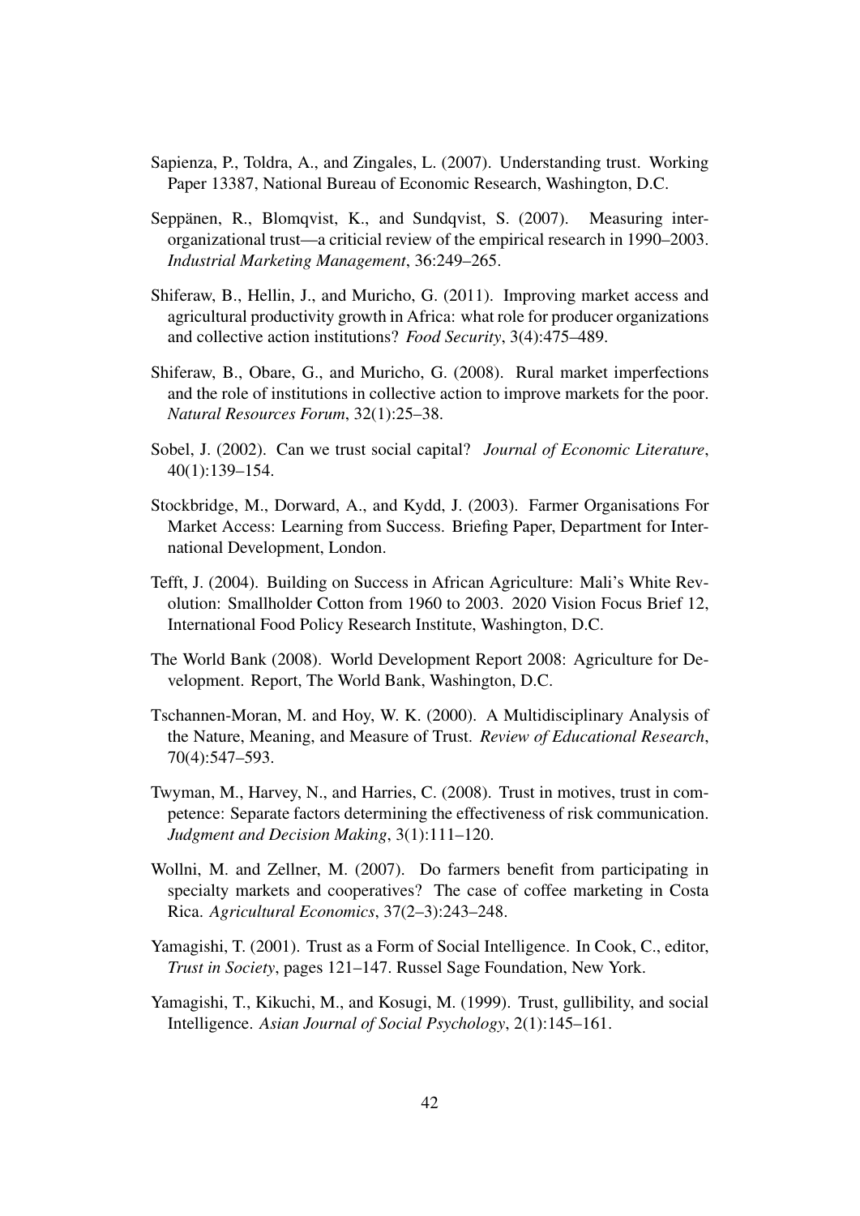Sapienza, P., Toldra, A., and Zingales, L. (2007). Understanding trust. Working Paper 13387, National Bureau of Economic Research, Washington, D.C.

Seppänen, R., Blomqvist, K., and Sundqvist, S. (2007). Measuring inter-organizational trust—a criticial review of the empirical research in 1990–2003. *Industrial Marketing Management*, 36:249–265.

Shiferaw, B., Hellin, J., and Muricho, G. (2011). Improving market access and agricultural productivity growth in Africa: what role for producer organizations and collective action institutions? *Food Security*, 3(4):475–489.

Shiferaw, B., Obare, G., and Muricho, G. (2008). Rural market imperfections and the role of institutions in collective action to improve markets for the poor. *Natural Resources Forum*, 32(1):25–38.

Sobel, J. (2002). Can we trust social capital? *Journal of Economic Literature*, 40(1):139–154.

Stockbridge, M., Dorward, A., and Kydd, J. (2003). Farmer Organisations For Market Access: Learning from Success. Briefing Paper, Department for International Development, London.

Tefft, J. (2004). Building on Success in African Agriculture: Mali's White Revolution: Smallholder Cotton from 1960 to 2003. 2020 Vision Focus Brief 12, International Food Policy Research Institute, Washington, D.C.

The World Bank (2008). World Development Report 2008: Agriculture for Development. Report, The World Bank, Washington, D.C.

Tschannen-Moran, M. and Hoy, W. K. (2000). A Multidisciplinary Analysis of the Nature, Meaning, and Measure of Trust. *Review of Educational Research*, 70(4):547–593.

Twyman, M., Harvey, N., and Harries, C. (2008). Trust in motives, trust in competence: Separate factors determining the effectiveness of risk communication. *Judgment and Decision Making*, 3(1):111–120.

Wollni, M. and Zellner, M. (2007). Do farmers benefit from participating in specialty markets and cooperatives? The case of coffee marketing in Costa Rica. *Agricultural Economics*, 37(2–3):243–248.

Yamagishi, T. (2001). Trust as a Form of Social Intelligence. In Cook, C., editor, *Trust in Society*, pages 121–147. Russel Sage Foundation, New York.

Yamagishi, T., Kikuchi, M., and Kosugi, M. (1999). Trust, gullibility, and social Intelligence. *Asian Journal of Social Psychology*, 2(1):145–161.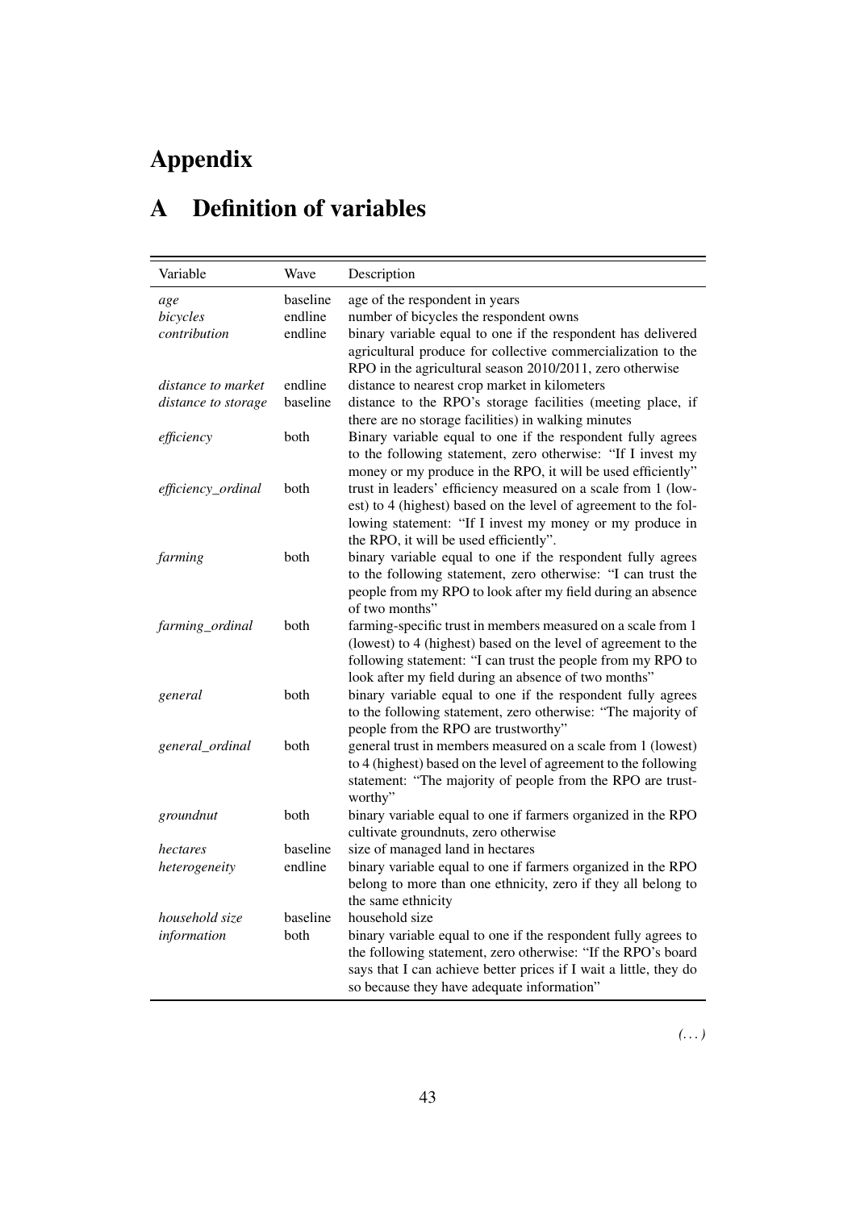# Appendix

## A Definition of variables

| Variable | Wave | Description |
|---|---|---|
| *age* | baseline | age of the respondent in years |
| *bicycles* | endline | number of bicycles the respondent owns |
| *contribution* | endline | binary variable equal to one if the respondent has delivered agricultural produce for collective commercialization to the RPO in the agricultural season 2010/2011, zero otherwise |
| *distance to market* | endline | distance to nearest crop market in kilometers |
| *distance to storage* | baseline | distance to the RPO's storage facilities (meeting place, if there are no storage facilities) in walking minutes |
| *efficiency* | both | Binary variable equal to one if the respondent fully agrees to the following statement, zero otherwise: "If I invest my money or my produce in the RPO, it will be used efficiently" |
| *efficiency_ordinal* | both | trust in leaders' efficiency measured on a scale from 1 (lowest) to 4 (highest) based on the level of agreement to the following statement: "If I invest my money or my produce in the RPO, it will be used efficiently". |
| *farming* | both | binary variable equal to one if the respondent fully agrees to the following statement, zero otherwise: "I can trust the people from my RPO to look after my field during an absence of two months" |
| *farming_ordinal* | both | farming-specific trust in members measured on a scale from 1 (lowest) to 4 (highest) based on the level of agreement to the following statement: "I can trust the people from my RPO to look after my field during an absence of two months" |
| *general* | both | binary variable equal to one if the respondent fully agrees to the following statement, zero otherwise: "The majority of people from the RPO are trustworthy" |
| *general_ordinal* | both | general trust in members measured on a scale from 1 (lowest) to 4 (highest) based on the level of agreement to the following statement: "The majority of people from the RPO are trustworthy" |
| *groundnut* | both | binary variable equal to one if farmers organized in the RPO cultivate groundnuts, zero otherwise |
| *hectares* | baseline | size of managed land in hectares |
| *heterogeneity* | endline | binary variable equal to one if farmers organized in the RPO belong to more than one ethnicity, zero if they all belong to the same ethnicity |
| *household size* | baseline | household size |
| *information* | both | binary variable equal to one if the respondent fully agrees to the following statement, zero otherwise: "If the RPO's board says that I can achieve better prices if I wait a little, they do so because they have adequate information" |

*(. . . )*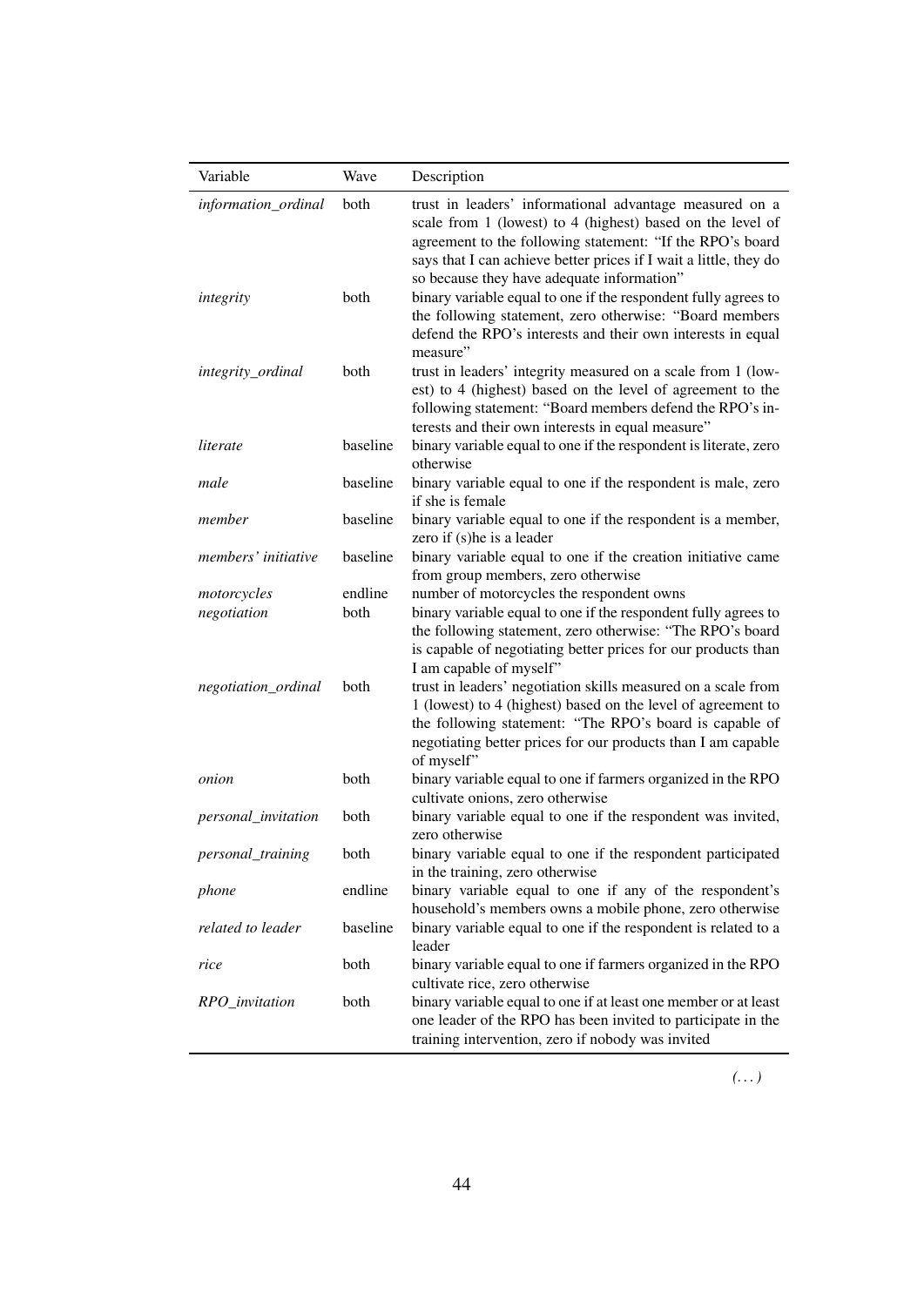| Variable | Wave | Description |
|---|---|---|
| *information_ordinal* | both | trust in leaders' informational advantage measured on a scale from 1 (lowest) to 4 (highest) based on the level of agreement to the following statement: "If the RPO's board says that I can achieve better prices if I wait a little, they do so because they have adequate information" |
| *integrity* | both | binary variable equal to one if the respondent fully agrees to the following statement, zero otherwise: "Board members defend the RPO's interests and their own interests in equal measure" |
| *integrity_ordinal* | both | trust in leaders' integrity measured on a scale from 1 (lowest) to 4 (highest) based on the level of agreement to the following statement: "Board members defend the RPO's interests and their own interests in equal measure" |
| *literate* | baseline | binary variable equal to one if the respondent is literate, zero otherwise |
| *male* | baseline | binary variable equal to one if the respondent is male, zero if she is female |
| *member* | baseline | binary variable equal to one if the respondent is a member, zero if (s)he is a leader |
| *members' initiative* | baseline | binary variable equal to one if the creation initiative came from group members, zero otherwise |
| *motorcycles* | endline | number of motorcycles the respondent owns |
| *negotiation* | both | binary variable equal to one if the respondent fully agrees to the following statement, zero otherwise: "The RPO's board is capable of negotiating better prices for our products than I am capable of myself" |
| *negotiation_ordinal* | both | trust in leaders' negotiation skills measured on a scale from 1 (lowest) to 4 (highest) based on the level of agreement to the following statement: "The RPO's board is capable of negotiating better prices for our products than I am capable of myself" |
| *onion* | both | binary variable equal to one if farmers organized in the RPO cultivate onions, zero otherwise |
| *personal_invitation* | both | binary variable equal to one if the respondent was invited, zero otherwise |
| *personal_training* | both | binary variable equal to one if the respondent participated in the training, zero otherwise |
| *phone* | endline | binary variable equal to one if any of the respondent's household's members owns a mobile phone, zero otherwise |
| *related to leader* | baseline | binary variable equal to one if the respondent is related to a leader |
| *rice* | both | binary variable equal to one if farmers organized in the RPO cultivate rice, zero otherwise |
| *RPO_invitation* | both | binary variable equal to one if at least one member or at least one leader of the RPO has been invited to participate in the training intervention, zero if nobody was invited |

*(. . . )*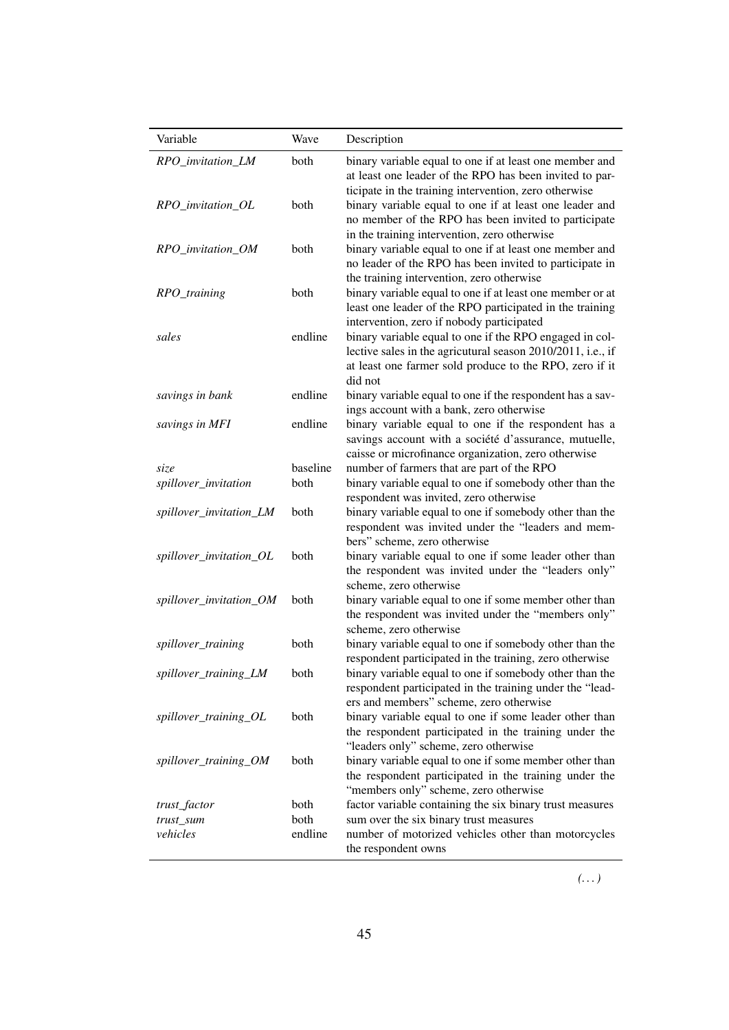| Variable | Wave | Description |
| --- | --- | --- |
| *RPO_invitation_LM* | both | binary variable equal to one if at least one member and at least one leader of the RPO has been invited to participate in the training intervention, zero otherwise |
| *RPO_invitation_OL* | both | binary variable equal to one if at least one leader and no member of the RPO has been invited to participate in the training intervention, zero otherwise |
| *RPO_invitation_OM* | both | binary variable equal to one if at least one member and no leader of the RPO has been invited to participate in the training intervention, zero otherwise |
| *RPO_training* | both | binary variable equal to one if at least one member or at least one leader of the RPO participated in the training intervention, zero if nobody participated |
| *sales* | endline | binary variable equal to one if the RPO engaged in collective sales in the agricutural season 2010/2011, i.e., if at least one farmer sold produce to the RPO, zero if it did not |
| *savings in bank* | endline | binary variable equal to one if the respondent has a savings account with a bank, zero otherwise |
| *savings in MFI* | endline | binary variable equal to one if the respondent has a savings account with a société d'assurance, mutuelle, caisse or microfinance organization, zero otherwise |
| *size* | baseline | number of farmers that are part of the RPO |
| *spillover_invitation* | both | binary variable equal to one if somebody other than the respondent was invited, zero otherwise |
| *spillover_invitation_LM* | both | binary variable equal to one if somebody other than the respondent was invited under the "leaders and members" scheme, zero otherwise |
| *spillover_invitation_OL* | both | binary variable equal to one if some leader other than the respondent was invited under the "leaders only" scheme, zero otherwise |
| *spillover_invitation_OM* | both | binary variable equal to one if some member other than the respondent was invited under the "members only" scheme, zero otherwise |
| *spillover_training* | both | binary variable equal to one if somebody other than the respondent participated in the training, zero otherwise |
| *spillover_training_LM* | both | binary variable equal to one if somebody other than the respondent participated in the training under the "leaders and members" scheme, zero otherwise |
| *spillover_training_OL* | both | binary variable equal to one if some leader other than the respondent participated in the training under the "leaders only" scheme, zero otherwise |
| *spillover_training_OM* | both | binary variable equal to one if some member other than the respondent participated in the training under the "members only" scheme, zero otherwise |
| *trust_factor* | both | factor variable containing the six binary trust measures |
| *trust_sum* | both | sum over the six binary trust measures |
| *vehicles* | endline | number of motorized vehicles other than motorcycles the respondent owns |

*(. . . )*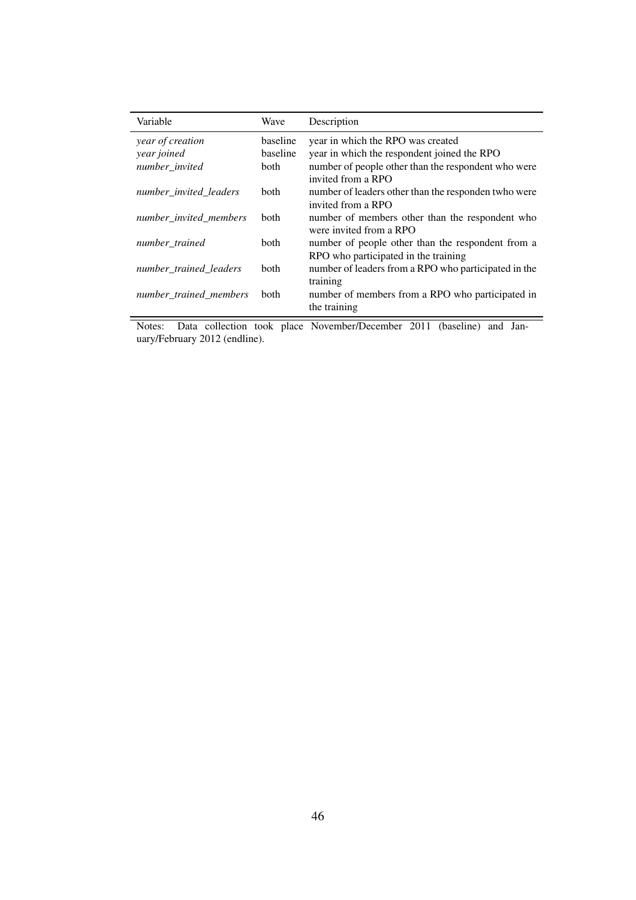| Variable | Wave | Description |
| --- | --- | --- |
| *year of creation* | baseline | year in which the RPO was created |
| *year joined* | baseline | year in which the respondent joined the RPO |
| *number_invited* | both | number of people other than the respondent who were invited from a RPO |
| *number_invited_leaders* | both | number of leaders other than the responden twho were invited from a RPO |
| *number_invited_members* | both | number of members other than the respondent who were invited from a RPO |
| *number_trained* | both | number of people other than the respondent from a RPO who participated in the training |
| *number_trained_leaders* | both | number of leaders from a RPO who participated in the training |
| *number_trained_members* | both | number of members from a RPO who participated in the training |

Notes: Data collection took place November/December 2011 (baseline) and January/February 2012 (endline).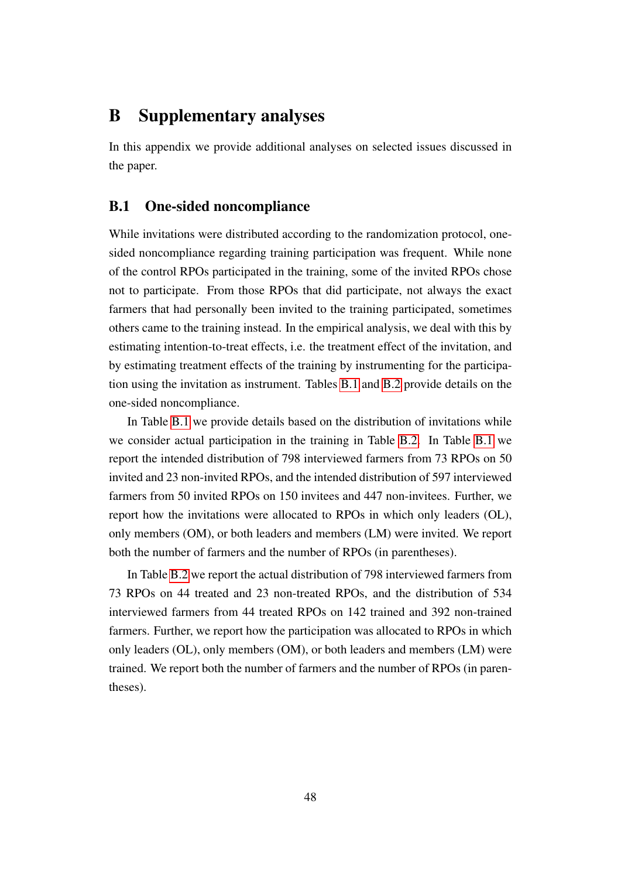# B Supplementary analyses

In this appendix we provide additional analyses on selected issues discussed in the paper.

## B.1 One-sided noncompliance

While invitations were distributed according to the randomization protocol, one-sided noncompliance regarding training participation was frequent. While none of the control RPOs participated in the training, some of the invited RPOs chose not to participate. From those RPOs that did participate, not always the exact farmers that had personally been invited to the training participated, sometimes others came to the training instead. In the empirical analysis, we deal with this by estimating intention-to-treat effects, i.e. the treatment effect of the invitation, and by estimating treatment effects of the training by instrumenting for the participation using the invitation as instrument. Tables B.1 and B.2 provide details on the one-sided noncompliance.

In Table B.1 we provide details based on the distribution of invitations while we consider actual participation in the training in Table B.2. In Table B.1 we report the intended distribution of 798 interviewed farmers from 73 RPOs on 50 invited and 23 non-invited RPOs, and the intended distribution of 597 interviewed farmers from 50 invited RPOs on 150 invitees and 447 non-invitees. Further, we report how the invitations were allocated to RPOs in which only leaders (OL), only members (OM), or both leaders and members (LM) were invited. We report both the number of farmers and the number of RPOs (in parentheses).

In Table B.2 we report the actual distribution of 798 interviewed farmers from 73 RPOs on 44 treated and 23 non-treated RPOs, and the distribution of 534 interviewed farmers from 44 treated RPOs on 142 trained and 392 non-trained farmers. Further, we report how the participation was allocated to RPOs in which only leaders (OL), only members (OM), or both leaders and members (LM) were trained. We report both the number of farmers and the number of RPOs (in parentheses).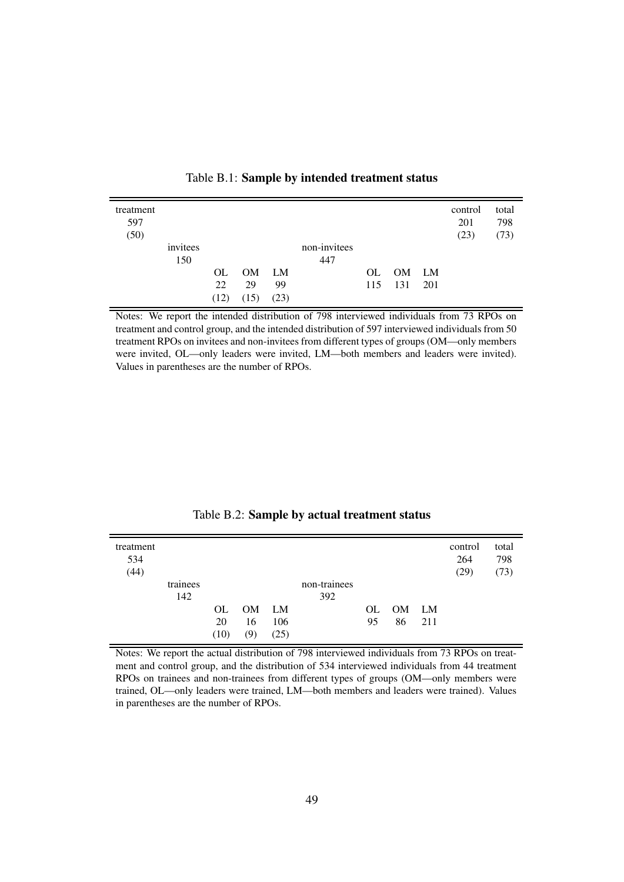Table B.1: **Sample by intended treatment status**

| treatment | | | | | | | | | | control | total |
|---|---|---|---|---|---|---|---|---|---|---|---|
| 597 | | | | | | | | | | 201 | 798 |
| (50) | | | | | | | | | | (23) | (73) |
| | invitees | | | | non-invitees | | | | | | |
| | 150 | | | | 447 | | | | | | |
| | | OL | OM | LM | | OL | OM | LM | | | |
| | | 22 | 29 | 99 | | 115 | 131 | 201 | | | |
| | | (12) | (15) | (23) | | | | | | | |

Notes: We report the intended distribution of 798 interviewed individuals from 73 RPOs on treatment and control group, and the intended distribution of 597 interviewed individuals from 50 treatment RPOs on invitees and non-invitees from different types of groups (OM—only members were invited, OL—only leaders were invited, LM—both members and leaders were invited). Values in parentheses are the number of RPOs.

Table B.2: **Sample by actual treatment status**

| treatment | | | | | | | | | | control | total |
|---|---|---|---|---|---|---|---|---|---|---|---|
| 534 | | | | | | | | | | 264 | 798 |
| (44) | | | | | | | | | | (29) | (73) |
| | trainees | | | | non-trainees | | | | | | |
| | 142 | | | | 392 | | | | | | |
| | | OL | OM | LM | | OL | OM | LM | | | |
| | | 20 | 16 | 106 | | 95 | 86 | 211 | | | |
| | | (10) | (9) | (25) | | | | | | | |

Notes: We report the actual distribution of 798 interviewed individuals from 73 RPOs on treatment and control group, and the distribution of 534 interviewed individuals from 44 treatment RPOs on trainees and non-trainees from different types of groups (OM—only members were trained, OL—only leaders were trained, LM—both members and leaders were trained). Values in parentheses are the number of RPOs.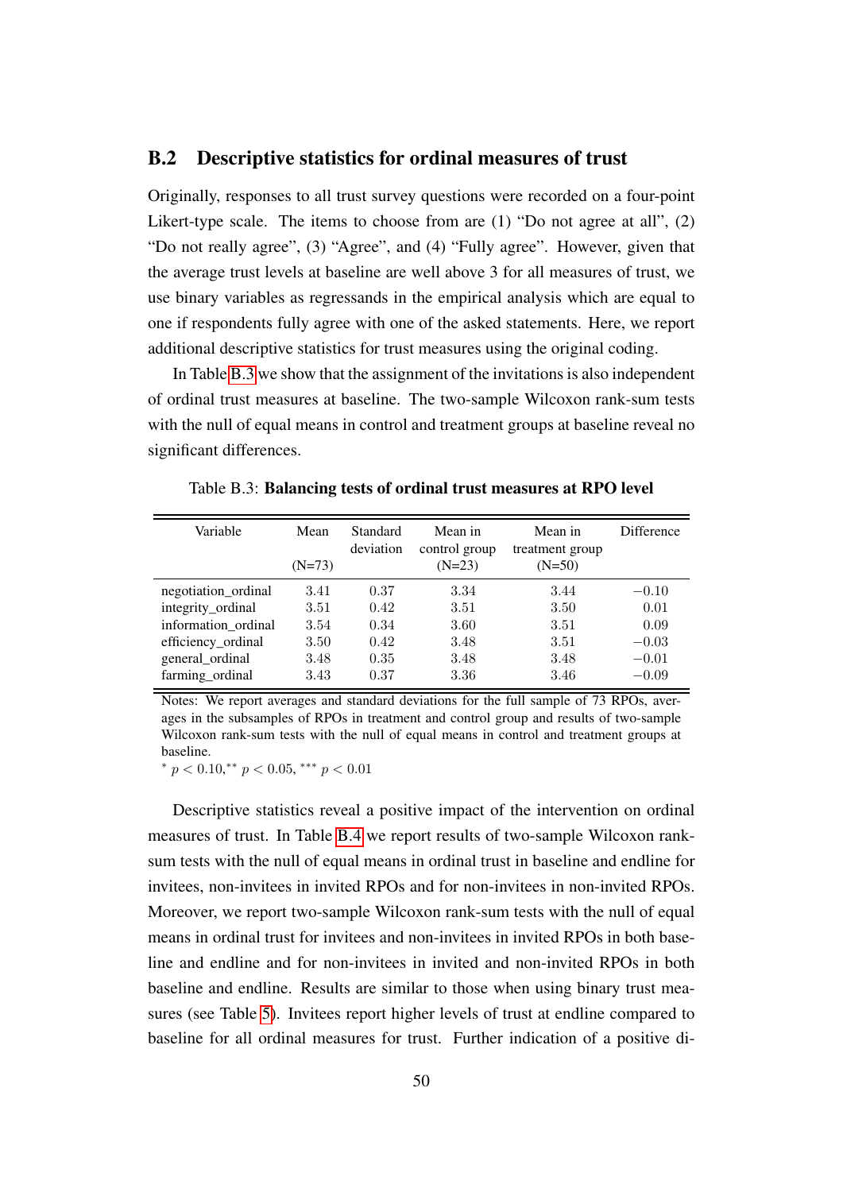## B.2 Descriptive statistics for ordinal measures of trust

Originally, responses to all trust survey questions were recorded on a four-point Likert-type scale. The items to choose from are (1) “Do not agree at all”, (2) “Do not really agree”, (3) “Agree”, and (4) “Fully agree”. However, given that the average trust levels at baseline are well above 3 for all measures of trust, we use binary variables as regressands in the empirical analysis which are equal to one if respondents fully agree with one of the asked statements. Here, we report additional descriptive statistics for trust measures using the original coding.

In Table B.3 we show that the assignment of the invitations is also independent of ordinal trust measures at baseline. The two-sample Wilcoxon rank-sum tests with the null of equal means in control and treatment groups at baseline reveal no significant differences.

Table B.3: **Balancing tests of ordinal trust measures at RPO level**

| Variable | Mean (N=73) | Standard deviation | Mean in control group (N=23) | Mean in treatment group (N=50) | Difference |
|---|---|---|---|---|---|
| negotiation_ordinal | 3.41 | 0.37 | 3.34 | 3.44 | $-0.10$ |
| integrity_ordinal | 3.51 | 0.42 | 3.51 | 3.50 | 0.01 |
| information_ordinal | 3.54 | 0.34 | 3.60 | 3.51 | 0.09 |
| efficiency_ordinal | 3.50 | 0.42 | 3.48 | 3.51 | $-0.03$ |
| general_ordinal | 3.48 | 0.35 | 3.48 | 3.48 | $-0.01$ |
| farming_ordinal | 3.43 | 0.37 | 3.36 | 3.46 | $-0.09$ |

Notes: We report averages and standard deviations for the full sample of 73 RPOs, averages in the subsamples of RPOs in treatment and control group and results of two-sample Wilcoxon rank-sum tests with the null of equal means in control and treatment groups at baseline.
$^{*}$ $p < 0.10$, $^{**}$ $p < 0.05$, $^{***}$ $p < 0.01$

Descriptive statistics reveal a positive impact of the intervention on ordinal measures of trust. In Table B.4 we report results of two-sample Wilcoxon rank-sum tests with the null of equal means in ordinal trust in baseline and endline for invitees, non-invitees in invited RPOs and for non-invitees in non-invited RPOs. Moreover, we report two-sample Wilcoxon rank-sum tests with the null of equal means in ordinal trust for invitees and non-invitees in invited RPOs in both baseline and endline and for non-invitees in invited and non-invited RPOs in both baseline and endline. Results are similar to those when using binary trust measures (see Table 5). Invitees report higher levels of trust at endline compared to baseline for all ordinal measures for trust. Further indication of a positive di-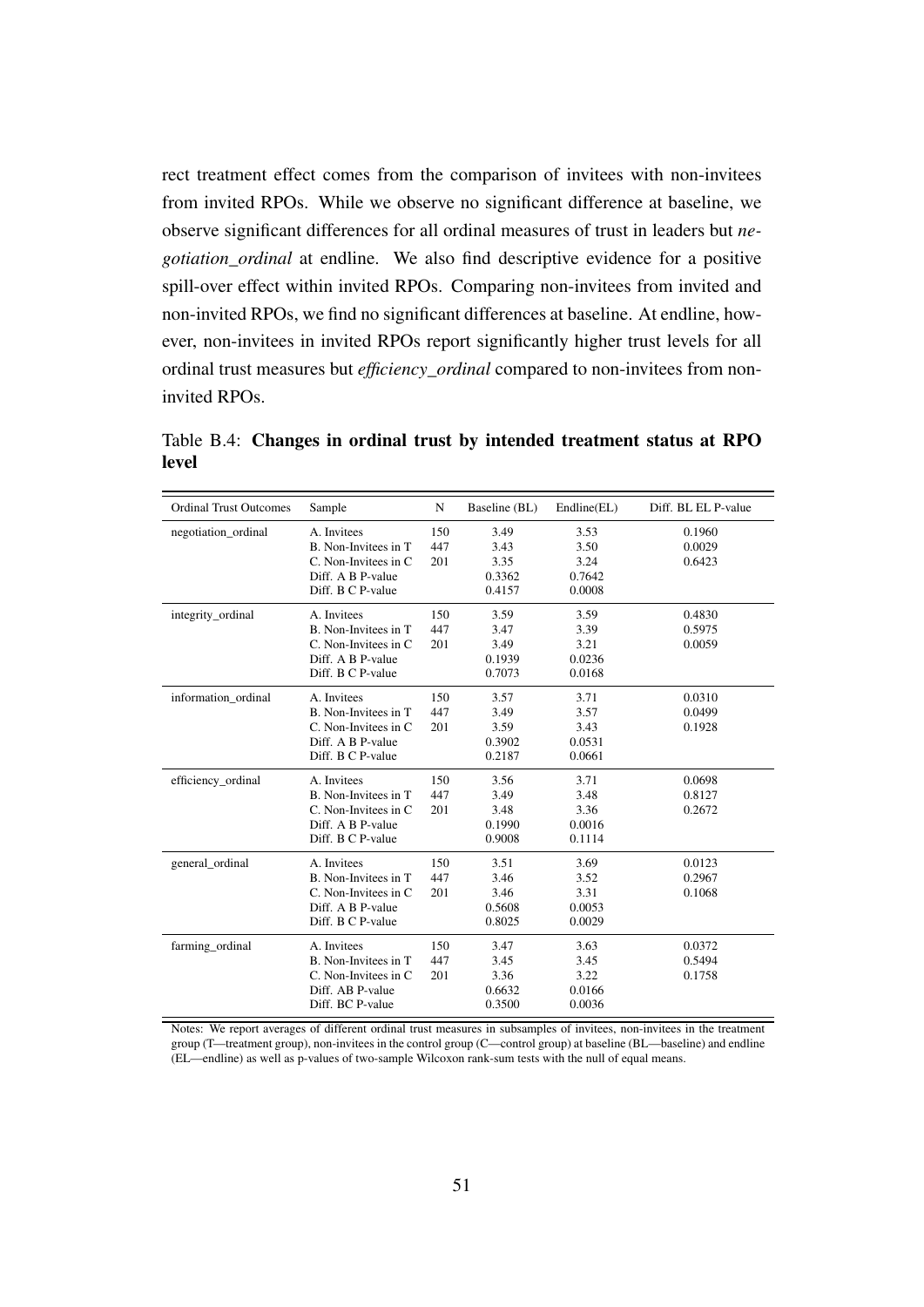rect treatment effect comes from the comparison of invitees with non-invitees from invited RPOs. While we observe no significant difference at baseline, we observe significant differences for all ordinal measures of trust in leaders but *negotiation_ordinal* at endline. We also find descriptive evidence for a positive spill-over effect within invited RPOs. Comparing non-invitees from invited and non-invited RPOs, we find no significant differences at baseline. At endline, however, non-invitees in invited RPOs report significantly higher trust levels for all ordinal trust measures but *efficiency_ordinal* compared to non-invitees from non-invited RPOs.

Table B.4: **Changes in ordinal trust by intended treatment status at RPO level**

| Ordinal Trust Outcomes | Sample | N | Baseline (BL) | Endline(EL) | Diff. BL EL P-value |
|---|---|---|---|---|---|
| negotiation_ordinal | A. Invitees | 150 | 3.49 | 3.53 | 0.1960 |
| | B. Non-Invitees in T | 447 | 3.43 | 3.50 | 0.0029 |
| | C. Non-Invitees in C | 201 | 3.35 | 3.24 | 0.6423 |
| | Diff. A B P-value | | 0.3362 | 0.7642 | |
| | Diff. B C P-value | | 0.4157 | 0.0008 | |
| integrity_ordinal | A. Invitees | 150 | 3.59 | 3.59 | 0.4830 |
| | B. Non-Invitees in T | 447 | 3.47 | 3.39 | 0.5975 |
| | C. Non-Invitees in C | 201 | 3.49 | 3.21 | 0.0059 |
| | Diff. A B P-value | | 0.1939 | 0.0236 | |
| | Diff. B C P-value | | 0.7073 | 0.0168 | |
| information_ordinal | A. Invitees | 150 | 3.57 | 3.71 | 0.0310 |
| | B. Non-Invitees in T | 447 | 3.49 | 3.57 | 0.0499 |
| | C. Non-Invitees in C | 201 | 3.59 | 3.43 | 0.1928 |
| | Diff. A B P-value | | 0.3902 | 0.0531 | |
| | Diff. B C P-value | | 0.2187 | 0.0661 | |
| efficiency_ordinal | A. Invitees | 150 | 3.56 | 3.71 | 0.0698 |
| | B. Non-Invitees in T | 447 | 3.49 | 3.48 | 0.8127 |
| | C. Non-Invitees in C | 201 | 3.48 | 3.36 | 0.2672 |
| | Diff. A B P-value | | 0.1990 | 0.0016 | |
| | Diff. B C P-value | | 0.9008 | 0.1114 | |
| general_ordinal | A. Invitees | 150 | 3.51 | 3.69 | 0.0123 |
| | B. Non-Invitees in T | 447 | 3.46 | 3.52 | 0.2967 |
| | C. Non-Invitees in C | 201 | 3.46 | 3.31 | 0.1068 |
| | Diff. A B P-value | | 0.5608 | 0.0053 | |
| | Diff. B C P-value | | 0.8025 | 0.0029 | |
| farming_ordinal | A. Invitees | 150 | 3.47 | 3.63 | 0.0372 |
| | B. Non-Invitees in T | 447 | 3.45 | 3.45 | 0.5494 |
| | C. Non-Invitees in C | 201 | 3.36 | 3.22 | 0.1758 |
| | Diff. AB P-value | | 0.6632 | 0.0166 | |
| | Diff. BC P-value | | 0.3500 | 0.0036 | |

Notes: We report averages of different ordinal trust measures in subsamples of invitees, non-invitees in the treatment group (T—treatment group), non-invitees in the control group (C—control group) at baseline (BL—baseline) and endline (EL—endline) as well as p-values of two-sample Wilcoxon rank-sum tests with the null of equal means.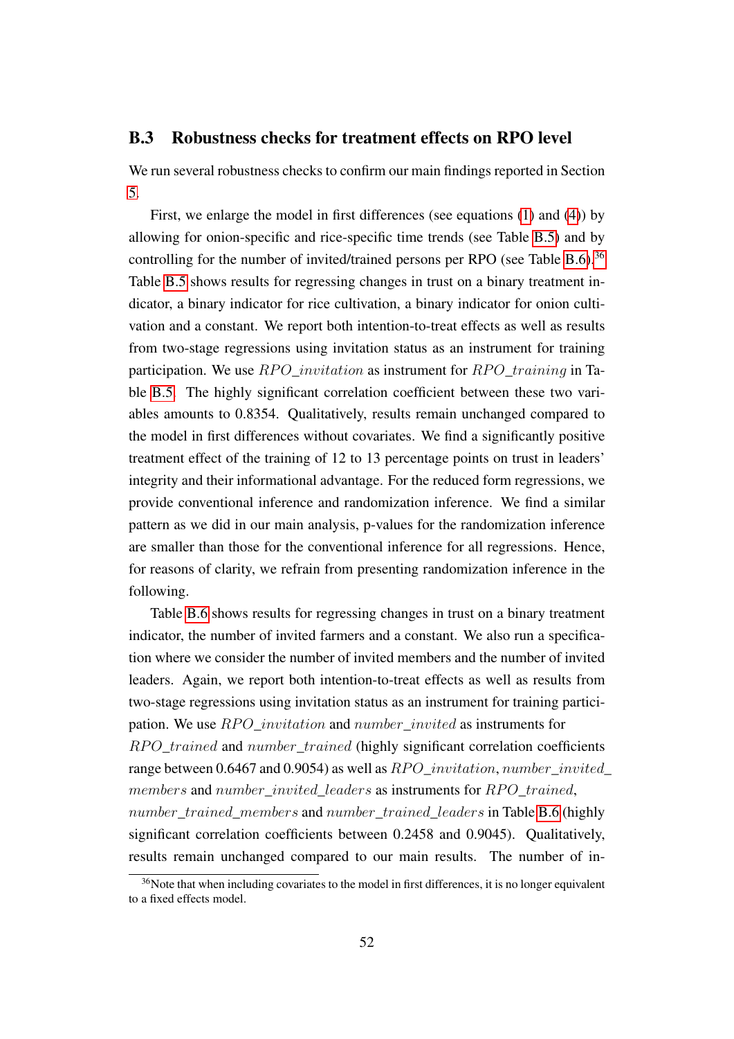## B.3 Robustness checks for treatment effects on RPO level

We run several robustness checks to confirm our main findings reported in Section 5.

First, we enlarge the model in first differences (see equations (1) and (4)) by allowing for onion-specific and rice-specific time trends (see Table B.5) and by controlling for the number of invited/trained persons per RPO (see Table B.6).[36] Table B.5 shows results for regressing changes in trust on a binary treatment indicator, a binary indicator for rice cultivation, a binary indicator for onion cultivation and a constant. We report both intention-to-treat effects as well as results from two-stage regressions using invitation status as an instrument for training participation. We use $RPO\_invitation$ as instrument for $RPO\_training$ in Table B.5. The highly significant correlation coefficient between these two variables amounts to 0.8354. Qualitatively, results remain unchanged compared to the model in first differences without covariates. We find a significantly positive treatment effect of the training of 12 to 13 percentage points on trust in leaders' integrity and their informational advantage. For the reduced form regressions, we provide conventional inference and randomization inference. We find a similar pattern as we did in our main analysis, p-values for the randomization inference are smaller than those for the conventional inference for all regressions. Hence, for reasons of clarity, we refrain from presenting randomization inference in the following.

Table B.6 shows results for regressing changes in trust on a binary treatment indicator, the number of invited farmers and a constant. We also run a specification where we consider the number of invited members and the number of invited leaders. Again, we report both intention-to-treat effects as well as results from two-stage regressions using invitation status as an instrument for training participation. We use $RPO\_invitation$ and $number\_invited$ as instruments for $RPO\_trained$ and $number\_trained$ (highly significant correlation coefficients range between 0.6467 and 0.9054) as well as $RPO\_invitation$, $number\_invited\_members$ and $number\_invited\_leaders$ as instruments for $RPO\_trained$, $number\_trained\_members$ and $number\_trained\_leaders$ in Table B.6 (highly significant correlation coefficients between 0.2458 and 0.9045). Qualitatively, results remain unchanged compared to our main results. The number of in-

[36] Note that when including covariates to the model in first differences, it is no longer equivalent to a fixed effects model.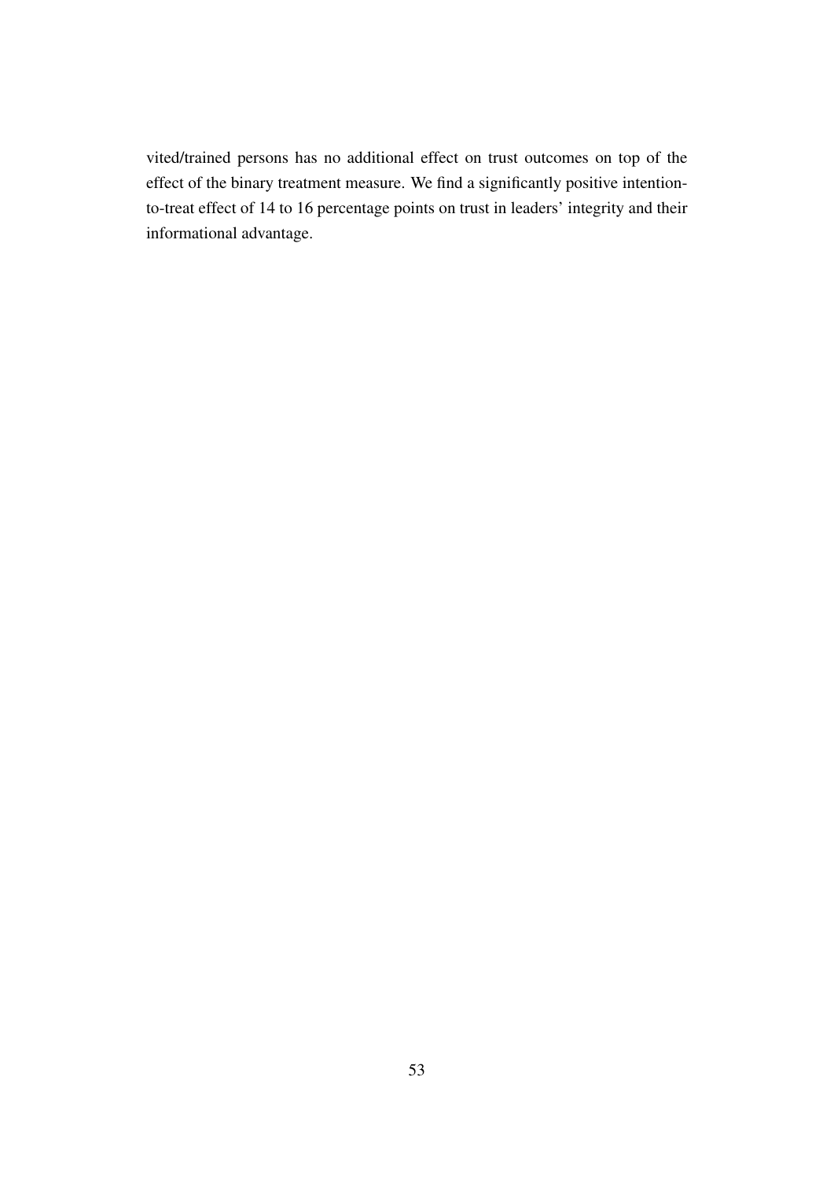vited/trained persons has no additional effect on trust outcomes on top of the effect of the binary treatment measure. We find a significantly positive intention-to-treat effect of 14 to 16 percentage points on trust in leaders' integrity and their informational advantage.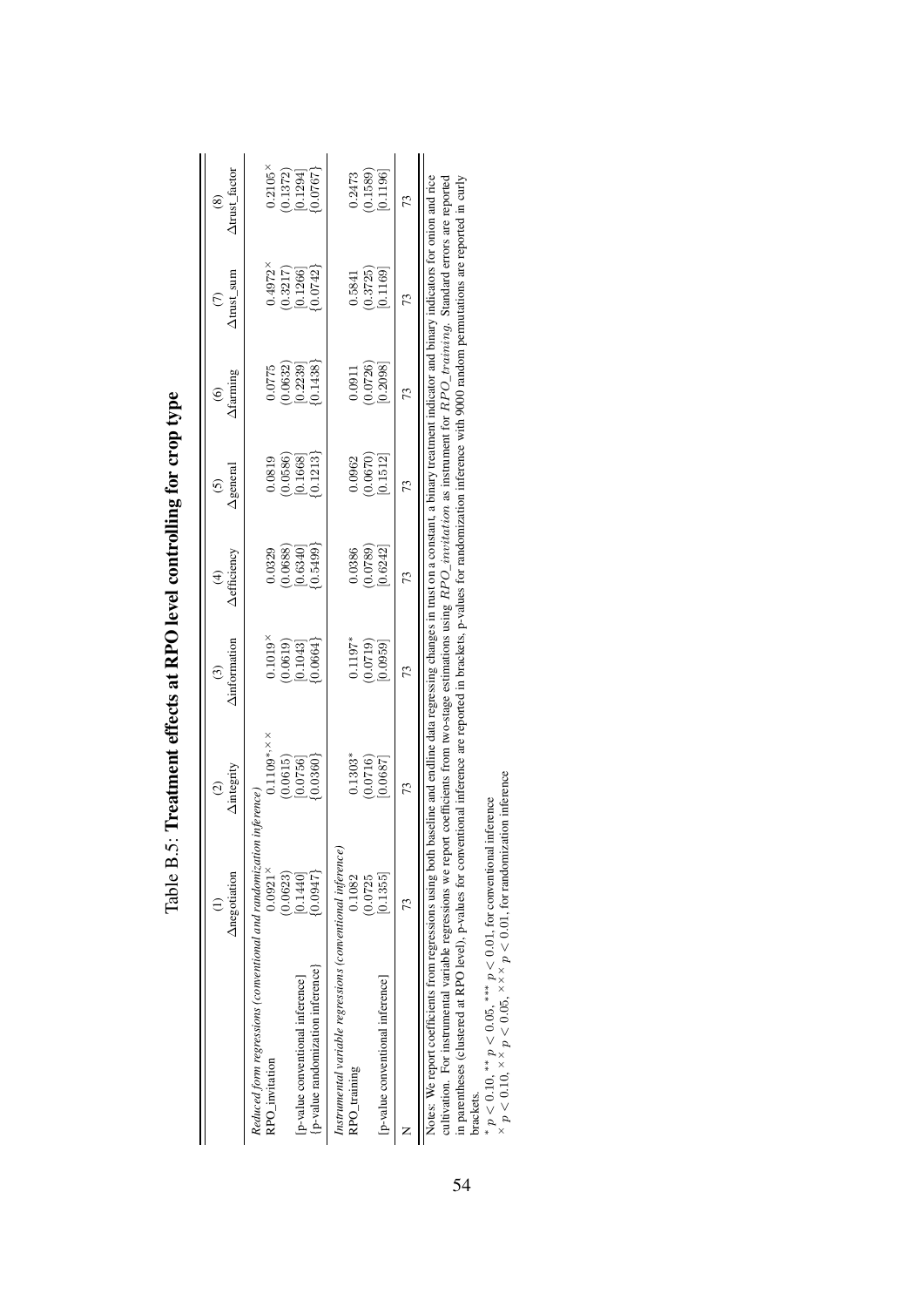Table B.5: **Treatment effects at RPO level controlling for crop type**

| | (1) Δnegotiation | (2) Δintegrity | (3) Δinformation | (4) Δefficiency | (5) Δgeneral | (6) Δfarming | (7) Δtrust_sum | (8) Δtrust_factor |
|---|---|---|---|---|---|---|---|---|
| *Reduced form regressions (conventional and randomization inference)* | | | | | | | | |
| RPO_invitation | $0.0921^{\times}$ | $0.1109^{*,\times\times}$ | $0.1019^{\times}$ | 0.0329 | 0.0819 | 0.0775 | $0.4972^{\times}$ | $0.2105^{\times}$ |
| | (0.0623) | (0.0615) | (0.0619) | (0.0688) | (0.0586) | (0.0632) | (0.3217) | (0.1372) |
| [p-value conventional inference] | [0.1440] | [0.0756] | [0.1043] | [0.6340] | [0.1668] | [0.2239] | [0.1266] | [0.1294] |
| {p-value randomization inference} | {0.0947} | {0.0360} | {0.0664} | {0.5499} | {0.1213} | {0.1438} | {0.0742} | {0.0767} |
| *Instrumental variable regressions (conventional inference)* | | | | | | | | |
| RPO_training | 0.1082 | $0.1303^{*}$ | $0.1197^{*}$ | 0.0386 | 0.0962 | 0.0911 | 0.5841 | 0.2473 |
| | (0.0725) | (0.0716) | (0.0719) | (0.0789) | (0.0670) | (0.0726) | (0.3725) | (0.1589) |
| [p-value conventional inference] | [0.1355] | [0.0687] | [0.0959] | [0.6242] | [0.1512] | [0.2098] | [0.1169] | [0.1196] |
| N | 73 | 73 | 73 | 73 | 73 | 73 | 73 | 73 |

Notes: We report coefficients from regressions using both baseline and endline data regressing changes in trust on a constant, a binary treatment indicator and binary indicators for onion and rice cultivation. For instrumental variable regressions we report coefficients from two-stage estimations using $RPO\_invitation$ as instrument for $RPO\_training$. Standard errors are reported in parentheses (clustered at RPO level), p-values for conventional inference are reported in brackets, p-values for randomization inference with 9000 random permutations are reported in curly brackets.
$^{*}$ $p < 0.10$, $^{**}$ $p < 0.05$, $^{***}$ $p < 0.01$, for conventional inference
$^{\times}$ $p < 0.10$, $^{\times\times}$ $p < 0.05$, $^{\times\times\times}$ $p < 0.01$, for randomization inference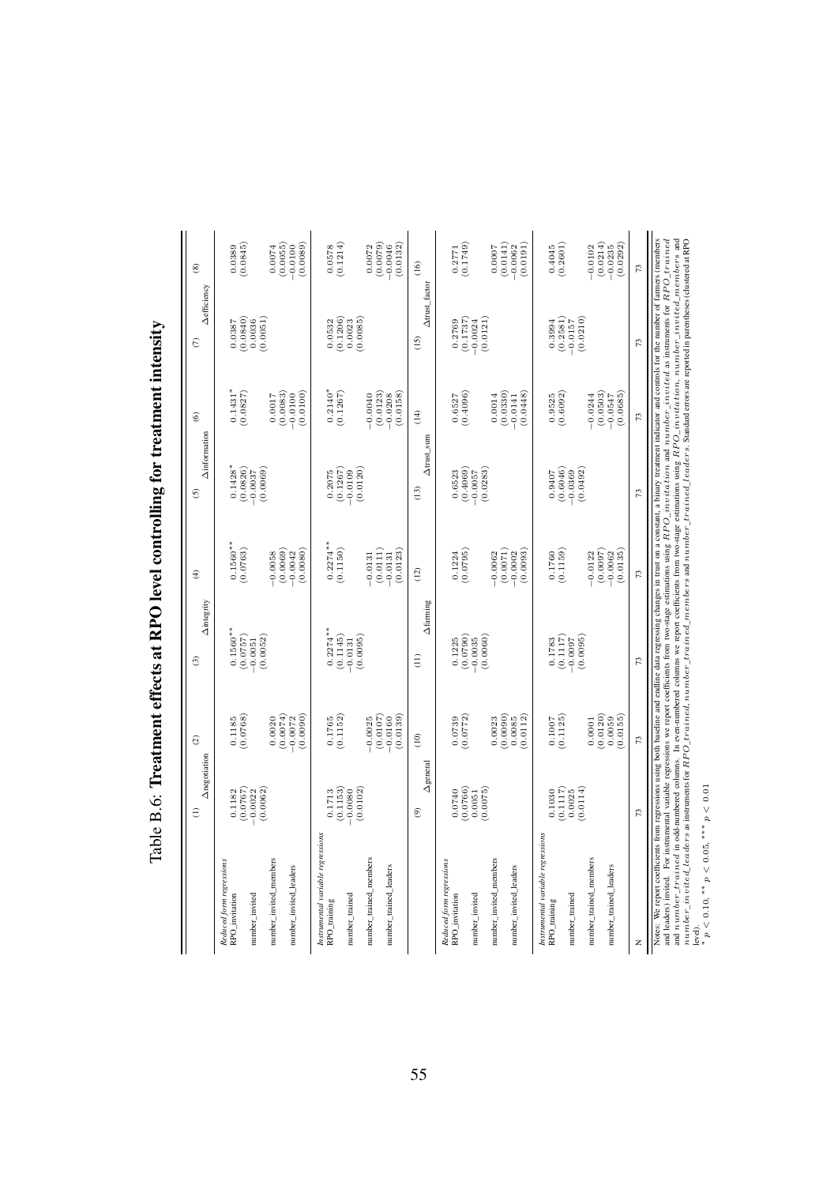# Table B.6: Treatment effects at RPO level controlling for treatment intensity

| | (1) | (2) | (3) | (4) | (5) | (6) | (7) | (8) |
|---|---|---|---|---|---|---|---|---|
| | Δnegotiation | | Δintegrity | | Δinformation | | Δefficiency | |
| *Reduced form regressions* | | | | | | | | |
| RPO_invitation | 0.1182 | 0.1185 | 0.1560** | 0.1560** | 0.1428* | 0.1431* | 0.0387 | 0.0389 |
| | (0.0767) | (0.0768) | (0.0757) | (0.0763) | (0.0826) | (0.0827) | (0.0840) | (0.0845) |
| number_invited | −0.0022 | | −0.0051 | | −0.0037 | | 0.0036 | |
| | (0.0062) | | (0.0052) | | (0.0069) | | (0.0051) | |
| number_invited_members | | 0.0020 | | −0.0058 | | 0.0017 | | 0.0074 |
| | | (0.0074) | | (0.0069) | | (0.0083) | | (0.0055) |
| number_invited_leaders | | −0.0072 | | −0.0042 | | −0.0100 | | −0.0100 |
| | | (0.0090) | | (0.0080) | | (0.0100) | | (0.0089) |
| *Instrumental variable regressions* | | | | | | | | |
| RPO_training | 0.1713 | 0.1765 | 0.2274** | 0.2274** | 0.2075 | 0.2140* | 0.0532 | 0.0578 |
| | (0.1153) | (0.1152) | (0.1145) | (0.1150) | (0.1267) | (0.1267) | (0.1206) | (0.1214) |
| number_trained | −0.0080 | | −0.0131 | | −0.0109 | | 0.0023 | |
| | (0.0102) | | (0.0095) | | (0.0120) | | (0.0085) | |
| number_trained_members | | −0.0025 | | −0.0131 | | −0.0040 | | 0.0072 |
| | | (0.0107) | | (0.0111) | | (0.0123) | | (0.0079) |
| number_trained_leaders | | −0.0160 | | −0.0131 | | −0.0208 | | −0.0046 |
| | | (0.0139) | | (0.0123) | | (0.0158) | | (0.0132) |
| | (9) | (10) | (11) | (12) | (13) | (14) | (15) | (16) |
| | Δgeneral | | Δfarming | | Δtrust_sum | | Δtrust_factor | |
| *Reduced form regressions* | | | | | | | | |
| RPO_invitation | 0.0740 | 0.0739 | 0.1225 | 0.1224 | 0.6523 | 0.6527 | 0.2769 | 0.2771 |
| | (0.0766) | (0.0772) | (0.0790) | (0.0795) | (0.4069) | (0.4096) | (0.1737) | (0.1749) |
| number_invited | 0.0051 | | −0.0035 | | −0.0057 | | −0.0024 | |
| | (0.0075) | | (0.0060) | | (0.0283) | | (0.0121) | |
| number_invited_members | | 0.0023 | | −0.0062 | | 0.0014 | | 0.0007 |
| | | (0.0090) | | (0.0071) | | (0.0330) | | (0.0141) |
| number_invited_leaders | | 0.0085 | | −0.0002 | | −0.0141 | | −0.0062 |
| | | (0.0112) | | (0.0093) | | (0.0448) | | (0.0191) |
| *Instrumental variable regressions* | | | | | | | | |
| RPO_training | 0.1030 | 0.1007 | 0.1783 | 0.1760 | 0.9407 | 0.9525 | 0.3994 | 0.4045 |
| | (0.1117) | (0.1125) | (0.1117) | (0.1159) | (0.6046) | (0.6092) | (0.2581) | (0.2601) |
| number_trained | 0.0025 | | −0.0097 | | −0.0369 | | −0.0157 | |
| | (0.0114) | | (0.0095) | | (0.0492) | | (0.0210) | |
| number_trained_members | | 0.0001 | | −0.0122 | | −0.0244 | | −0.0102 |
| | | (0.0120) | | (0.0097) | | (0.0503) | | (0.0214) |
| number_trained_leaders | | 0.0059 | | −0.0062 | | −0.0547 | | −0.0235 |
| | | (0.0155) | | (0.0135) | | (0.0685) | | (0.0292) |
| N | 73 | 73 | 73 | 73 | 73 | 73 | 73 | 73 |

Notes: We report coefficients from regressions using both baseline and endline data regressing changes in trust on a constant, a binary treatment indicator and controls for the number of farmers (members and leaders) invited. For instrumental variable regressions we report coefficients from two-stage estimations using $RPO\_invitation$ and $number\_invited$ as instruments for $RPO\_trained$ and $number\_trained$ in odd-numbered columns. In even-numbered columns we report coefficients from two-stage estimations using $RPO\_invitation$, $number\_invited\_members$ and $number\_invited\_leaders$ as instruments for $RPO\_trained$, $number\_trained\_members$ and $number\_trained\_leaders$. Standard errors are reported in parentheses (clustered at RPO level).

\* $p < 0.10$, \*\* $p < 0.05$, \*\*\* $p < 0.01$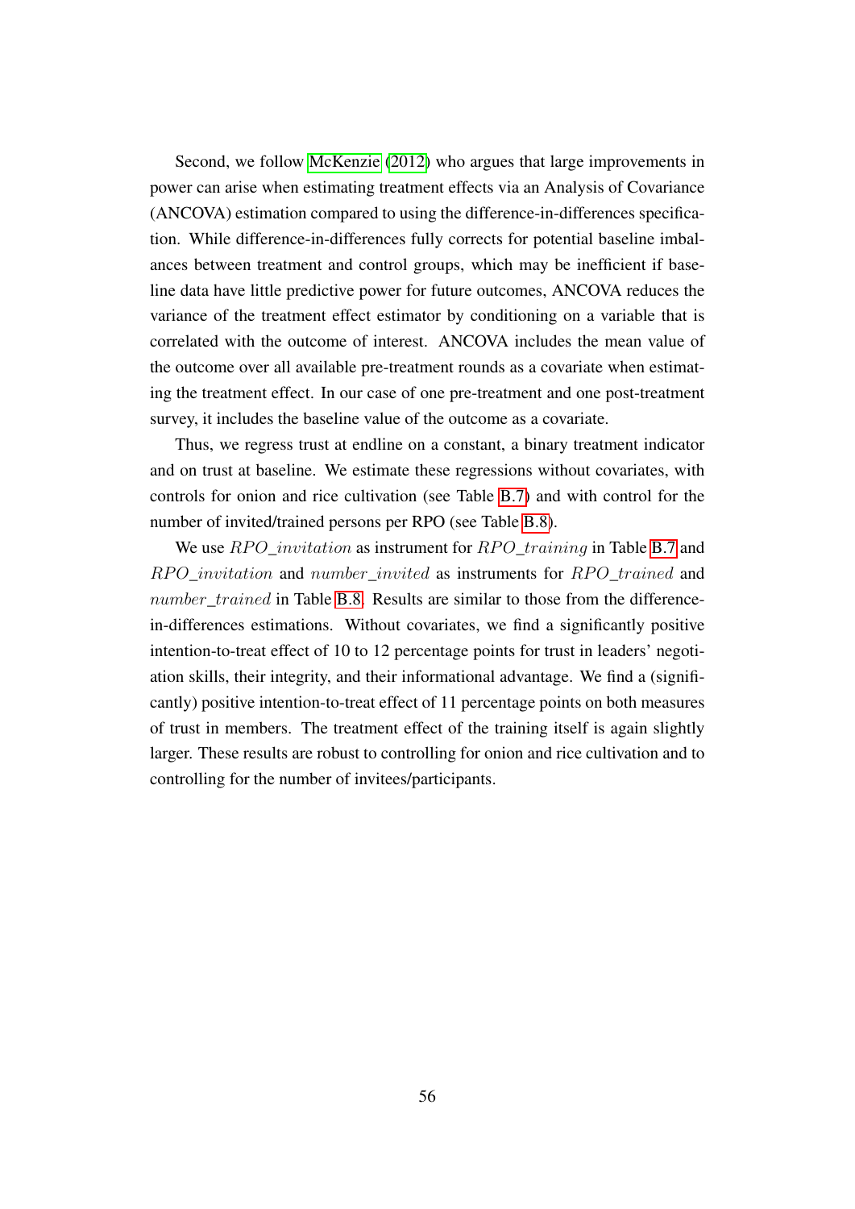Second, we follow McKenzie (2012) who argues that large improvements in power can arise when estimating treatment effects via an Analysis of Covariance (ANCOVA) estimation compared to using the difference-in-differences specification. While difference-in-differences fully corrects for potential baseline imbalances between treatment and control groups, which may be inefficient if baseline data have little predictive power for future outcomes, ANCOVA reduces the variance of the treatment effect estimator by conditioning on a variable that is correlated with the outcome of interest. ANCOVA includes the mean value of the outcome over all available pre-treatment rounds as a covariate when estimating the treatment effect. In our case of one pre-treatment and one post-treatment survey, it includes the baseline value of the outcome as a covariate.

Thus, we regress trust at endline on a constant, a binary treatment indicator and on trust at baseline. We estimate these regressions without covariates, with controls for onion and rice cultivation (see Table B.7) and with control for the number of invited/trained persons per RPO (see Table B.8).

We use $RPO\_invitation$ as instrument for $RPO\_training$ in Table B.7 and $RPO\_invitation$ and $number\_invited$ as instruments for $RPO\_trained$ and $number\_trained$ in Table B.8. Results are similar to those from the difference-in-differences estimations. Without covariates, we find a significantly positive intention-to-treat effect of 10 to 12 percentage points for trust in leaders' negotiation skills, their integrity, and their informational advantage. We find a (significantly) positive intention-to-treat effect of 11 percentage points on both measures of trust in members. The treatment effect of the training itself is again slightly larger. These results are robust to controlling for onion and rice cultivation and to controlling for the number of invitees/participants.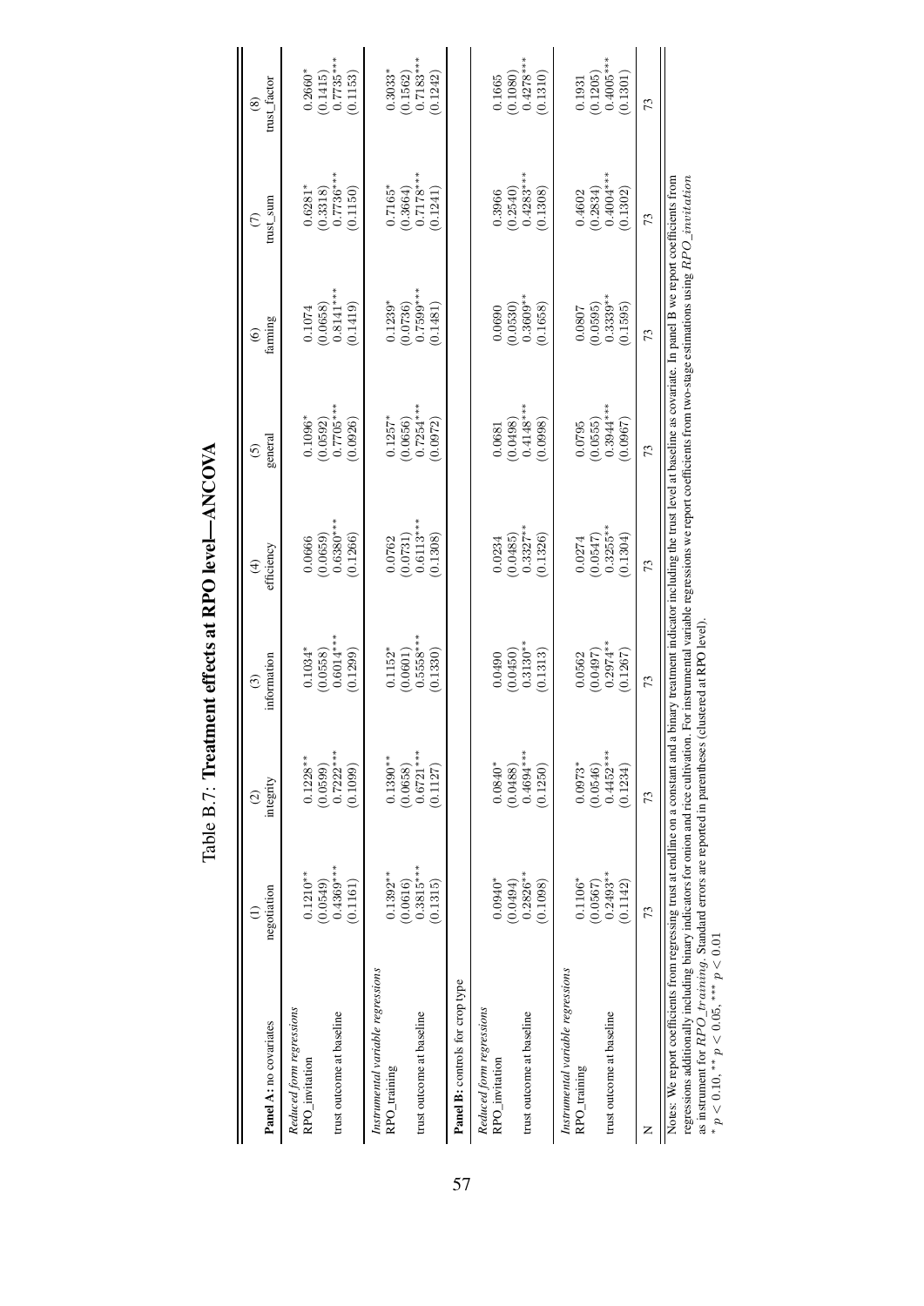# Table B.7: **Treatment effects at RPO level—ANCOVA**

| **Panel A:** no covariates | (1) negotiation | (2) integrity | (3) information | (4) efficiency | (5) general | (6) farming | (7) trust_sum | (8) trust_factor |
|---|---|---|---|---|---|---|---|---|
| *Reduced form regressions* | | | | | | | | |
| RPO_invitation | 0.1210** | 0.1228** | 0.1034* | 0.0666 | 0.1096* | 0.1074 | 0.6281* | 0.2660* |
| | (0.0549) | (0.0599) | (0.0558) | (0.0659) | (0.0592) | (0.0658) | (0.3318) | (0.1415) |
| trust outcome at baseline | 0.4369*** | 0.7222*** | 0.6014*** | 0.6380*** | 0.7705*** | 0.8141*** | 0.7736*** | 0.7735*** |
| | (0.1161) | (0.1099) | (0.1299) | (0.1266) | (0.0926) | (0.1419) | (0.1150) | (0.1153) |
| *Instrumental variable regressions* | | | | | | | | |
| RPO_training | 0.1392** | 0.1390** | 0.1152* | 0.0762 | 0.1257* | 0.1239* | 0.7165* | 0.3033* |
| | (0.0616) | (0.0658) | (0.0601) | (0.0731) | (0.0656) | (0.0736) | (0.3664) | (0.1562) |
| trust outcome at baseline | 0.3815*** | 0.6721*** | 0.5558*** | 0.6113*** | 0.7254*** | 0.7599*** | 0.7178*** | 0.7183*** |
| | (0.1315) | (0.1127) | (0.1330) | (0.1308) | (0.0972) | (0.1481) | (0.1241) | (0.1242) |
| **Panel B:** controls for crop type | | | | | | | | |
| *Reduced form regressions* | | | | | | | | |
| RPO_invitation | 0.0940* | 0.0840* | 0.0490 | 0.0234 | 0.0681 | 0.0690 | 0.3966 | 0.1665 |
| | (0.0494) | (0.0488) | (0.0450) | (0.0485) | (0.0498) | (0.0530) | (0.2540) | (0.1080) |
| trust outcome at baseline | 0.2826** | 0.4694*** | 0.3130** | 0.3327** | 0.4148*** | 0.3609** | 0.4283*** | 0.4278*** |
| | (0.1098) | (0.1250) | (0.1313) | (0.1326) | (0.0998) | (0.1658) | (0.1308) | (0.1310) |
| *Instrumental variable regressions* | | | | | | | | |
| RPO_training | 0.1106* | 0.0973* | 0.0562 | 0.0274 | 0.0795 | 0.0807 | 0.4602 | 0.1931 |
| | (0.0567) | (0.0546) | (0.0497) | (0.0547) | (0.0555) | (0.0595) | (0.2834) | (0.1205) |
| trust outcome at baseline | 0.2493** | 0.4452*** | 0.2974** | 0.3255** | 0.3944*** | 0.3339** | 0.4004*** | 0.4005*** |
| | (0.1142) | (0.1234) | (0.1267) | (0.1304) | (0.0967) | (0.1595) | (0.1302) | (0.1301) |
| N | 73 | 73 | 73 | 73 | 73 | 73 | 73 | 73 |

Notes: We report coefficients from regressing trust at endline on a constant and a binary treatment indicator including the trust level at baseline as covariate. In panel B we report coefficients from regressions additionally including binary indicators for onion and rice cultivation. For instrumental variable regressions we report coefficients from two-stage estimations using $RPO\_invitation$ as instrument for $RPO\_training$. Standard errors are reported in parentheses (clustered at RPO level).
$^{*}$ $p < 0.10$, $^{**}$ $p < 0.05$, $^{***}$ $p < 0.01$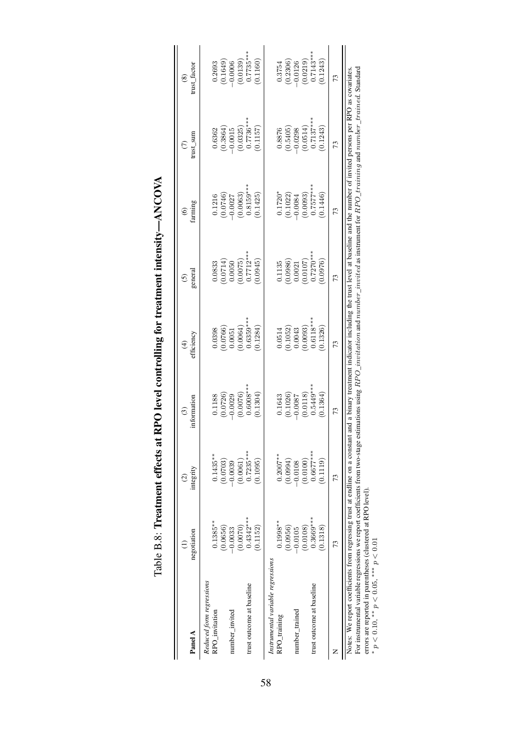# Table B.8: Treatment effects at RPO level controlling for treatment intensity—ANCOVA

| Panel A | (1) negotiation | (2) integrity | (3) information | (4) efficiency | (5) general | (6) farming | (7) trust_sum | (8) trust_factor |
|---|---|---|---|---|---|---|---|---|
| *Reduced form regressions* | | | | | | | | |
| RPO_invitation | 0.1385** | 0.1435** | 0.1188 | 0.0398 | 0.0833 | 0.1216 | 0.6362 | 0.2693 |
| | (0.0656) | (0.0703) | (0.0726) | (0.0766) | (0.0714) | (0.0746) | (0.3864) | (0.1649) |
| number_invited | −0.0033 | −0.0039 | −0.0029 | 0.0051 | 0.0050 | −0.0027 | −0.0015 | −0.0006 |
| | (0.0070) | (0.0061) | (0.0076) | (0.0064) | (0.0075) | (0.0063) | (0.0325) | (0.0139) |
| trust outcome at baseline | 0.4342*** | 0.7235*** | 0.6008*** | 0.6359*** | 0.7712*** | 0.8159*** | 0.7736*** | 0.7735*** |
| | (0.1152) | (0.1095) | (0.1304) | (0.1284) | (0.0945) | (0.1425) | (0.1157) | (0.1160) |
| *Instrumental variable regressions* | | | | | | | | |
| RPO_training | 0.1998** | 0.2007** | 0.1643 | 0.0514 | 0.1135 | 0.1720* | 0.8876 | 0.3754 |
| | (0.0956) | (0.0994) | (0.1026) | (0.1052) | (0.0986) | (0.1022) | (0.5405) | (0.2306) |
| number_trained | −0.0105 | −0.0108 | −0.0087 | 0.0043 | 0.0021 | −0.0084 | −0.0298 | −0.0126 |
| | (0.0108) | (0.0100) | (0.0118) | (0.0093) | (0.0107) | (0.0093) | (0.0514) | (0.0219) |
| trust outcome at baseline | 0.3669*** | 0.6677*** | 0.5449*** | 0.6118*** | 0.7270*** | 0.7577*** | 0.7137*** | 0.7143*** |
| | (0.1318) | (0.1119) | (0.1364) | (0.1326) | (0.0976) | (0.1446) | (0.1243) | (0.1243) |
| N | 73 | 73 | 73 | 73 | 73 | 73 | 73 | 73 |

Notes: We report coefficients from regressing trust at endline on a constant and a binary treatment indicator including the trust level at baseline and the number of invited persons per RPO as covariates. For instrumental variable regressions we report coefficients from two-stage estimations using $RPO\_invitation$ and $number\_invited$ as instrument for $RPO\_training$ and $number\_trained$. Standard errors are reported in parentheses (clustered at RPO level).
* $p < 0.10$, ** $p < 0.05$, *** $p < 0.01$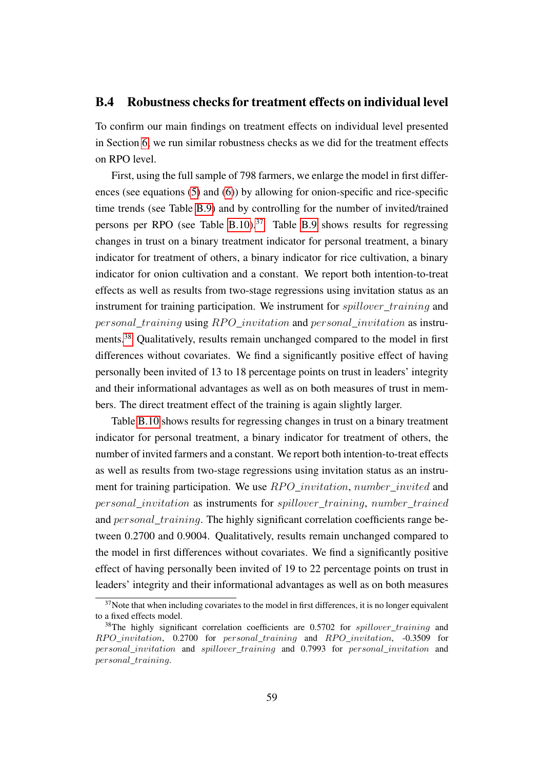## B.4 Robustness checks for treatment effects on individual level

To confirm our main findings on treatment effects on individual level presented in Section 6, we run similar robustness checks as we did for the treatment effects on RPO level.

First, using the full sample of 798 farmers, we enlarge the model in first differences (see equations (5) and (6)) by allowing for onion-specific and rice-specific time trends (see Table B.9) and by controlling for the number of invited/trained persons per RPO (see Table B.10).[37] Table B.9 shows results for regressing changes in trust on a binary treatment indicator for personal treatment, a binary indicator for treatment of others, a binary indicator for rice cultivation, a binary indicator for onion cultivation and a constant. We report both intention-to-treat effects as well as results from two-stage regressions using invitation status as an instrument for training participation. We instrument for $spillover\_training$ and $personal\_training$ using $RPO\_invitation$ and $personal\_invitation$ as instruments.[38] Qualitatively, results remain unchanged compared to the model in first differences without covariates. We find a significantly positive effect of having personally been invited of 13 to 18 percentage points on trust in leaders' integrity and their informational advantages as well as on both measures of trust in members. The direct treatment effect of the training is again slightly larger.

Table B.10 shows results for regressing changes in trust on a binary treatment indicator for personal treatment, a binary indicator for treatment of others, the number of invited farmers and a constant. We report both intention-to-treat effects as well as results from two-stage regressions using invitation status as an instrument for training participation. We use $RPO\_invitation$, $number\_invited$ and $personal\_invitation$ as instruments for $spillover\_training$, $number\_trained$ and $personal\_training$. The highly significant correlation coefficients range between 0.2700 and 0.9004. Qualitatively, results remain unchanged compared to the model in first differences without covariates. We find a significantly positive effect of having personally been invited of 19 to 22 percentage points on trust in leaders' integrity and their informational advantages as well as on both measures

[37] Note that when including covariates to the model in first differences, it is no longer equivalent to a fixed effects model.

[38] The highly significant correlation coefficients are 0.5702 for $spillover\_training$ and $RPO\_invitation$, 0.2700 for $personal\_training$ and $RPO\_invitation$, -0.3509 for $personal\_invitation$ and $spillover\_training$ and 0.7993 for $personal\_invitation$ and $personal\_training$.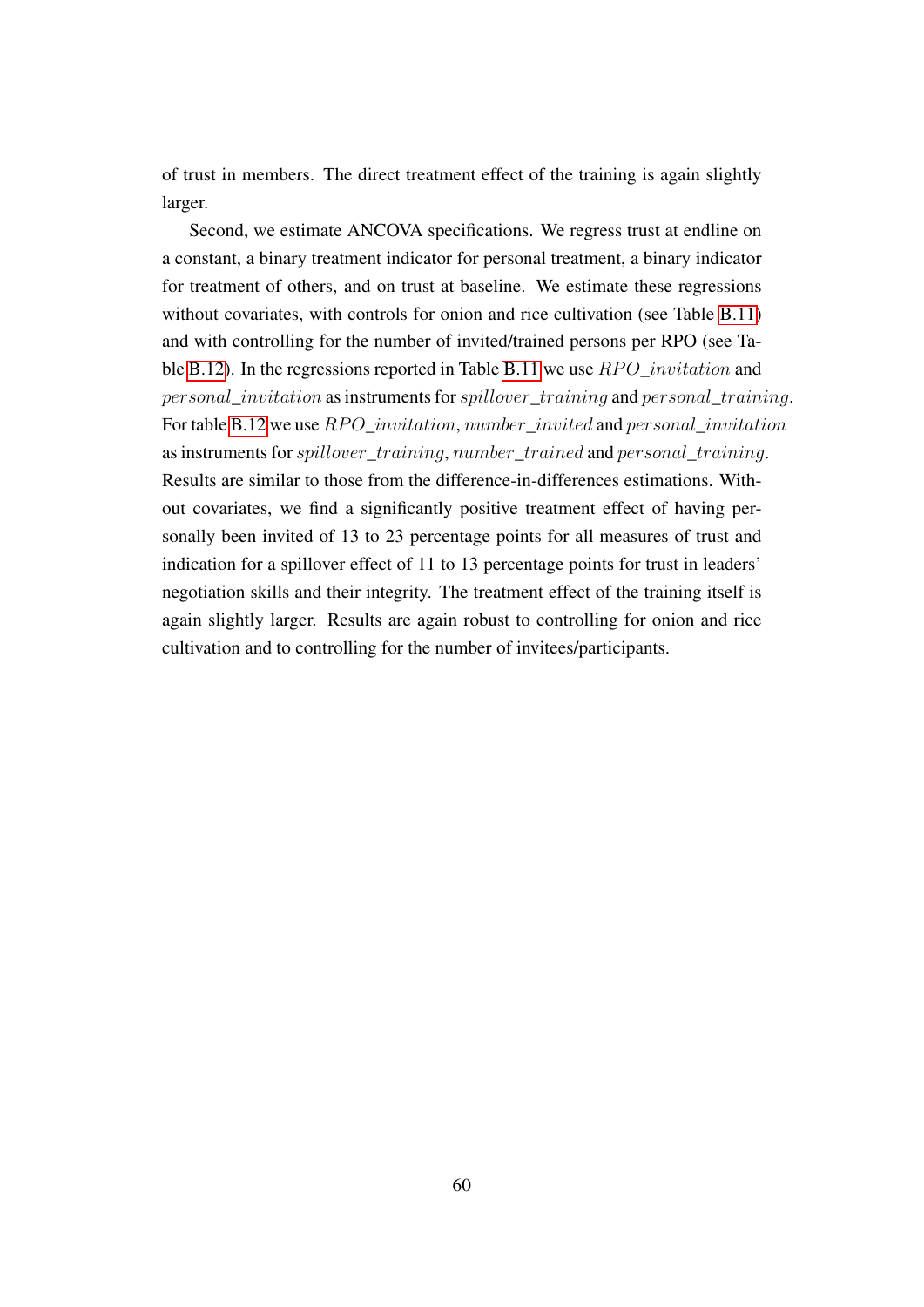of trust in members. The direct treatment effect of the training is again slightly larger.

Second, we estimate ANCOVA specifications. We regress trust at endline on a constant, a binary treatment indicator for personal treatment, a binary indicator for treatment of others, and on trust at baseline. We estimate these regressions without covariates, with controls for onion and rice cultivation (see Table B.11) and with controlling for the number of invited/trained persons per RPO (see Table B.12). In the regressions reported in Table B.11 we use $RPO\_invitation$ and $personal\_invitation$ as instruments for $spillover\_training$ and $personal\_training$. For table B.12 we use $RPO\_invitation$, $number\_invited$ and $personal\_invitation$ as instruments for $spillover\_training$, $number\_trained$ and $personal\_training$. Results are similar to those from the difference-in-differences estimations. Without covariates, we find a significantly positive treatment effect of having personally been invited of 13 to 23 percentage points for all measures of trust and indication for a spillover effect of 11 to 13 percentage points for trust in leaders' negotiation skills and their integrity. The treatment effect of the training itself is again slightly larger. Results are again robust to controlling for onion and rice cultivation and to controlling for the number of invitees/participants.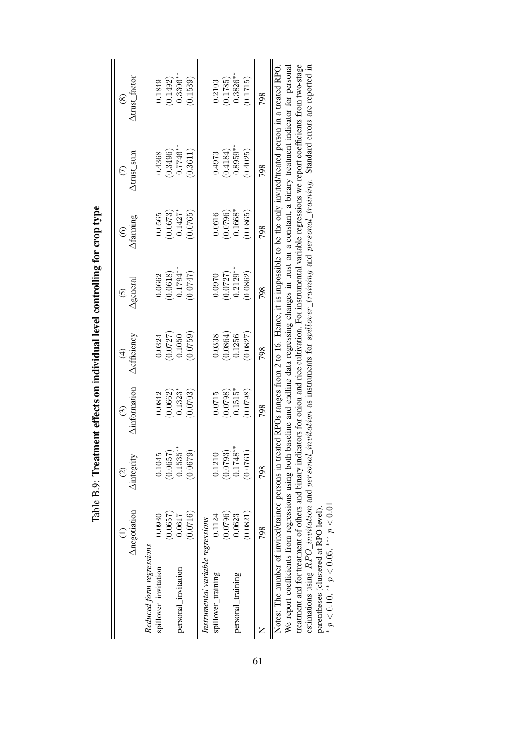Table B.9: **Treatment effects on individual level controlling for crop type**

| | (1) | (2) | (3) | (4) | (5) | (6) | (7) | (8) |
|---|---|---|---|---|---|---|---|---|
| | Δnegotiation | Δintegrity | Δinformation | Δefficiency | Δgeneral | Δfarming | Δtrust_sum | Δtrust_factor |
| *Reduced form regressions* | | | | | | | | |
| spillover_invitation | 0.0930 | 0.1045 | 0.0842 | 0.0324 | 0.0662 | 0.0565 | 0.4368 | 0.1849 |
| | (0.0657) | (0.0657) | (0.0662) | (0.0727) | (0.0618) | (0.0673) | (0.3496) | (0.1492) |
| personal_invitation | 0.0617 | 0.1535** | 0.1323* | 0.1050 | 0.1794** | 0.1427* | 0.7746** | 0.3306** |
| | (0.0716) | (0.0679) | (0.0703) | (0.0759) | (0.0747) | (0.0765) | (0.3611) | (0.1539) |
| *Instrumental variable regressions* | | | | | | | | |
| spillover_training | 0.1124 | 0.1210 | 0.0715 | 0.0338 | 0.0970 | 0.0616 | 0.4973 | 0.2103 |
| | (0.0796) | (0.0793) | (0.0798) | (0.0864) | (0.0727) | (0.0796) | (0.4184) | (0.1785) |
| personal_training | 0.0623 | 0.1748** | 0.1515* | 0.1256 | 0.2129** | 0.1668* | 0.8959** | 0.3826** |
| | (0.0821) | (0.0761) | (0.0798) | (0.0827) | (0.0862) | (0.0865) | (0.4025) | (0.1715) |
| N | 798 | 798 | 798 | 798 | 798 | 798 | 798 | 798 |

Notes: The number of invited/trained persons in treated RPOs ranges from 2 to 16. Hence, it is impossible to be the only invited/treated person in a treated RPO. We report coefficients from regressions using both baseline and endline data regressing changes in trust on a constant, a binary treatment indicator for personal treatment and for treatment of others and binary indicators for onion and rice cultivation. For instrumental variable regressions we report coefficients from two-stage estimations using $RPO\_invitation$ and $personal\_invitation$ as instruments for $spillover\_training$ and $personal\_training$. Standard errors are reported in parentheses (clustered at RPO level).
* $p < 0.10$, ** $p < 0.05$, *** $p < 0.01$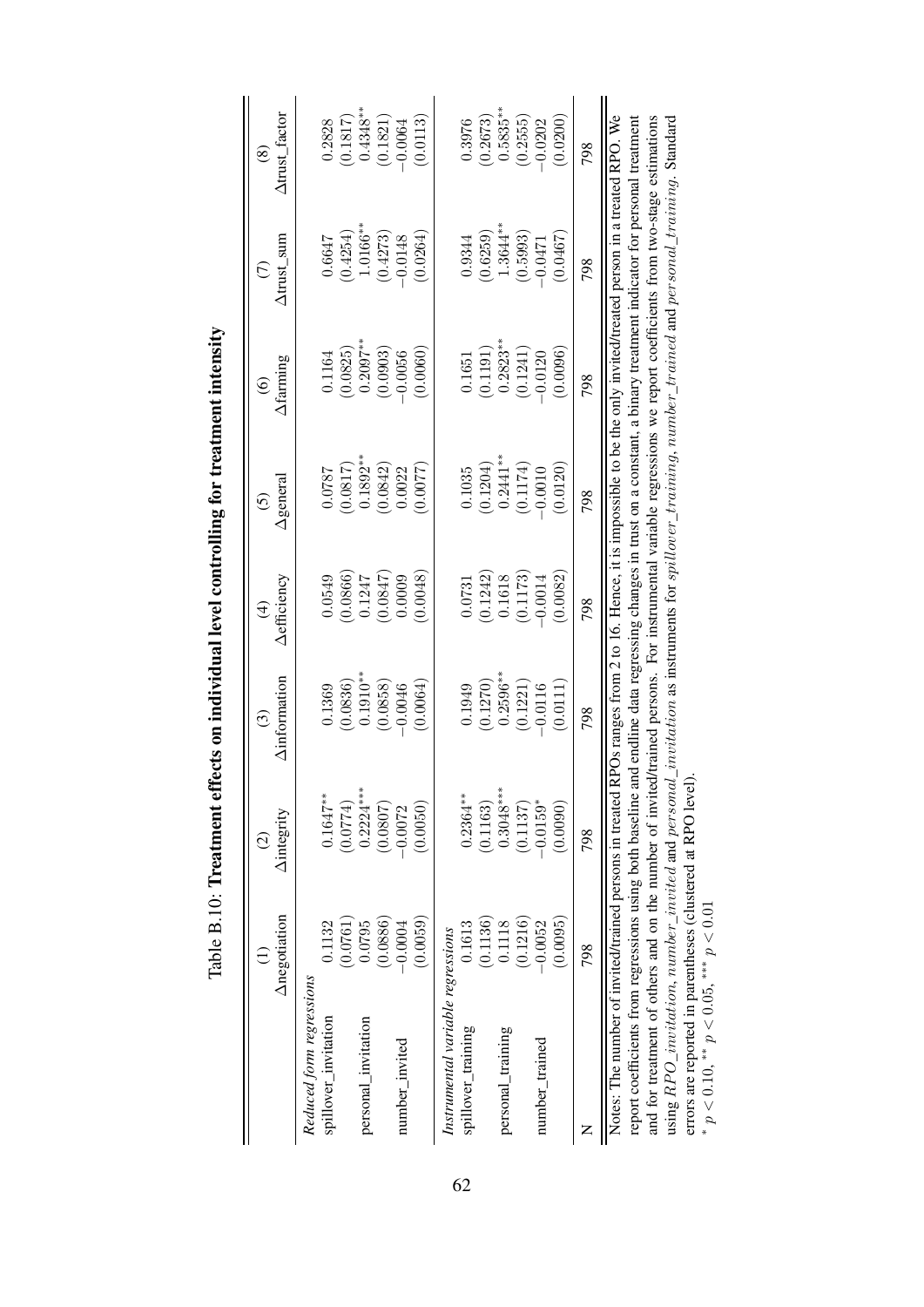Table B.10: **Treatment effects on individual level controlling for treatment intensity**

| | (1) | (2) | (3) | (4) | (5) | (6) | (7) | (8) |
|---|---|---|---|---|---|---|---|---|
| | Δnegotiation | Δintegrity | Δinformation | Δefficiency | Δgeneral | Δfarming | Δtrust_sum | Δtrust_factor |
| *Reduced form regressions* | | | | | | | | |
| spillover_invitation | 0.1132 | 0.1647** | 0.1369 | 0.0549 | 0.0787 | 0.1164 | 0.6647 | 0.2828 |
| | (0.0761) | (0.0774) | (0.0836) | (0.0866) | (0.0817) | (0.0825) | (0.4254) | (0.1817) |
| personal_invitation | 0.0795 | 0.2224*** | 0.1910** | 0.1247 | 0.1892** | 0.2097** | 1.0166** | 0.4348** |
| | (0.0886) | (0.0807) | (0.0858) | (0.0847) | (0.0842) | (0.0903) | (0.4273) | (0.1821) |
| number_invited | −0.0004 | −0.0072 | −0.0046 | 0.0009 | 0.0022 | −0.0056 | −0.0148 | −0.0064 |
| | (0.0059) | (0.0050) | (0.0064) | (0.0048) | (0.0077) | (0.0060) | (0.0264) | (0.0113) |
| *Instrumental variable regressions* | | | | | | | | |
| spillover_training | 0.1613 | 0.2364** | 0.1949 | 0.0731 | 0.1035 | 0.1651 | 0.9344 | 0.3976 |
| | (0.1136) | (0.1163) | (0.1270) | (0.1242) | (0.1204) | (0.1191) | (0.6259) | (0.2673) |
| personal_training | 0.1118 | 0.3048*** | 0.2596** | 0.1618 | 0.2441** | 0.2823** | 1.3644** | 0.5835** |
| | (0.1216) | (0.1137) | (0.1221) | (0.1173) | (0.1174) | (0.1241) | (0.5993) | (0.2555) |
| number_trained | −0.0052 | −0.0159* | −0.0116 | −0.0014 | −0.0010 | −0.0120 | −0.0471 | −0.0202 |
| | (0.0095) | (0.0090) | (0.0111) | (0.0082) | (0.0120) | (0.0096) | (0.0467) | (0.0200) |
| N | 798 | 798 | 798 | 798 | 798 | 798 | 798 | 798 |

Notes: The number of invited/trained persons in treated RPOs ranges from 2 to 16. Hence, it is impossible to be the only invited/treated person in a treated RPO. We report coefficients from regressions using both baseline and endline data regressing changes in trust on a constant, a binary treatment indicator for personal treatment and for treatment of others and on the number of invited/trained persons. For instrumental variable regressions we report coefficients from two-stage estimations using $RPO\_invitation$, $number\_invited$ and $personal\_invitation$ as instruments for $spillover\_training$, $number\_trained$ and $personal\_training$. Standard errors are reported in parentheses (clustered at RPO level).

\* $p < 0.10$, \*\* $p < 0.05$, \*\*\* $p < 0.01$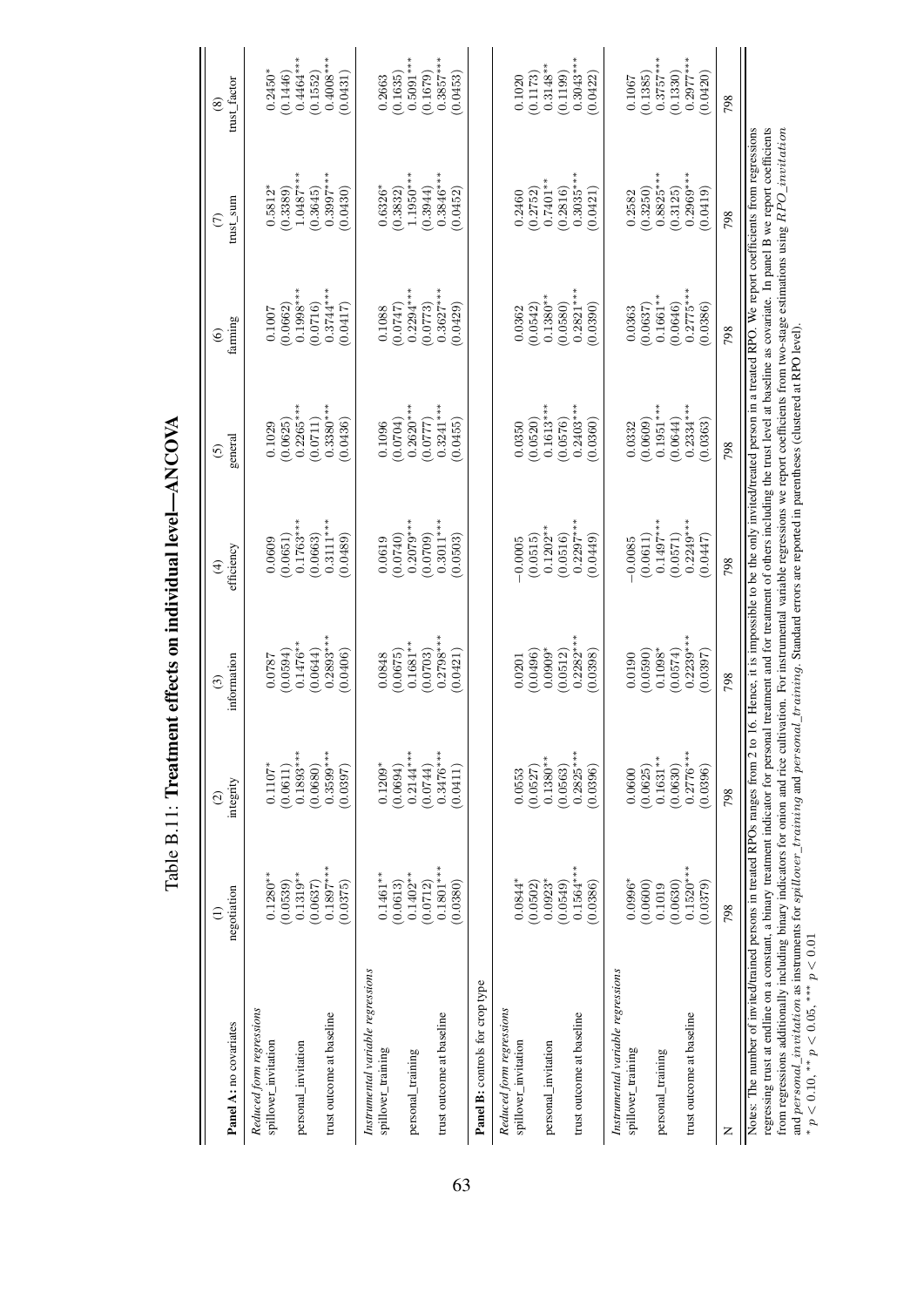Table B.11: **Treatment effects on individual level—ANCOVA**

| **Panel A:** no covariates | (1) negotiation | (2) integrity | (3) information | (4) efficiency | (5) general | (6) farming | (7) trust_sum | (8) trust_factor |
|---|---|---|---|---|---|---|---|---|
| *Reduced form regressions* | | | | | | | | |
| spillover_invitation | 0.1280** | 0.1107* | 0.0787 | 0.0609 | 0.1029 | 0.1007 | 0.5812* | 0.2450* |
| | (0.0539) | (0.0611) | (0.0594) | (0.0651) | (0.0625) | (0.0662) | (0.3389) | (0.1446) |
| personal_invitation | 0.1319** | 0.1893*** | 0.1476** | 0.1763*** | 0.2265*** | 0.1998*** | 1.0487*** | 0.4464*** |
| | (0.0637) | (0.0680) | (0.0644) | (0.0663) | (0.0711) | (0.0716) | (0.3645) | (0.1552) |
| trust outcome at baseline | 0.1897*** | 0.3599*** | 0.2893*** | 0.3111*** | 0.3380*** | 0.3744*** | 0.3997*** | 0.4008*** |
| | (0.0375) | (0.0397) | (0.0406) | (0.0489) | (0.0436) | (0.0417) | (0.0430) | (0.0431) |
| *Instrumental variable regressions* | | | | | | | | |
| spillover_training | 0.1461** | 0.1209* | 0.0848 | 0.0619 | 0.1096 | 0.1088 | 0.6326* | 0.2663 |
| | (0.0613) | (0.0694) | (0.0675) | (0.0740) | (0.0704) | (0.0747) | (0.3832) | (0.1635) |
| personal_training | 0.1402** | 0.2144*** | 0.1681** | 0.2079*** | 0.2620*** | 0.2294*** | 1.1950*** | 0.5091*** |
| | (0.0712) | (0.0744) | (0.0703) | (0.0709) | (0.0777) | (0.0773) | (0.3944) | (0.1679) |
| trust outcome at baseline | 0.1801*** | 0.3476*** | 0.2798*** | 0.3011*** | 0.3241*** | 0.3627*** | 0.3846*** | 0.3857*** |
| | (0.0380) | (0.0411) | (0.0421) | (0.0503) | (0.0455) | (0.0429) | (0.0452) | (0.0453) |
| **Panel B:** controls for crop type | | | | | | | | |
| *Reduced form regressions* | | | | | | | | |
| spillover_invitation | 0.0844* | 0.0553 | 0.0201 | −0.0005 | 0.0350 | 0.0362 | 0.2460 | 0.1020 |
| | (0.0502) | (0.0527) | (0.0496) | (0.0515) | (0.0520) | (0.0542) | (0.2752) | (0.1173) |
| personal_invitation | 0.0923* | 0.1380** | 0.0909* | 0.1202** | 0.1613*** | 0.1380** | 0.7401** | 0.3148** |
| | (0.0549) | (0.0563) | (0.0512) | (0.0516) | (0.0576) | (0.0580) | (0.2816) | (0.1199) |
| trust outcome at baseline | 0.1564*** | 0.2825*** | 0.2282*** | 0.2297*** | 0.2403*** | 0.2821*** | 0.3035*** | 0.3043*** |
| | (0.0386) | (0.0396) | (0.0398) | (0.0449) | (0.0360) | (0.0390) | (0.0421) | (0.0422) |
| *Instrumental variable regressions* | | | | | | | | |
| spillover_training | 0.0996* | 0.0600 | 0.0190 | −0.0085 | 0.0332 | 0.0363 | 0.2582 | 0.1067 |
| | (0.0600) | (0.0625) | (0.0590) | (0.0611) | (0.0609) | (0.0637) | (0.3250) | (0.1385) |
| personal_training | 0.1019 | 0.1631** | 0.1098* | 0.1497*** | 0.1951*** | 0.1661** | 0.8825*** | 0.3757*** |
| | (0.0630) | (0.0630) | (0.0574) | (0.0571) | (0.0644) | (0.0646) | (0.3125) | (0.1330) |
| trust outcome at baseline | 0.1520*** | 0.2776*** | 0.2239*** | 0.2249*** | 0.2334*** | 0.2775*** | 0.2969*** | 0.2977*** |
| | (0.0379) | (0.0396) | (0.0397) | (0.0447) | (0.0363) | (0.0386) | (0.0419) | (0.0420) |
| N | 798 | 798 | 798 | 798 | 798 | 798 | 798 | 798 |

Notes: The number of invited/trained persons in treated RPOs ranges from 2 to 16. Hence, it is impossible to be the only invited/treated person in a treated RPO. We report coefficients from regressions regressing trust at endline on a constant, a binary treatment indicator for personal treatment and for treatment of others including the trust level at baseline as covariate. In panel B we report coefficients from regressions additionally including binary indicators for onion and rice cultivation. For instrumental variable regressions we report coefficients from two-stage estimations using $RPO\_invitation$ and $personal\_invitation$ as instruments for $spillover\_training$ and $personal\_training$. Standard errors are reported in parentheses (clustered at RPO level).
$^{*}$ $p < 0.10$, $^{**}$ $p < 0.05$, $^{***}$ $p < 0.01$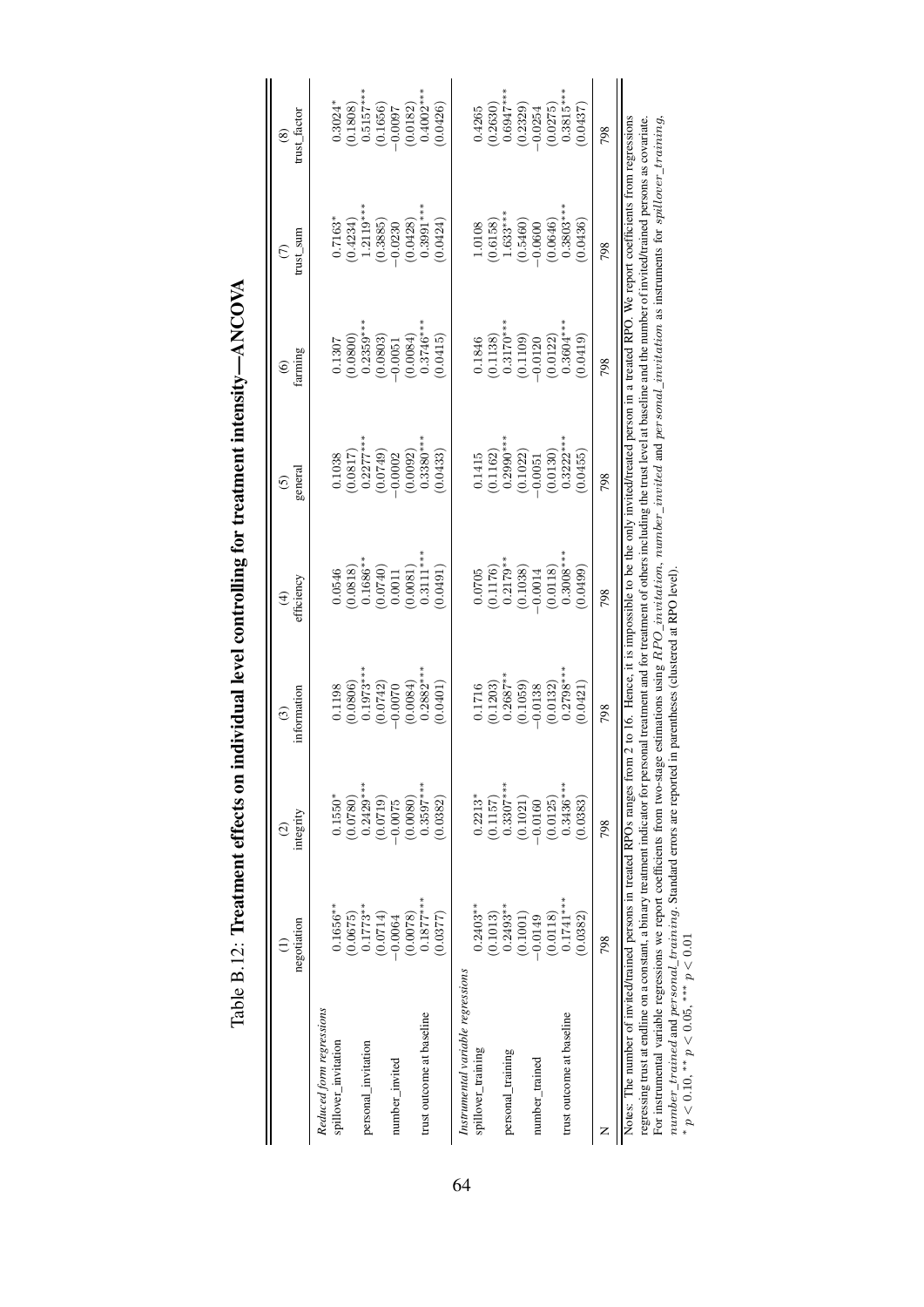Table B.12: **Treatment effects on individual level controlling for treatment intensity—ANCOVA**

| | (1) negotiation | (2) integrity | (3) information | (4) efficiency | (5) general | (6) farming | (7) trust_sum | (8) trust_factor |
|---|---|---|---|---|---|---|---|---|
| *Reduced form regressions* | | | | | | | | |
| spillover_invitation | 0.1656** | 0.1550* | 0.1198 | 0.0546 | 0.1038 | 0.1307 | 0.7163* | 0.3024* |
| | (0.0675) | (0.0780) | (0.0806) | (0.0818) | (0.0817) | (0.0800) | (0.4234) | (0.1808) |
| personal_invitation | 0.1773** | 0.2429*** | 0.1973*** | 0.1686** | 0.2277*** | 0.2359*** | 1.2119*** | 0.5157*** |
| | (0.0714) | (0.0719) | (0.0742) | (0.0740) | (0.0749) | (0.0803) | (0.3885) | (0.1656) |
| number_invited | −0.0064 | −0.0075 | −0.0070 | 0.0011 | −0.0002 | −0.0051 | −0.0230 | −0.0097 |
| | (0.0078) | (0.0080) | (0.0084) | (0.0081) | (0.0092) | (0.0084) | (0.0428) | (0.0182) |
| trust outcome at baseline | 0.1877*** | 0.3597*** | 0.2882*** | 0.3111*** | 0.3380*** | 0.3746*** | 0.3991*** | 0.4002*** |
| | (0.0377) | (0.0382) | (0.0401) | (0.0491) | (0.0433) | (0.0415) | (0.0424) | (0.0426) |
| *Instrumental variable regressions* | | | | | | | | |
| spillover_training | 0.2403** | 0.2213* | 0.1716 | 0.0705 | 0.1415 | 0.1846 | 1.0108 | 0.4265 |
| | (0.1013) | (0.1157) | (0.1203) | (0.1176) | (0.1162) | (0.1138) | (0.6158) | (0.2630) |
| personal_training | 0.2493** | 0.3307*** | 0.2687** | 0.2179** | 0.2990*** | 0.3170*** | 1.633*** | 0.6947*** |
| | (0.1001) | (0.1021) | (0.1059) | (0.1038) | (0.1022) | (0.1109) | (0.5460) | (0.2329) |
| number_trained | −0.0149 | −0.0160 | −0.0138 | −0.0014 | −0.0051 | −0.0120 | −0.0600 | −0.0254 |
| | (0.0118) | (0.0125) | (0.0132) | (0.0118) | (0.0130) | (0.0122) | (0.0646) | (0.0275) |
| trust outcome at baseline | 0.1741*** | 0.3436*** | 0.2798*** | 0.3008*** | 0.3222*** | 0.3604*** | 0.3803*** | 0.3815*** |
| | (0.0382) | (0.0383) | (0.0421) | (0.0499) | (0.0455) | (0.0419) | (0.0436) | (0.0437) |
| N | 798 | 798 | 798 | 798 | 798 | 798 | 798 | 798 |

Notes: The number of invited/trained persons in treated RPOs ranges from 2 to 16. Hence, it is impossible to be the only invited/treated person in a treated RPO. We report coefficients from regressions regressing trust at endline on a constant, a binary treatment indicator for personal treatment and for treatment of others including the trust level at baseline and the number of invited/trained persons as covariate. For instrumental variable regressions we report coefficients from two-stage estimations using $RPO\_invitation$, $number\_invited$ and $personal\_invitation$ as instruments for $spillover\_training$, $number\_trained$ and $personal\_training$. Standard errors are reported in parentheses (clustered at RPO level).
* $p < 0.10$, ** $p < 0.05$, *** $p < 0.01$